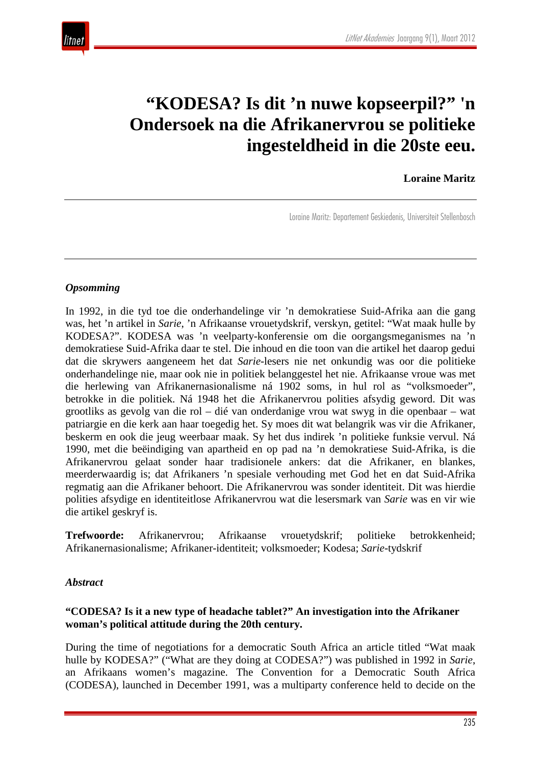# “KODESA? Is dit ’n nuwe kopseerpil?” 'n Ondersoek na die Afrikanervrou se politieke ingesteldheid in die 20ste eeu.

**Loraine Maritz**

Loraine Maritz: Departement Geskiedenis, Universiteit Stellenbosch

***Opsomming***

In 1992, in die tyd toe die onderhandelinge vir ’n demokratiese Suid-Afrika aan die gang was, het ’n artikel in *Sarie*, ’n Afrikaanse vrouetydskrif, verskyn, getitel: “Wat maak hulle by KODESA?”. KODESA was ’n veelparty-konferensie om die oorgangsmeganismes na ’n demokratiese Suid-Afrika daar te stel. Die inhoud en die toon van die artikel het daarop gedui dat die skrywers aangeneem het dat *Sarie*-lesers nie net onkundig was oor die politieke onderhandelinge nie, maar ook nie in politiek belanggestel het nie. Afrikaanse vroue was met die herlewing van Afrikanernasionalisme ná 1902 soms, in hul rol as “volksmoeder”, betrokke in die politiek. Ná 1948 het die Afrikanervrou polities afsydig geword. Dit was grootliks as gevolg van die rol – dié van onderdanige vrou wat swyg in die openbaar – wat patriargie en die kerk aan haar toegedig het. Sy moes dit wat belangrik was vir die Afrikaner, beskerm en ook die jeug weerbaar maak. Sy het dus indirek ’n politieke funksie vervul. Ná 1990, met die beëindiging van apartheid en op pad na ’n demokratiese Suid-Afrika, is die Afrikanervrou gelaat sonder haar tradisionele ankers: dat die Afrikaner, en blankes, meerderwaardig is; dat Afrikaners ’n spesiale verhouding met God het en dat Suid-Afrika regmatig aan die Afrikaner behoort. Die Afrikanervrou was sonder identiteit. Dit was hierdie polities afsydige en identiteitlose Afrikanervrou wat die lesersmark van *Sarie* was en vir wie die artikel geskryf is.

**Trefwoorde:** Afrikanervrou; Afrikaanse vrouetydskrif; politieke betrokkenheid; Afrikanernasionalisme; Afrikaner-identiteit; volksmoeder; Kodesa; *Sarie*-tydskrif

***Abstract***

**“CODESA? Is it a new type of headache tablet?” An investigation into the Afrikaner woman’s political attitude during the 20th century.**

During the time of negotiations for a democratic South Africa an article titled “Wat maak hulle by KODESA?” (“What are they doing at CODESA?”) was published in 1992 in *Sarie*, an Afrikaans women’s magazine. The Convention for a Democratic South Africa (CODESA), launched in December 1991, was a multiparty conference held to decide on the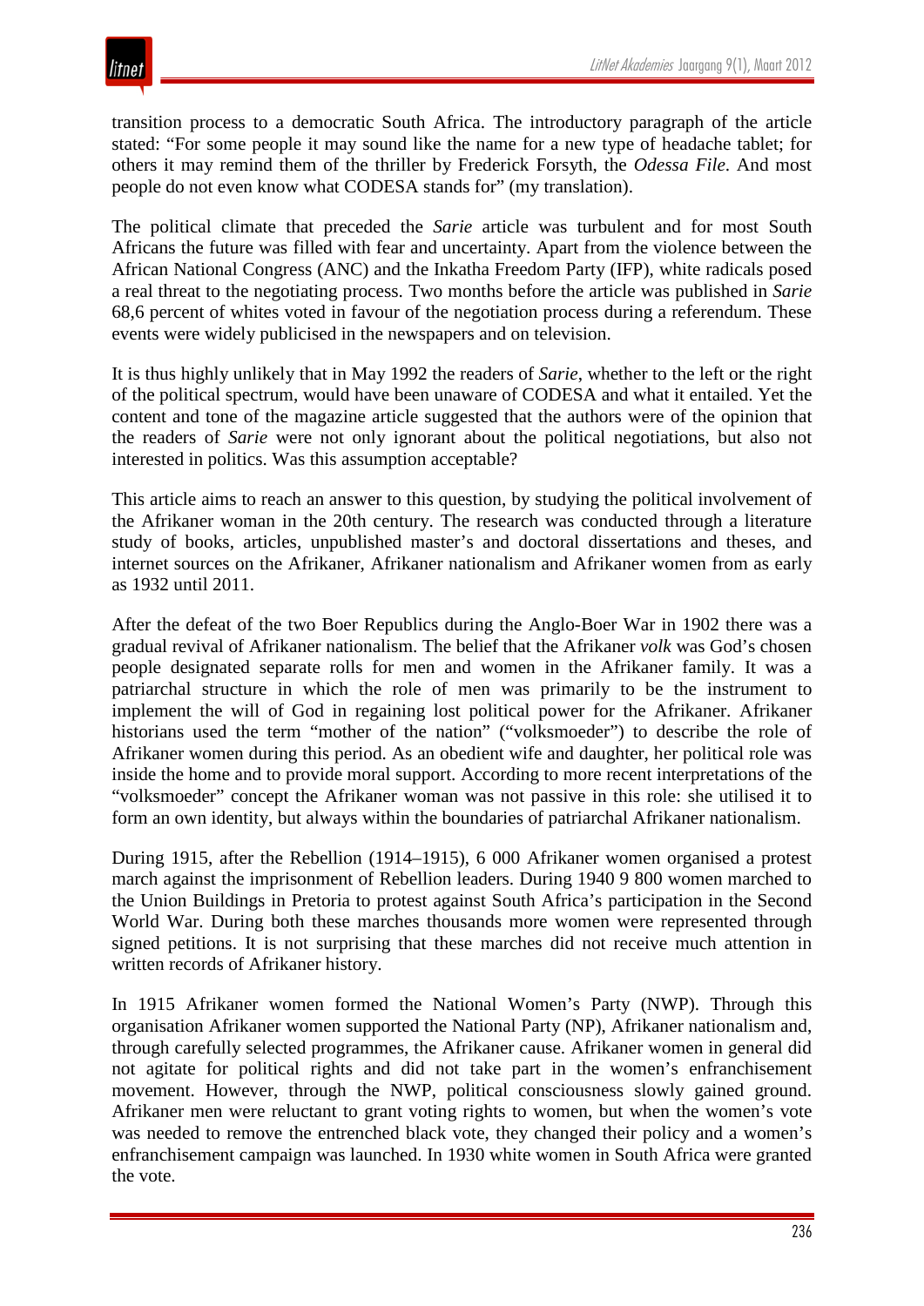transition process to a democratic South Africa. The introductory paragraph of the article stated: "For some people it may sound like the name for a new type of headache tablet; for others it may remind them of the thriller by Frederick Forsyth, the *Odessa File*. And most people do not even know what CODESA stands for" (my translation).

The political climate that preceded the *Sarie* article was turbulent and for most South Africans the future was filled with fear and uncertainty. Apart from the violence between the African National Congress (ANC) and the Inkatha Freedom Party (IFP), white radicals posed a real threat to the negotiating process. Two months before the article was published in *Sarie* 68,6 percent of whites voted in favour of the negotiation process during a referendum. These events were widely publicised in the newspapers and on television.

It is thus highly unlikely that in May 1992 the readers of *Sarie*, whether to the left or the right of the political spectrum, would have been unaware of CODESA and what it entailed. Yet the content and tone of the magazine article suggested that the authors were of the opinion that the readers of *Sarie* were not only ignorant about the political negotiations, but also not interested in politics. Was this assumption acceptable?

This article aims to reach an answer to this question, by studying the political involvement of the Afrikaner woman in the 20th century. The research was conducted through a literature study of books, articles, unpublished master's and doctoral dissertations and theses, and internet sources on the Afrikaner, Afrikaner nationalism and Afrikaner women from as early as 1932 until 2011.

After the defeat of the two Boer Republics during the Anglo-Boer War in 1902 there was a gradual revival of Afrikaner nationalism. The belief that the Afrikaner *volk* was God's chosen people designated separate rolls for men and women in the Afrikaner family. It was a patriarchal structure in which the role of men was primarily to be the instrument to implement the will of God in regaining lost political power for the Afrikaner. Afrikaner historians used the term "mother of the nation" ("volksmoeder") to describe the role of Afrikaner women during this period. As an obedient wife and daughter, her political role was inside the home and to provide moral support. According to more recent interpretations of the "volksmoeder" concept the Afrikaner woman was not passive in this role: she utilised it to form an own identity, but always within the boundaries of patriarchal Afrikaner nationalism.

During 1915, after the Rebellion (1914–1915), 6 000 Afrikaner women organised a protest march against the imprisonment of Rebellion leaders. During 1940 9 800 women marched to the Union Buildings in Pretoria to protest against South Africa's participation in the Second World War. During both these marches thousands more women were represented through signed petitions. It is not surprising that these marches did not receive much attention in written records of Afrikaner history.

In 1915 Afrikaner women formed the National Women's Party (NWP). Through this organisation Afrikaner women supported the National Party (NP), Afrikaner nationalism and, through carefully selected programmes, the Afrikaner cause. Afrikaner women in general did not agitate for political rights and did not take part in the women's enfranchisement movement. However, through the NWP, political consciousness slowly gained ground. Afrikaner men were reluctant to grant voting rights to women, but when the women's vote was needed to remove the entrenched black vote, they changed their policy and a women's enfranchisement campaign was launched. In 1930 white women in South Africa were granted the vote.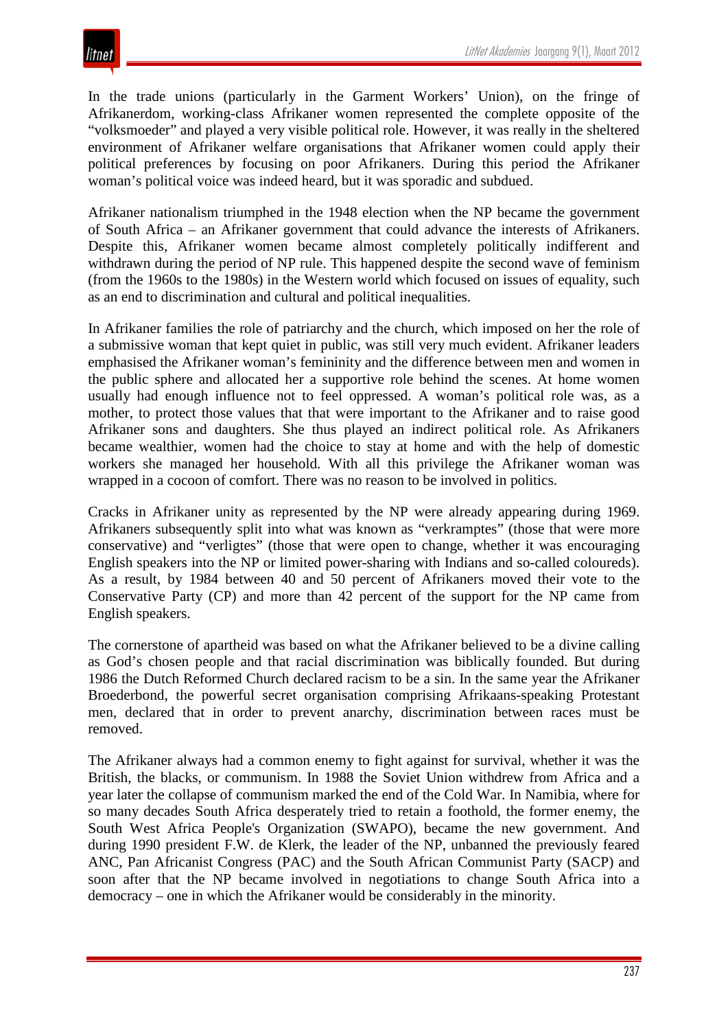In the trade unions (particularly in the Garment Workers' Union), on the fringe of Afrikanerdom, working-class Afrikaner women represented the complete opposite of the "volksmoeder" and played a very visible political role. However, it was really in the sheltered environment of Afrikaner welfare organisations that Afrikaner women could apply their political preferences by focusing on poor Afrikaners. During this period the Afrikaner woman's political voice was indeed heard, but it was sporadic and subdued.

Afrikaner nationalism triumphed in the 1948 election when the NP became the government of South Africa – an Afrikaner government that could advance the interests of Afrikaners. Despite this, Afrikaner women became almost completely politically indifferent and withdrawn during the period of NP rule. This happened despite the second wave of feminism (from the 1960s to the 1980s) in the Western world which focused on issues of equality, such as an end to discrimination and cultural and political inequalities.

In Afrikaner families the role of patriarchy and the church, which imposed on her the role of a submissive woman that kept quiet in public, was still very much evident. Afrikaner leaders emphasised the Afrikaner woman's femininity and the difference between men and women in the public sphere and allocated her a supportive role behind the scenes. At home women usually had enough influence not to feel oppressed. A woman's political role was, as a mother, to protect those values that that were important to the Afrikaner and to raise good Afrikaner sons and daughters. She thus played an indirect political role. As Afrikaners became wealthier, women had the choice to stay at home and with the help of domestic workers she managed her household. With all this privilege the Afrikaner woman was wrapped in a cocoon of comfort. There was no reason to be involved in politics.

Cracks in Afrikaner unity as represented by the NP were already appearing during 1969. Afrikaners subsequently split into what was known as "verkramptes" (those that were more conservative) and "verligtes" (those that were open to change, whether it was encouraging English speakers into the NP or limited power-sharing with Indians and so-called coloureds). As a result, by 1984 between 40 and 50 percent of Afrikaners moved their vote to the Conservative Party (CP) and more than 42 percent of the support for the NP came from English speakers.

The cornerstone of apartheid was based on what the Afrikaner believed to be a divine calling as God's chosen people and that racial discrimination was biblically founded. But during 1986 the Dutch Reformed Church declared racism to be a sin. In the same year the Afrikaner Broederbond, the powerful secret organisation comprising Afrikaans-speaking Protestant men, declared that in order to prevent anarchy, discrimination between races must be removed.

The Afrikaner always had a common enemy to fight against for survival, whether it was the British, the blacks, or communism. In 1988 the Soviet Union withdrew from Africa and a year later the collapse of communism marked the end of the Cold War. In Namibia, where for so many decades South Africa desperately tried to retain a foothold, the former enemy, the South West Africa People's Organization (SWAPO), became the new government. And during 1990 president F.W. de Klerk, the leader of the NP, unbanned the previously feared ANC, Pan Africanist Congress (PAC) and the South African Communist Party (SACP) and soon after that the NP became involved in negotiations to change South Africa into a democracy – one in which the Afrikaner would be considerably in the minority.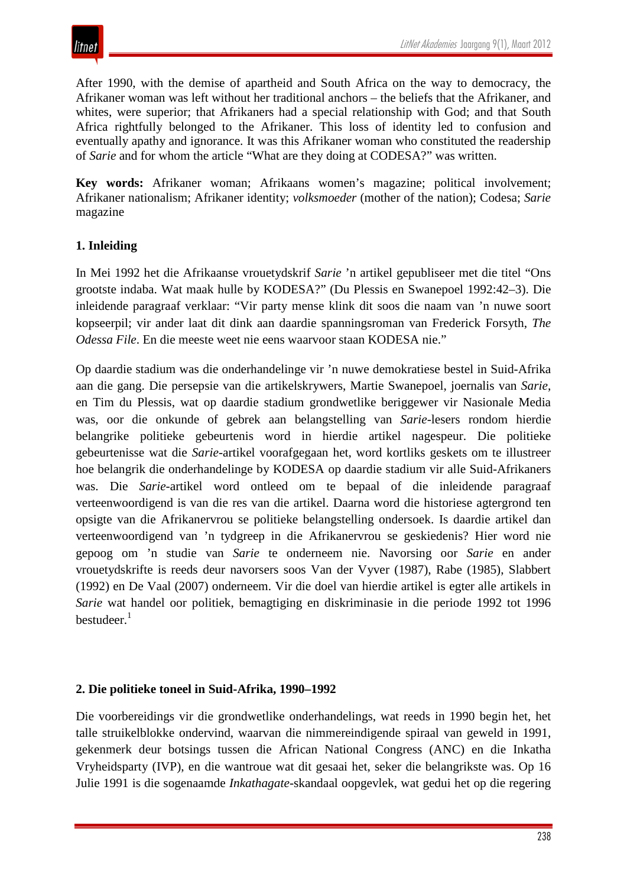After 1990, with the demise of apartheid and South Africa on the way to democracy, the Afrikaner woman was left without her traditional anchors – the beliefs that the Afrikaner, and whites, were superior; that Afrikaners had a special relationship with God; and that South Africa rightfully belonged to the Afrikaner. This loss of identity led to confusion and eventually apathy and ignorance. It was this Afrikaner woman who constituted the readership of *Sarie* and for whom the article "What are they doing at CODESA?" was written.

**Key words:** Afrikaner woman; Afrikaans women's magazine; political involvement; Afrikaner nationalism; Afrikaner identity; *volksmoeder* (mother of the nation); Codesa; *Sarie* magazine

## 1. Inleiding

In Mei 1992 het die Afrikaanse vrouetydskrif *Sarie* 'n artikel gepubliseer met die titel "Ons grootste indaba. Wat maak hulle by KODESA?" (Du Plessis en Swanepoel 1992:42–3). Die inleidende paragraaf verklaar: "Vir party mense klink dit soos die naam van 'n nuwe soort kopseerpil; vir ander laat dit dink aan daardie spanningsroman van Frederick Forsyth, *The Odessa File*. En die meeste weet nie eens waarvoor staan KODESA nie."

Op daardie stadium was die onderhandelinge vir 'n nuwe demokratiese bestel in Suid-Afrika aan die gang. Die persepsie van die artikelskrywers, Martie Swanepoel, joernalis van *Sarie*, en Tim du Plessis, wat op daardie stadium grondwetlike beriggewer vir Nasionale Media was, oor die onkunde of gebrek aan belangstelling van *Sarie*-lesers rondom hierdie belangrike politieke gebeurtenis word in hierdie artikel nagespeur. Die politieke gebeurtenisse wat die *Sarie*-artikel voorafgegaan het, word kortliks geskets om te illustreer hoe belangrik die onderhandelinge by KODESA op daardie stadium vir alle Suid-Afrikaners was. Die *Sarie*-artikel word ontleed om te bepaal of die inleidende paragraaf verteenwoordigend is van die res van die artikel. Daarna word die historiese agtergrond ten opsigte van die Afrikanervrou se politieke belangstelling ondersoek. Is daardie artikel dan verteenwoordigend van 'n tydgreep in die Afrikanervrou se geskiedenis? Hier word nie gepoog om 'n studie van *Sarie* te onderneem nie. Navorsing oor *Sarie* en ander vrouetydskrifte is reeds deur navorsers soos Van der Vyver (1987), Rabe (1985), Slabbert (1992) en De Vaal (2007) onderneem. Vir die doel van hierdie artikel is egter alle artikels in *Sarie* wat handel oor politiek, bemagtiging en diskriminasie in die periode 1992 tot 1996 bestudeer.[1]

## 2. Die politieke toneel in Suid-Afrika, 1990–1992

Die voorbereidings vir die grondwetlike onderhandelings, wat reeds in 1990 begin het, het talle struikelblokke ondervind, waarvan die nimmereindigende spiraal van geweld in 1991, gekenmerk deur botsings tussen die African National Congress (ANC) en die Inkatha Vryheidsparty (IVP), en die wantroue wat dit gesaai het, seker die belangrikste was. Op 16 Julie 1991 is die sogenaamde *Inkathagate*-skandaal oopgevlek, wat gedui het op die regering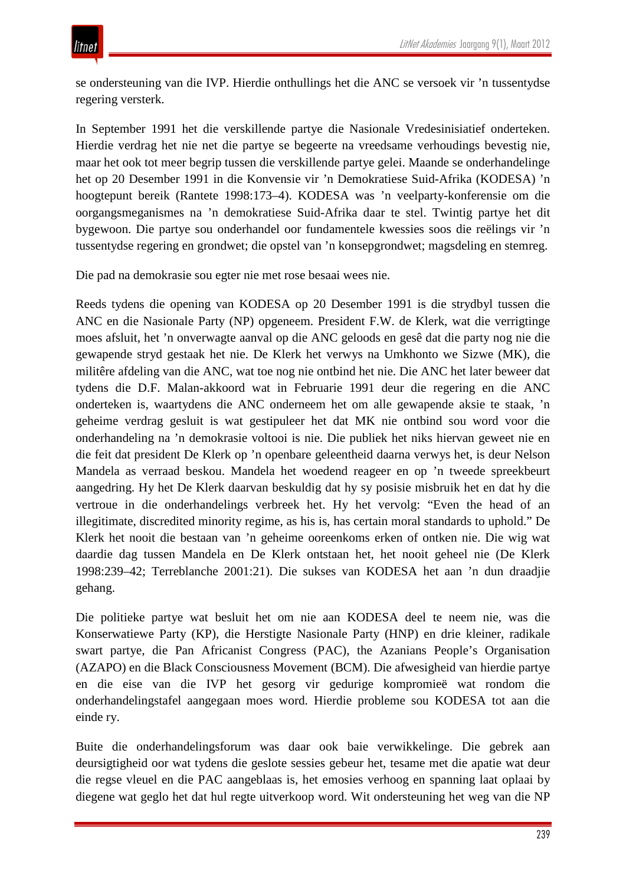se ondersteuning van die IVP. Hierdie onthullings het die ANC se versoek vir ’n tussentydse regering versterk.

In September 1991 het die verskillende partye die Nasionale Vredesinisiatief onderteken. Hierdie verdrag het nie net die partye se begeerte na vreedsame verhoudings bevestig nie, maar het ook tot meer begrip tussen die verskillende partye gelei. Maande se onderhandelinge het op 20 Desember 1991 in die Konvensie vir ’n Demokratiese Suid-Afrika (KODESA) ’n hoogtepunt bereik (Rantete 1998:173–4). KODESA was ’n veelparty-konferensie om die oorgangsmeganismes na ’n demokratiese Suid-Afrika daar te stel. Twintig partye het dit bygewoon. Die partye sou onderhandel oor fundamentele kwessies soos die reëlings vir ’n tussentydse regering en grondwet; die opstel van ’n konsepgrondwet; magsdeling en stemreg.

Die pad na demokrasie sou egter nie met rose besaai wees nie.

Reeds tydens die opening van KODESA op 20 Desember 1991 is die strydbyl tussen die ANC en die Nasionale Party (NP) opgeneem. President F.W. de Klerk, wat die verrigtinge moes afsluit, het ’n onverwagte aanval op die ANC geloods en gesê dat die party nog nie die gewapende stryd gestaak het nie. De Klerk het verwys na Umkhonto we Sizwe (MK), die militêre afdeling van die ANC, wat toe nog nie ontbind het nie. Die ANC het later beweer dat tydens die D.F. Malan-akkoord wat in Februarie 1991 deur die regering en die ANC onderteken is, waartydens die ANC onderneem het om alle gewapende aksie te staak, ’n geheime verdrag gesluit is wat gestipuleer het dat MK nie ontbind sou word voor die onderhandeling na ’n demokrasie voltooi is nie. Die publiek het niks hiervan geweet nie en die feit dat president De Klerk op ’n openbare geleentheid daarna verwys het, is deur Nelson Mandela as verraad beskou. Mandela het woedend reageer en op ’n tweede spreekbeurt aangedring. Hy het De Klerk daarvan beskuldig dat hy sy posisie misbruik het en dat hy die vertroue in die onderhandelings verbreek het. Hy het vervolg: “Even the head of an illegitimate, discredited minority regime, as his is, has certain moral standards to uphold.” De Klerk het nooit die bestaan van ’n geheime ooreenkoms erken of ontken nie. Die wig wat daardie dag tussen Mandela en De Klerk ontstaan het, het nooit geheel nie (De Klerk 1998:239–42; Terreblanche 2001:21). Die sukses van KODESA het aan ’n dun draadjie gehang.

Die politieke partye wat besluit het om nie aan KODESA deel te neem nie, was die Konserwatiewe Party (KP), die Herstigte Nasionale Party (HNP) en drie kleiner, radikale swart partye, die Pan Africanist Congress (PAC), the Azanians People’s Organisation (AZAPO) en die Black Consciousness Movement (BCM). Die afwesigheid van hierdie partye en die eise van die IVP het gesorg vir gedurige kompromieë wat rondom die onderhandelingstafel aangegaan moes word. Hierdie probleme sou KODESA tot aan die einde ry.

Buite die onderhandelingsforum was daar ook baie verwikkelinge. Die gebrek aan deursigtigheid oor wat tydens die geslote sessies gebeur het, tesame met die apatie wat deur die regse vleuel en die PAC aangeblaas is, het emosies verhoog en spanning laat oplaai by diegene wat geglo het dat hul regte uitverkoop word. Wit ondersteuning het weg van die NP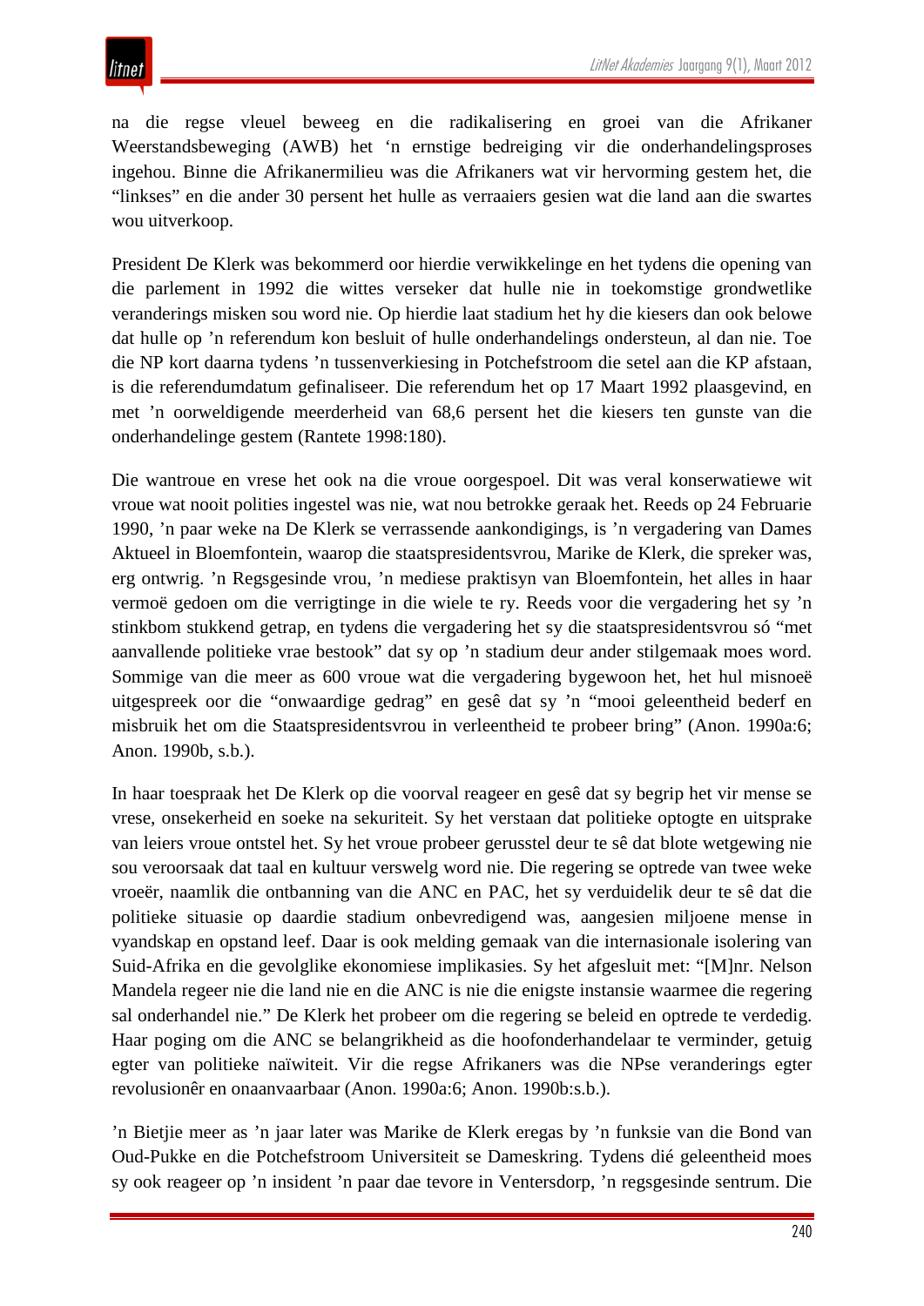na die regse vleuel beweeg en die radikalisering en groei van die Afrikaner Weerstandsbeweging (AWB) het 'n ernstige bedreiging vir die onderhandelingsproses ingehou. Binne die Afrikanermilieu was die Afrikaners wat vir hervorming gestem het, die "linkses" en die ander 30 persent het hulle as verraaiers gesien wat die land aan die swartes wou uitverkoop.

President De Klerk was bekommerd oor hierdie verwikkelinge en het tydens die opening van die parlement in 1992 die wittes verseker dat hulle nie in toekomstige grondwetlike veranderings misken sou word nie. Op hierdie laat stadium het hy die kiesers dan ook belowe dat hulle op 'n referendum kon besluit of hulle onderhandelings ondersteun, al dan nie. Toe die NP kort daarna tydens 'n tussenverkiesing in Potchefstroom die setel aan die KP afstaan, is die referendumdatum gefinaliseer. Die referendum het op 17 Maart 1992 plaasgevind, en met 'n oorweldigende meerderheid van 68,6 persent het die kiesers ten gunste van die onderhandelinge gestem (Rantete 1998:180).

Die wantroue en vrese het ook na die vroue oorgespoel. Dit was veral konserwatiewe wit vroue wat nooit polities ingestel was nie, wat nou betrokke geraak het. Reeds op 24 Februarie 1990, 'n paar weke na De Klerk se verrassende aankondigings, is 'n vergadering van Dames Aktueel in Bloemfontein, waarop die staatspresidentsvrou, Marike de Klerk, die spreker was, erg ontwrig. 'n Regsgesinde vrou, 'n mediese praktisyn van Bloemfontein, het alles in haar vermoë gedoen om die verrigtinge in die wiele te ry. Reeds voor die vergadering het sy 'n stinkbom stukkend getrap, en tydens die vergadering het sy die staatspresidentsvrou só "met aanvallende politieke vrae bestook" dat sy op 'n stadium deur ander stilgemaak moes word. Sommige van die meer as 600 vroue wat die vergadering bygewoon het, het hul misnoeë uitgespreek oor die "onwaardige gedrag" en gesê dat sy 'n "mooi geleentheid bederf en misbruik het om die Staatspresidentsvrou in verleentheid te probeer bring" (Anon. 1990a:6; Anon. 1990b, s.b.).

In haar toespraak het De Klerk op die voorval reageer en gesê dat sy begrip het vir mense se vrese, onsekerheid en soeke na sekuriteit. Sy het verstaan dat politieke optogte en uitsprake van leiers vroue ontstel het. Sy het vroue probeer gerusstel deur te sê dat blote wetgewing nie sou veroorsaak dat taal en kultuur verswelg word nie. Die regering se optrede van twee weke vroeër, naamlik die ontbanning van die ANC en PAC, het sy verduidelik deur te sê dat die politieke situasie op daardie stadium onbevredigend was, aangesien miljoene mense in vyandskap en opstand leef. Daar is ook melding gemaak van die internasionale isolering van Suid-Afrika en die gevolglike ekonomiese implikasies. Sy het afgesluit met: "[M]nr. Nelson Mandela regeer nie die land nie en die ANC is nie die enigste instansie waarmee die regering sal onderhandel nie." De Klerk het probeer om die regering se beleid en optrede te verdedig. Haar poging om die ANC se belangrikheid as die hoofonderhandelaar te verminder, getuig egter van politieke naïwiteit. Vir die regse Afrikaners was die NPse veranderings egter revolusionêr en onaanvaarbaar (Anon. 1990a:6; Anon. 1990b:s.b.).

'n Bietjie meer as 'n jaar later was Marike de Klerk eregas by 'n funksie van die Bond van Oud-Pukke en die Potchefstroom Universiteit se Dameskring. Tydens dié geleentheid moes sy ook reageer op 'n insident 'n paar dae tevore in Ventersdorp, 'n regsgesinde sentrum. Die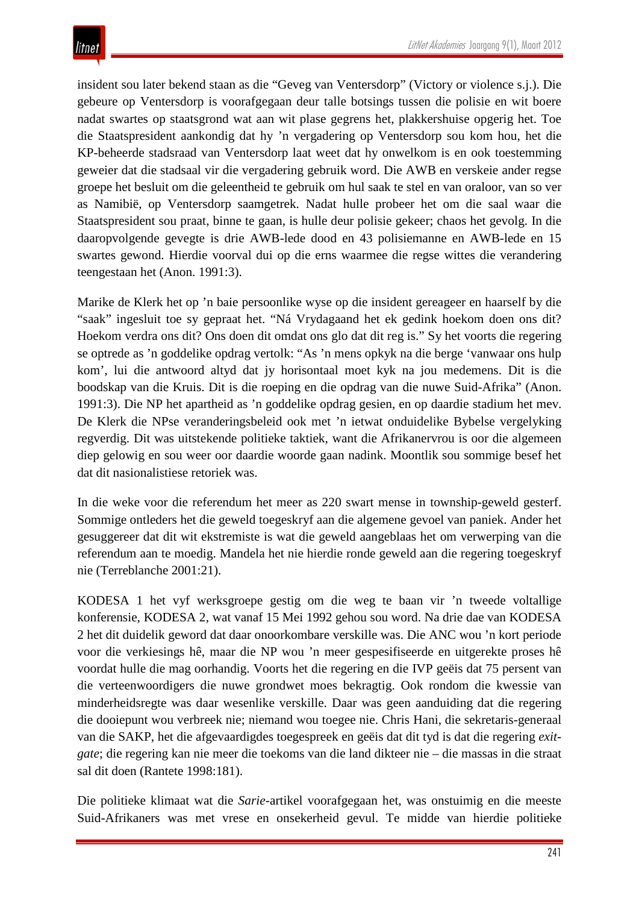insident sou later bekend staan as die “Geveg van Ventersdorp” (Victory or violence s.j.). Die gebeure op Ventersdorp is voorafgegaan deur talle botsings tussen die polisie en wit boere nadat swartes op staatsgrond wat aan wit plase gegrens het, plakkershuise opgerig het. Toe die Staatspresident aankondig dat hy ’n vergadering op Ventersdorp sou kom hou, het die KP-beheerde stadsraad van Ventersdorp laat weet dat hy onwelkom is en ook toestemming geweier dat die stadsaal vir die vergadering gebruik word. Die AWB en verskeie ander regse groepe het besluit om die geleentheid te gebruik om hul saak te stel en van oraloor, van so ver as Namibië, op Ventersdorp saamgetrek. Nadat hulle probeer het om die saal waar die Staatspresident sou praat, binne te gaan, is hulle deur polisie gekeer; chaos het gevolg. In die daaropvolgende gevegte is drie AWB-lede dood en 43 polisiemanne en AWB-lede en 15 swartes gewond. Hierdie voorval dui op die erns waarmee die regse wittes die verandering teengestaan het (Anon. 1991:3).

Marike de Klerk het op ’n baie persoonlike wyse op die insident gereageer en haarself by die “saak” ingesluit toe sy gepraat het. “Ná Vrydagaand het ek gedink hoekom doen ons dit? Hoekom verdra ons dit? Ons doen dit omdat ons glo dat dit reg is.” Sy het voorts die regering se optrede as ’n goddelike opdrag vertolk: “As ’n mens opkyk na die berge ‘vanwaar ons hulp kom’, lui die antwoord altyd dat jy horisontaal moet kyk na jou medemens. Dit is die boodskap van die Kruis. Dit is die roeping en die opdrag van die nuwe Suid-Afrika” (Anon. 1991:3). Die NP het apartheid as ’n goddelike opdrag gesien, en op daardie stadium het mev. De Klerk die NPse veranderingsbeleid ook met ’n ietwat onduidelike Bybelse vergelyking regverdig. Dit was uitstekende politieke taktiek, want die Afrikanervrou is oor die algemeen diep gelowig en sou weer oor daardie woorde gaan nadink. Moontlik sou sommige besef het dat dit nasionalistiese retoriek was.

In die weke voor die referendum het meer as 220 swart mense in township-geweld gesterf. Sommige ontleders het die geweld toegeskryf aan die algemene gevoel van paniek. Ander het gesuggereer dat dit wit ekstremiste is wat die geweld aangeblaas het om verwerping van die referendum aan te moedig. Mandela het nie hierdie ronde geweld aan die regering toegeskryf nie (Terreblanche 2001:21).

KODESA 1 het vyf werksgroepe gestig om die weg te baan vir ’n tweede voltallige konferensie, KODESA 2, wat vanaf 15 Mei 1992 gehou sou word. Na drie dae van KODESA 2 het dit duidelik geword dat daar onoorkombare verskille was. Die ANC wou ’n kort periode voor die verkiesings hê, maar die NP wou ’n meer gespesifiseerde en uitgerekte proses hê voordat hulle die mag oorhandig. Voorts het die regering en die IVP geëis dat 75 persent van die verteenwoordigers die nuwe grondwet moes bekragtig. Ook rondom die kwessie van minderheidsregte was daar wesenlike verskille. Daar was geen aanduiding dat die regering die dooiepunt wou verbreek nie; niemand wou toegee nie. Chris Hani, die sekretaris-generaal van die SAKP, het die afgevaardigdes toegespreek en geëis dat dit tyd is dat die regering *exit-gate*; die regering kan nie meer die toekoms van die land dikteer nie – die massas in die straat sal dit doen (Rantete 1998:181).

Die politieke klimaat wat die *Sarie*-artikel voorafgegaan het, was onstuimig en die meeste Suid-Afrikaners was met vrese en onsekerheid gevul. Te midde van hierdie politieke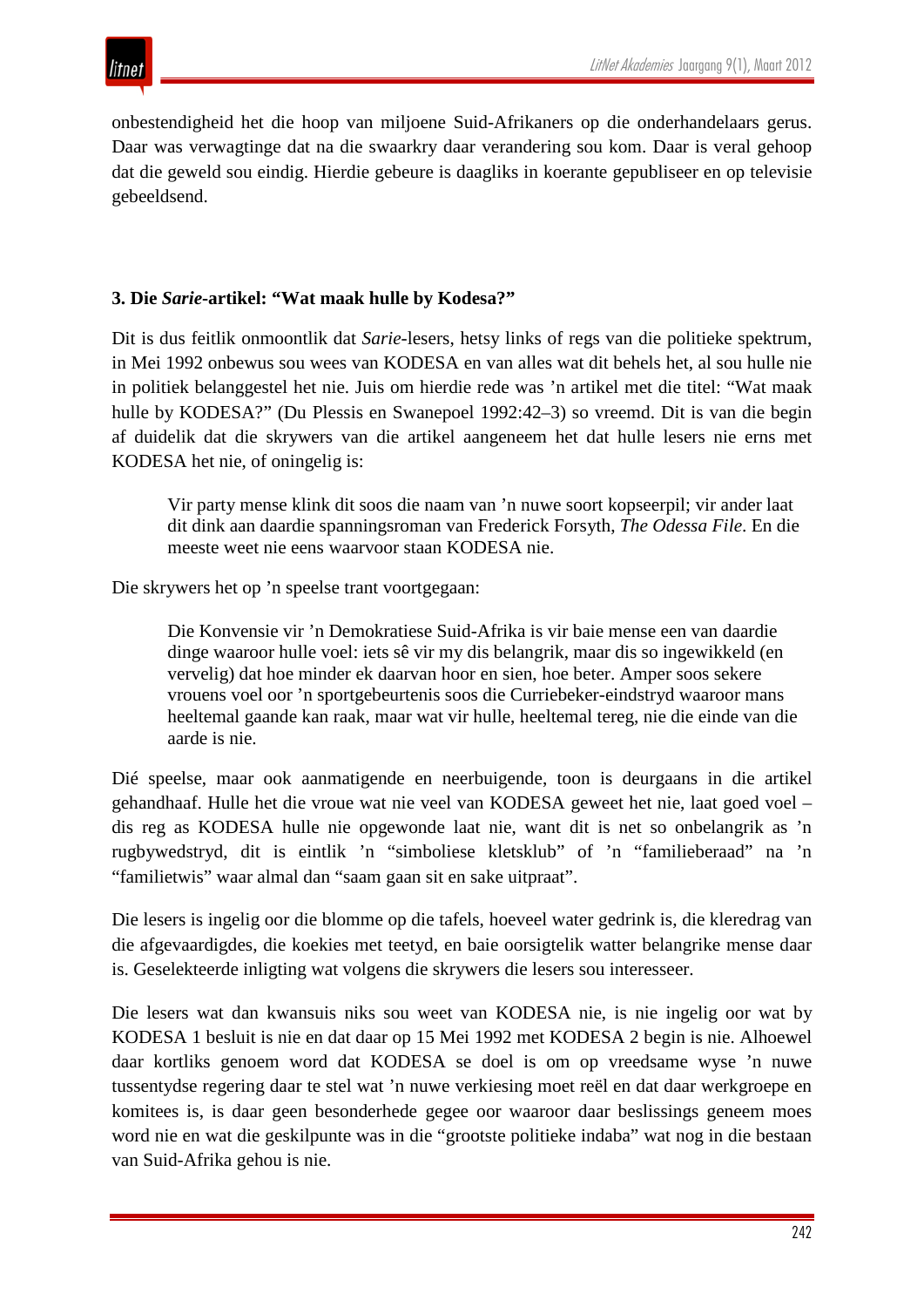onbestendigheid het die hoop van miljoene Suid-Afrikaners op die onderhandelaars gerus. Daar was verwagtinge dat na die swaarkry daar verandering sou kom. Daar is veral gehoop dat die geweld sou eindig. Hierdie gebeure is daagliks in koerante gepubliseer en op televisie gebeeldsend.

### 3. Die *Sarie*-artikel: "Wat maak hulle by Kodesa?"

Dit is dus feitlik onmoontlik dat *Sarie*-lesers, hetsy links of regs van die politieke spektrum, in Mei 1992 onbewus sou wees van KODESA en van alles wat dit behels het, al sou hulle nie in politiek belanggestel het nie. Juis om hierdie rede was 'n artikel met die titel: "Wat maak hulle by KODESA?" (Du Plessis en Swanepoel 1992:42–3) so vreemd. Dit is van die begin af duidelik dat die skrywers van die artikel aangeneem het dat hulle lesers nie erns met KODESA het nie, of oningelig is:

> Vir party mense klink dit soos die naam van 'n nuwe soort kopseerpil; vir ander laat dit dink aan daardie spanningsroman van Frederick Forsyth, *The Odessa File*. En die meeste weet nie eens waarvoor staan KODESA nie.

Die skrywers het op 'n speelse trant voortgegaan:

> Die Konvensie vir 'n Demokratiese Suid-Afrika is vir baie mense een van daardie dinge waaroor hulle voel: iets sê vir my dis belangrik, maar dis so ingewikkeld (en vervelig) dat hoe minder ek daarvan hoor en sien, hoe beter. Amper soos sekere vrouens voel oor 'n sportgebeurtenis soos die Curriebeker-eindstryd waaroor mans heeltemal gaande kan raak, maar wat vir hulle, heeltemal tereg, nie die einde van die aarde is nie.

Dié speelse, maar ook aanmatigende en neerbuigende, toon is deurgaans in die artikel gehandhaaf. Hulle het die vroue wat nie veel van KODESA geweet het nie, laat goed voel – dis reg as KODESA hulle nie opgewonde laat nie, want dit is net so onbelangrik as 'n rugbywedstryd, dit is eintlik 'n "simboliese kletsklub" of 'n "familieberaad" na 'n "familietwis" waar almal dan "saam gaan sit en sake uitpraat".

Die lesers is ingelig oor die blomme op die tafels, hoeveel water gedrink is, die kleredrag van die afgevaardigdes, die koekies met teetyd, en baie oorsigtelik watter belangrike mense daar is. Geselekteerde inligting wat volgens die skrywers die lesers sou interesseer.

Die lesers wat dan kwansuis niks sou weet van KODESA nie, is nie ingelig oor wat by KODESA 1 besluit is nie en dat daar op 15 Mei 1992 met KODESA 2 begin is nie. Alhoewel daar kortliks genoem word dat KODESA se doel is om op vreedsame wyse 'n nuwe tussentydse regering daar te stel wat 'n nuwe verkiesing moet reël en dat daar werkgroepe en komitees is, is daar geen besonderhede gegee oor waaroor daar beslissings geneem moes word nie en wat die geskilpunte was in die "grootste politieke indaba" wat nog in die bestaan van Suid-Afrika gehou is nie.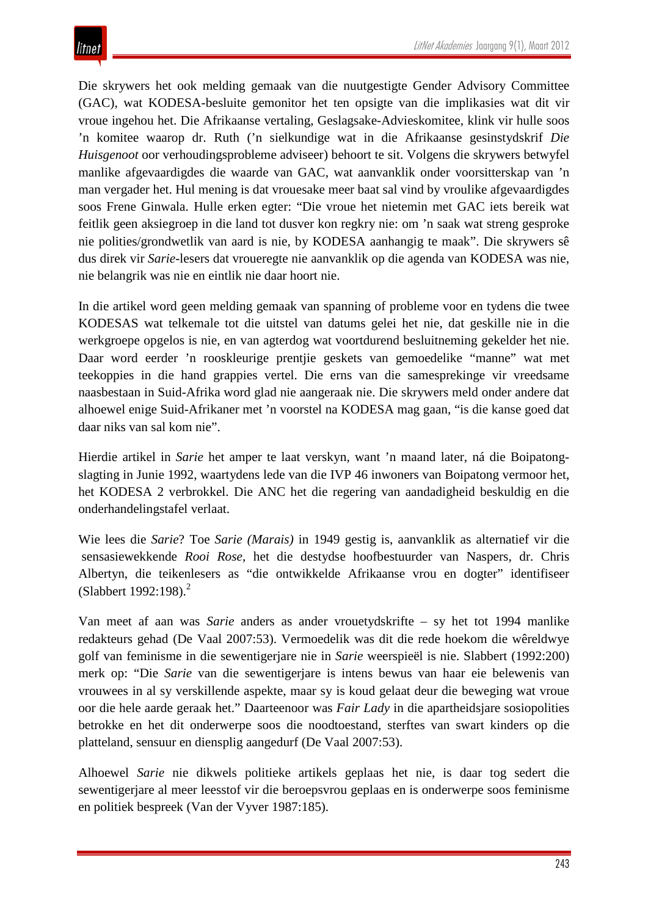Die skrywers het ook melding gemaak van die nuutgestigte Gender Advisory Committee (GAC), wat KODESA-besluite gemonitor het ten opsigte van die implikasies wat dit vir vroue ingehou het. Die Afrikaanse vertaling, Geslagsake-Advieskomitee, klink vir hulle soos ’n komitee waarop dr. Ruth (’n sielkundige wat in die Afrikaanse gesinstydskrif *Die Huisgenoot* oor verhoudingsprobleme adviseer) behoort te sit. Volgens die skrywers betwyfel manlike afgevaardigdes die waarde van GAC, wat aanvanklik onder voorsitterskap van ’n man vergader het. Hul mening is dat vrouesake meer baat sal vind by vroulike afgevaardigdes soos Frene Ginwala. Hulle erken egter: “Die vroue het nietemin met GAC iets bereik wat feitlik geen aksiegroep in die land tot dusver kon regkry nie: om ’n saak wat streng gesproke nie polities/grondwetlik van aard is nie, by KODESA aanhangig te maak”. Die skrywers sê dus direk vir *Sarie*-lesers dat vroueregte nie aanvanklik op die agenda van KODESA was nie, nie belangrik was nie en eintlik nie daar hoort nie.

In die artikel word geen melding gemaak van spanning of probleme voor en tydens die twee KODESAS wat telkemale tot die uitstel van datums gelei het nie, dat geskille nie in die werkgroepe opgelos is nie, en van agterdog wat voortdurend besluitneming gekelder het nie. Daar word eerder ’n rooskleurige prentjie geskets van gemoedelike “manne” wat met teekoppies in die hand grappies vertel. Die erns van die samesprekinge vir vreedsame naasbestaan in Suid-Afrika word glad nie aangeraak nie. Die skrywers meld onder andere dat alhoewel enige Suid-Afrikaner met ’n voorstel na KODESA mag gaan, “is die kanse goed dat daar niks van sal kom nie”.

Hierdie artikel in *Sarie* het amper te laat verskyn, want ’n maand later, ná die Boipatong-slagting in Junie 1992, waartydens lede van die IVP 46 inwoners van Boipatong vermoor het, het KODESA 2 verbrokkel. Die ANC het die regering van aandadigheid beskuldig en die onderhandelingstafel verlaat.

Wie lees die *Sarie*? Toe *Sarie (Marais)* in 1949 gestig is, aanvanklik as alternatief vir die sensasiewekkende *Rooi Rose*, het die destydse hoofbestuurder van Naspers, dr. Chris Albertyn, die teikenlesers as “die ontwikkelde Afrikaanse vrou en dogter” identifiseer (Slabbert 1992:198).[2]

Van meet af aan was *Sarie* anders as ander vrouetydskrifte – sy het tot 1994 manlike redakteurs gehad (De Vaal 2007:53). Vermoedelik was dit die rede hoekom die wêreldwye golf van feminisme in die sewentigerjare nie in *Sarie* weerspieël is nie. Slabbert (1992:200) merk op: “Die *Sarie* van die sewentigerjare is intens bewus van haar eie belewenis van vrouwees in al sy verskillende aspekte, maar sy is koud gelaat deur die beweging wat vroue oor die hele aarde geraak het.” Daarteenoor was *Fair Lady* in die apartheidsjare sosiopolities betrokke en het dit onderwerpe soos die noodtoestand, sterftes van swart kinders op die platteland, sensuur en diensplig aangedurf (De Vaal 2007:53).

Alhoewel *Sarie* nie dikwels politieke artikels geplaas het nie, is daar tog sedert die sewentigerjare al meer leesstof vir die beroepsvrou geplaas en is onderwerpe soos feminisme en politiek bespreek (Van der Vyver 1987:185).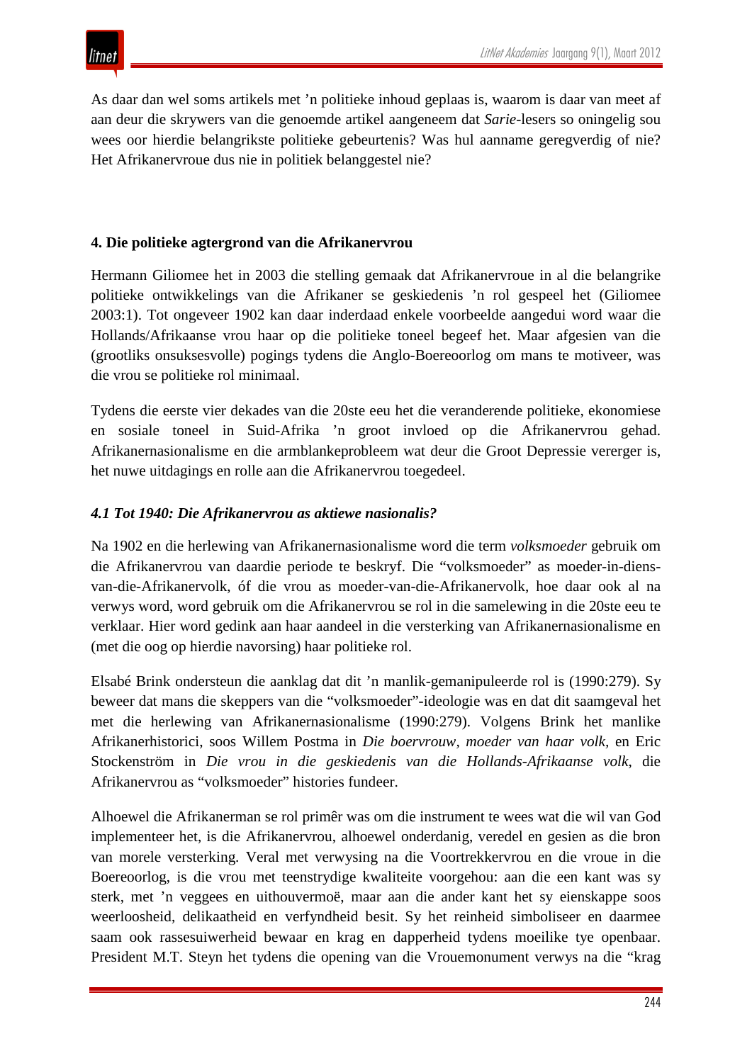As daar dan wel soms artikels met ’n politieke inhoud geplaas is, waarom is daar van meet af aan deur die skrywers van die genoemde artikel aangeneem dat *Sarie*-lesers so oningelig sou wees oor hierdie belangrikste politieke gebeurtenis? Was hul aanname geregverdig of nie? Het Afrikanervroue dus nie in politiek belanggestel nie?

#### 4. Die politieke agtergrond van die Afrikanervrou

Hermann Giliomee het in 2003 die stelling gemaak dat Afrikanervroue in al die belangrike politieke ontwikkelings van die Afrikaner se geskiedenis ’n rol gespeel het (Giliomee 2003:1). Tot ongeveer 1902 kan daar inderdaad enkele voorbeelde aangedui word waar die Hollands/Afrikaanse vrou haar op die politieke toneel begeef het. Maar afgesien van die (grootliks onsuksesvolle) pogings tydens die Anglo-Boereoorlog om mans te motiveer, was die vrou se politieke rol minimaal.

Tydens die eerste vier dekades van die 20ste eeu het die veranderende politieke, ekonomiese en sosiale toneel in Suid-Afrika ’n groot invloed op die Afrikanervrou gehad. Afrikanernasionalisme en die armblankeprobleem wat deur die Groot Depressie vererger is, het nuwe uitdagings en rolle aan die Afrikanervrou toegedeel.

##### *4.1 Tot 1940: Die Afrikanervrou as aktiewe nasionalis?*

Na 1902 en die herlewing van Afrikanernasionalisme word die term *volksmoeder* gebruik om die Afrikanervrou van daardie periode te beskryf. Die “volksmoeder” as moeder-in-diens-van-die-Afrikanervolk, óf die vrou as moeder-van-die-Afrikanervolk, hoe daar ook al na verwys word, word gebruik om die Afrikanervrou se rol in die samelewing in die 20ste eeu te verklaar. Hier word gedink aan haar aandeel in die versterking van Afrikanernasionalisme en (met die oog op hierdie navorsing) haar politieke rol.

Elsabé Brink ondersteun die aanklag dat dit ’n manlik-gemanipuleerde rol is (1990:279). Sy beweer dat mans die skeppers van die “volksmoeder”-ideologie was en dat dit saamgeval het met die herlewing van Afrikanernasionalisme (1990:279). Volgens Brink het manlike Afrikanerhistorici, soos Willem Postma in *Die boervrouw, moeder van haar volk,* en Eric Stockenström in *Die vrou in die geskiedenis van die Hollands-Afrikaanse volk*, die Afrikanervrou as “volksmoeder” histories fundeer.

Alhoewel die Afrikanerman se rol primêr was om die instrument te wees wat die wil van God implementeer het, is die Afrikanervrou, alhoewel onderdanig, veredel en gesien as die bron van morele versterking. Veral met verwysing na die Voortrekkervrou en die vroue in die Boereoorlog, is die vrou met teenstrydige kwaliteite voorgehou: aan die een kant was sy sterk, met ’n veggees en uithouvermoë, maar aan die ander kant het sy eienskappe soos weerloosheid, delikaatheid en verfyndheid besit. Sy het reinheid simboliseer en daarmee saam ook rassesuiwerheid bewaar en krag en dapperheid tydens moeilike tye openbaar. President M.T. Steyn het tydens die opening van die Vrouemonument verwys na die “krag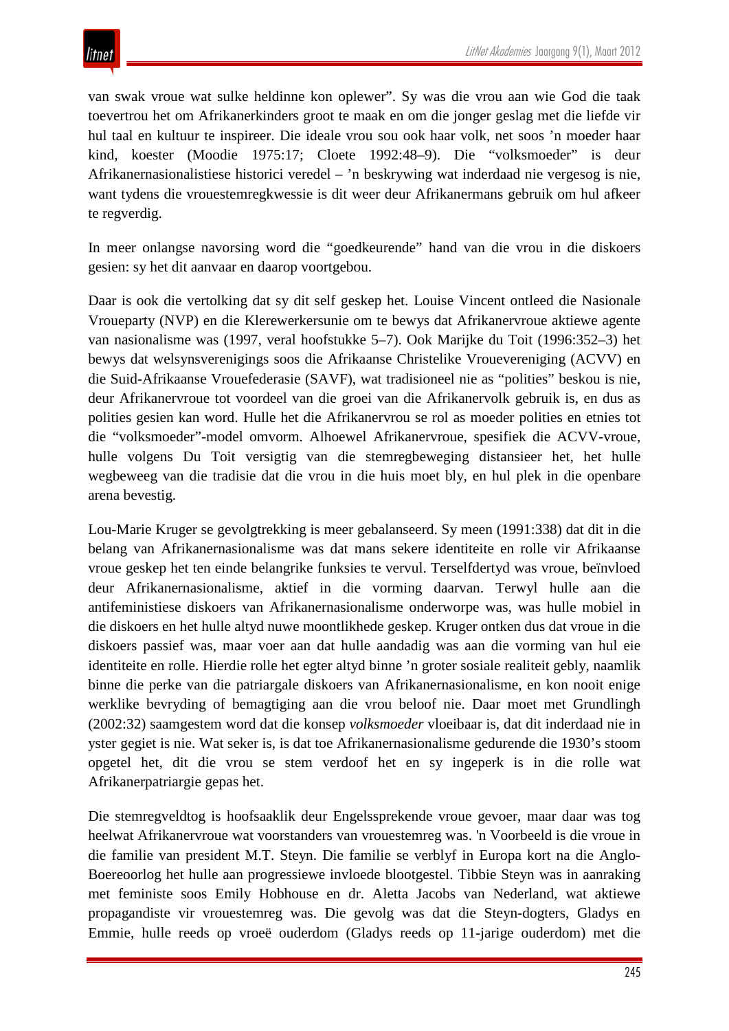van swak vroue wat sulke heldinne kon oplewer". Sy was die vrou aan wie God die taak toevertrou het om Afrikanerkinders groot te maak en om die jonger geslag met die liefde vir hul taal en kultuur te inspireer. Die ideale vrou sou ook haar volk, net soos 'n moeder haar kind, koester (Moodie 1975:17; Cloete 1992:48–9). Die "volksmoeder" is deur Afrikanernasionalistiese historici veredel – 'n beskrywing wat inderdaad nie vergesog is nie, want tydens die vrouestemregkwessie is dit weer deur Afrikanermans gebruik om hul afkeer te regverdig.

In meer onlangse navorsing word die "goedkeurende" hand van die vrou in die diskoers gesien: sy het dit aanvaar en daarop voortgebou.

Daar is ook die vertolking dat sy dit self geskep het. Louise Vincent ontleed die Nasionale Vroueparty (NVP) en die Klerewerkersunie om te bewys dat Afrikanervroue aktiewe agente van nasionalisme was (1997, veral hoofstukke 5–7). Ook Marijke du Toit (1996:352–3) het bewys dat welsynsverenigings soos die Afrikaanse Christelike Vrouevereniging (ACVV) en die Suid-Afrikaanse Vrouefederasie (SAVF), wat tradisioneel nie as "polities" beskou is nie, deur Afrikanervroue tot voordeel van die groei van die Afrikanervolk gebruik is, en dus as polities gesien kan word. Hulle het die Afrikanervrou se rol as moeder polities en etnies tot die "volksmoeder"-model omvorm. Alhoewel Afrikanervroue, spesifiek die ACVV-vroue, hulle volgens Du Toit versigtig van die stemregbeweging distansieer het, het hulle wegbeweeg van die tradisie dat die vrou in die huis moet bly, en hul plek in die openbare arena bevestig.

Lou-Marie Kruger se gevolgtrekking is meer gebalanseerd. Sy meen (1991:338) dat dit in die belang van Afrikanernasionalisme was dat mans sekere identiteite en rolle vir Afrikaanse vroue geskep het ten einde belangrike funksies te vervul. Terselfdertyd was vroue, beïnvloed deur Afrikanernasionalisme, aktief in die vorming daarvan. Terwyl hulle aan die antifeministiese diskoers van Afrikanernasionalisme onderworpe was, was hulle mobiel in die diskoers en het hulle altyd nuwe moontlikhede geskep. Kruger ontken dus dat vroue in die diskoers passief was, maar voer aan dat hulle aandadig was aan die vorming van hul eie identiteite en rolle. Hierdie rolle het egter altyd binne 'n groter sosiale realiteit gebly, naamlik binne die perke van die patriargale diskoers van Afrikanernasionalisme, en kon nooit enige werklike bevryding of bemagtiging aan die vrou beloof nie. Daar moet met Grundlingh (2002:32) saamgestem word dat die konsep *volksmoeder* vloeibaar is, dat dit inderdaad nie in yster gegiet is nie. Wat seker is, is dat toe Afrikanernasionalisme gedurende die 1930's stoom opgetel het, dit die vrou se stem verdoof het en sy ingeperk is in die rolle wat Afrikanerpatriargie gepas het.

Die stemregveldtog is hoofsaaklik deur Engelssprekende vroue gevoer, maar daar was tog heelwat Afrikanervroue wat voorstanders van vrouestemreg was. 'n Voorbeeld is die vroue in die familie van president M.T. Steyn. Die familie se verblyf in Europa kort na die Anglo-Boereoorlog het hulle aan progressiewe invloede blootgestel. Tibbie Steyn was in aanraking met feministe soos Emily Hobhouse en dr. Aletta Jacobs van Nederland, wat aktiewe propagandiste vir vrouestemreg was. Die gevolg was dat die Steyn-dogters, Gladys en Emmie, hulle reeds op vroeë ouderdom (Gladys reeds op 11-jarige ouderdom) met die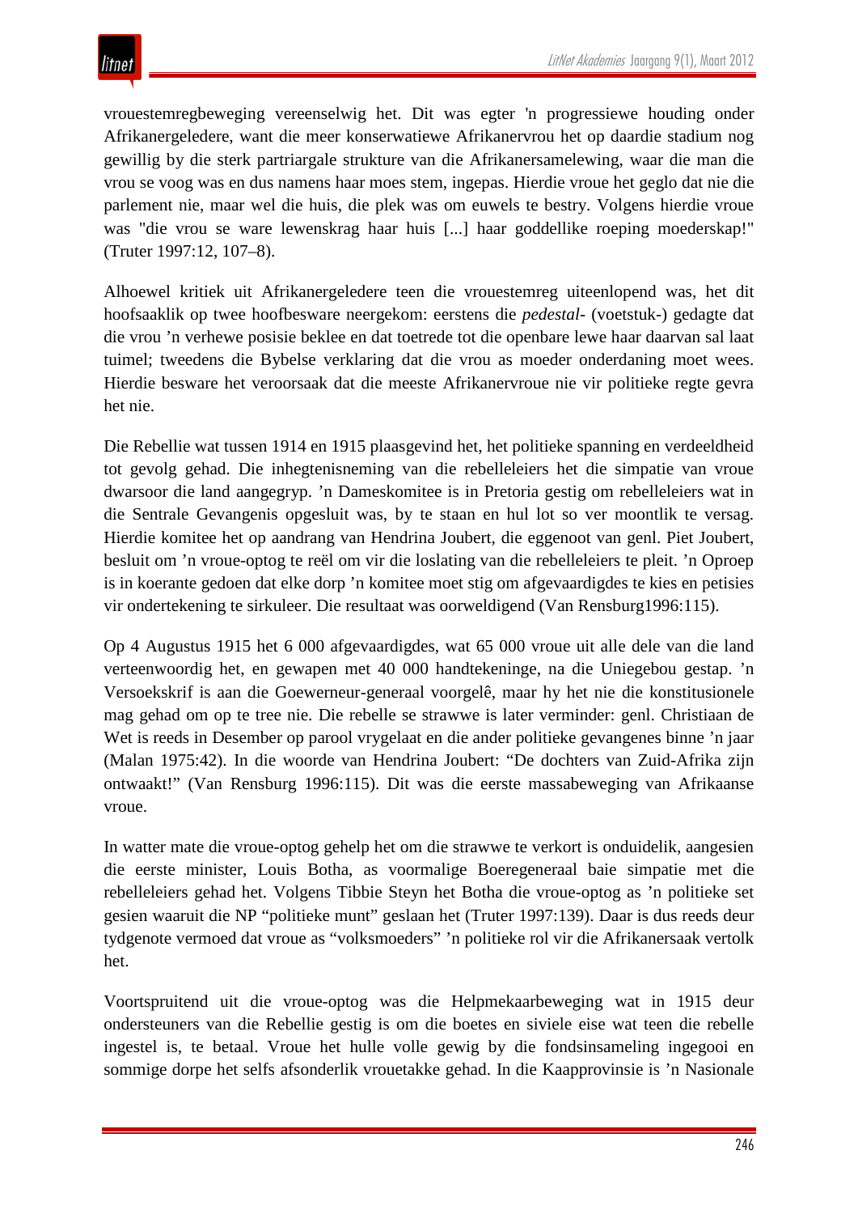vrouestemregbeweging vereenselwig het. Dit was egter 'n progressiewe houding onder Afrikanergeledere, want die meer konserwatiewe Afrikanervrou het op daardie stadium nog gewillig by die sterk partriargale strukture van die Afrikanersamelewing, waar die man die vrou se voog was en dus namens haar moes stem, ingepas. Hierdie vroue het geglo dat nie die parlement nie, maar wel die huis, die plek was om euwels te bestry. Volgens hierdie vroue was "die vrou se ware lewenskrag haar huis [...] haar goddellike roeping moederskap!" (Truter 1997:12, 107–8).

Alhoewel kritiek uit Afrikanergeledere teen die vrouestemreg uiteenlopend was, het dit hoofsaaklik op twee hoofbesware neergekom: eerstens die *pedestal-* (voetstuk-) gedagte dat die vrou ’n verhewe posisie beklee en dat toetrede tot die openbare lewe haar daarvan sal laat tuimel; tweedens die Bybelse verklaring dat die vrou as moeder onderdaning moet wees. Hierdie besware het veroorsaak dat die meeste Afrikanervroue nie vir politieke regte gevra het nie.

Die Rebellie wat tussen 1914 en 1915 plaasgevind het, het politieke spanning en verdeeldheid tot gevolg gehad. Die inhegtenisneming van die rebelleleiers het die simpatie van vroue dwarsoor die land aangegryp. ’n Dameskomitee is in Pretoria gestig om rebelleleiers wat in die Sentrale Gevangenis opgesluit was, by te staan en hul lot so ver moontlik te versag. Hierdie komitee het op aandrang van Hendrina Joubert, die eggenoot van genl. Piet Joubert, besluit om ’n vroue-optog te reël om vir die loslating van die rebelleleiers te pleit. ’n Oproep is in koerante gedoen dat elke dorp ’n komitee moet stig om afgevaardigdes te kies en petisies vir ondertekening te sirkuleer. Die resultaat was oorweldigend (Van Rensburg1996:115).

Op 4 Augustus 1915 het 6 000 afgevaardigdes, wat 65 000 vroue uit alle dele van die land verteenwoordig het, en gewapen met 40 000 handtekeninge, na die Uniegebou gestap. ’n Versoekskrif is aan die Goewerneur-generaal voorgelê, maar hy het nie die konstitusionele mag gehad om op te tree nie. Die rebelle se strawwe is later verminder: genl. Christiaan de Wet is reeds in Desember op parool vrygelaat en die ander politieke gevangenes binne ’n jaar (Malan 1975:42). In die woorde van Hendrina Joubert: “De dochters van Zuid-Afrika zijn ontwaakt!” (Van Rensburg 1996:115). Dit was die eerste massabeweging van Afrikaanse vroue.

In watter mate die vroue-optog gehelp het om die strawwe te verkort is onduidelik, aangesien die eerste minister, Louis Botha, as voormalige Boeregeneraal baie simpatie met die rebelleleiers gehad het. Volgens Tibbie Steyn het Botha die vroue-optog as ’n politieke set gesien waaruit die NP “politieke munt” geslaan het (Truter 1997:139). Daar is dus reeds deur tydgenote vermoed dat vroue as “volksmoeders” ’n politieke rol vir die Afrikanersaak vertolk het.

Voortspruitend uit die vroue-optog was die Helpmekaarbeweging wat in 1915 deur ondersteuners van die Rebellie gestig is om die boetes en siviele eise wat teen die rebelle ingestel is, te betaal. Vroue het hulle volle gewig by die fondsinsameling ingegooi en sommige dorpe het selfs afsonderlik vrouetakke gehad. In die Kaapprovinsie is ’n Nasionale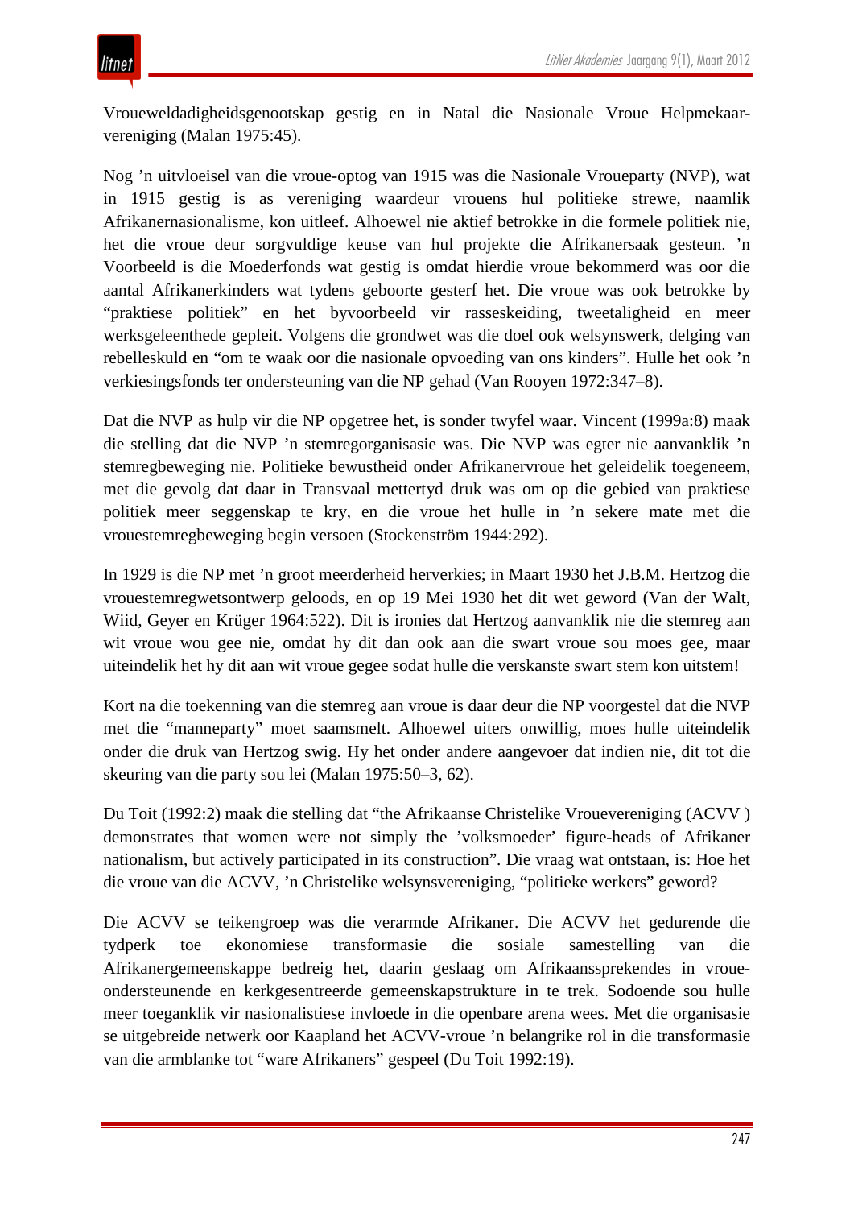Vroueweldadigheidsgenootskap gestig en in Natal die Nasionale Vroue Helpmekaar-vereniging (Malan 1975:45).

Nog ’n uitvloeisel van die vroue-optog van 1915 was die Nasionale Vroueparty (NVP), wat in 1915 gestig is as vereniging waardeur vrouens hul politieke strewe, naamlik Afrikanernasionalisme, kon uitleef. Alhoewel nie aktief betrokke in die formele politiek nie, het die vroue deur sorgvuldige keuse van hul projekte die Afrikanersaak gesteun. ’n Voorbeeld is die Moederfonds wat gestig is omdat hierdie vroue bekommerd was oor die aantal Afrikanerkinders wat tydens geboorte gesterf het. Die vroue was ook betrokke by “praktiese politiek” en het byvoorbeeld vir rasseskeiding, tweetaligheid en meer werksgeleenthede gepleit. Volgens die grondwet was die doel ook welsynswerk, delging van rebelleskuld en “om te waak oor die nasionale opvoeding van ons kinders”. Hulle het ook ’n verkiesingsfonds ter ondersteuning van die NP gehad (Van Rooyen 1972:347–8).

Dat die NVP as hulp vir die NP opgetree het, is sonder twyfel waar. Vincent (1999a:8) maak die stelling dat die NVP ’n stemregorganisasie was. Die NVP was egter nie aanvanklik ’n stemregbeweging nie. Politieke bewustheid onder Afrikanervroue het geleidelik toegeneem, met die gevolg dat daar in Transvaal mettertyd druk was om op die gebied van praktiese politiek meer seggenskap te kry, en die vroue het hulle in ’n sekere mate met die vrouestemregbeweging begin versoen (Stockenström 1944:292).

In 1929 is die NP met ’n groot meerderheid herverkies; in Maart 1930 het J.B.M. Hertzog die vrouestemregwetsontwerp geloods, en op 19 Mei 1930 het dit wet geword (Van der Walt, Wiid, Geyer en Krüger 1964:522). Dit is ironies dat Hertzog aanvanklik nie die stemreg aan wit vroue wou gee nie, omdat hy dit dan ook aan die swart vroue sou moes gee, maar uiteindelik het hy dit aan wit vroue gegee sodat hulle die verskanste swart stem kon uitstem!

Kort na die toekenning van die stemreg aan vroue is daar deur die NP voorgestel dat die NVP met die “manneparty” moet saamsmelt. Alhoewel uiters onwillig, moes hulle uiteindelik onder die druk van Hertzog swig. Hy het onder andere aangevoer dat indien nie, dit tot die skeuring van die party sou lei (Malan 1975:50–3, 62).

Du Toit (1992:2) maak die stelling dat “the Afrikaanse Christelike Vrouevereniging (ACVV ) demonstrates that women were not simply the ’volksmoeder’ figure-heads of Afrikaner nationalism, but actively participated in its construction”. Die vraag wat ontstaan, is: Hoe het die vroue van die ACVV, ’n Christelike welsynsvereniging, “politieke werkers” geword?

Die ACVV se teikengroep was die verarmde Afrikaner. Die ACVV het gedurende die tydperk toe ekonomiese transformasie die sosiale samestelling van die Afrikanergemeenskappe bedreig het, daarin geslaag om Afrikaanssprekendes in vroue-ondersteunende en kerkgesentreerde gemeenskapstrukture in te trek. Sodoende sou hulle meer toeganklik vir nasionalistiese invloede in die openbare arena wees. Met die organisasie se uitgebreide netwerk oor Kaapland het ACVV-vroue ’n belangrike rol in die transformasie van die armblanke tot “ware Afrikaners” gespeel (Du Toit 1992:19).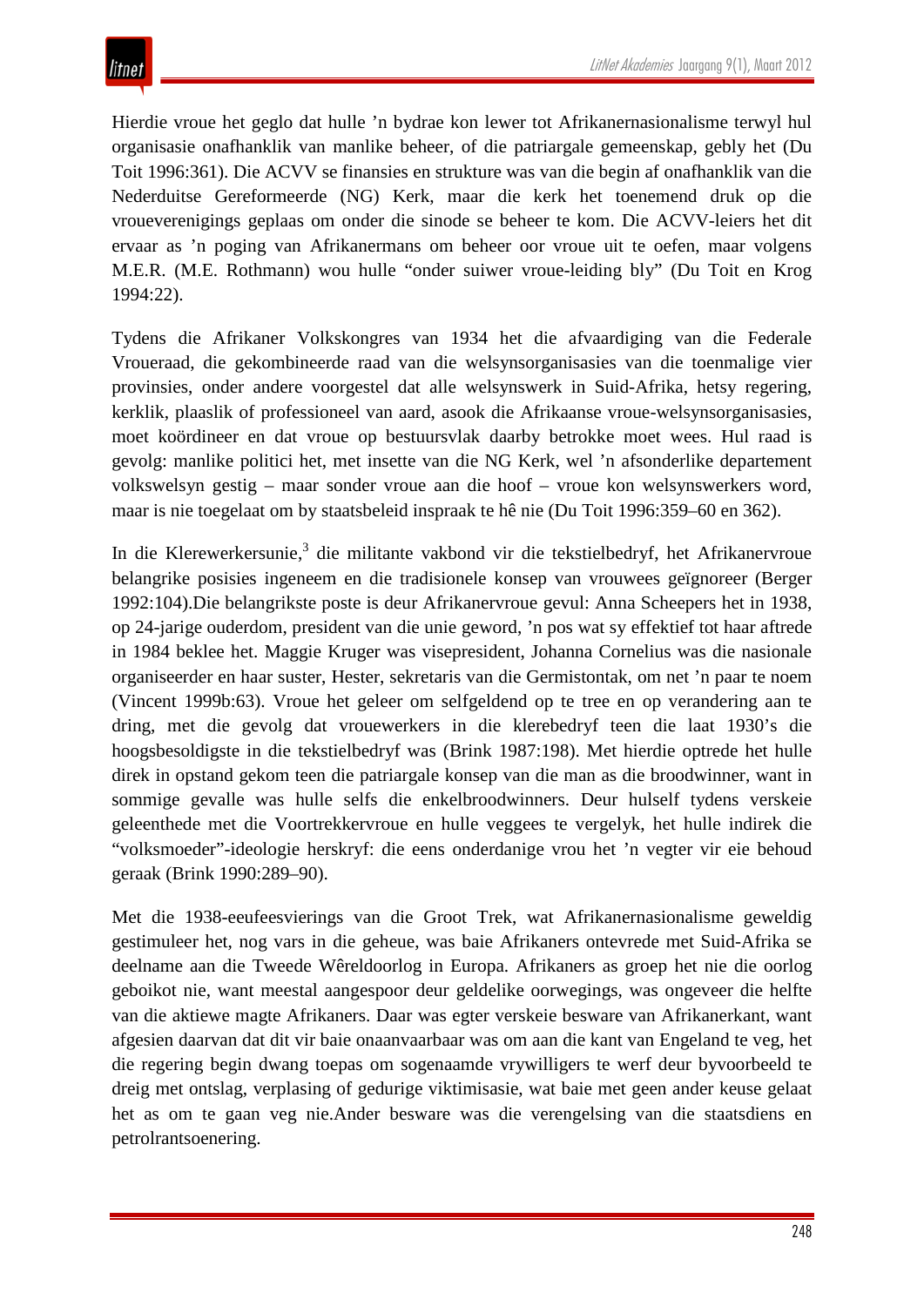Hierdie vroue het geglo dat hulle ’n bydrae kon lewer tot Afrikanernasionalisme terwyl hul organisasie onafhanklik van manlike beheer, of die patriargale gemeenskap, gebly het (Du Toit 1996:361). Die ACVV se finansies en strukture was van die begin af onafhanklik van die Nederduitse Gereformeerde (NG) Kerk, maar die kerk het toenemend druk op die vroueverenigings geplaas om onder die sinode se beheer te kom. Die ACVV-leiers het dit ervaar as ’n poging van Afrikanermans om beheer oor vroue uit te oefen, maar volgens M.E.R. (M.E. Rothmann) wou hulle “onder suiwer vroue-leiding bly” (Du Toit en Krog 1994:22).

Tydens die Afrikaner Volkskongres van 1934 het die afvaardiging van die Federale Vroueraad, die gekombineerde raad van die welsynsorganisasies van die toenmalige vier provinsies, onder andere voorgestel dat alle welsynswerk in Suid-Afrika, hetsy regering, kerklik, plaaslik of professioneel van aard, asook die Afrikaanse vroue-welsynsorganisasies, moet koördineer en dat vroue op bestuursvlak daarby betrokke moet wees. Hul raad is gevolg: manlike politici het, met insette van die NG Kerk, wel ’n afsonderlike departement volkswelsyn gestig – maar sonder vroue aan die hoof – vroue kon welsynswerkers word, maar is nie toegelaat om by staatsbeleid inspraak te hê nie (Du Toit 1996:359–60 en 362).

In die Klerewerkersunie,[3] die militante vakbond vir die tekstielbedryf, het Afrikanervroue belangrike posisies ingeneem en die tradisionele konsep van vrouwees geïgnoreer (Berger 1992:104).Die belangrikste poste is deur Afrikanervroue gevul: Anna Scheepers het in 1938, op 24-jarige ouderdom, president van die unie geword, ’n pos wat sy effektief tot haar aftrede in 1984 beklee het. Maggie Kruger was visepresident, Johanna Cornelius was die nasionale organiseerder en haar suster, Hester, sekretaris van die Germistontak, om net ’n paar te noem (Vincent 1999b:63). Vroue het geleer om selfgeldend op te tree en op verandering aan te dring, met die gevolg dat vrouewerkers in die klerebedryf teen die laat 1930’s die hoogsbesoldigste in die tekstielbedryf was (Brink 1987:198). Met hierdie optrede het hulle direk in opstand gekom teen die patriargale konsep van die man as die broodwinner, want in sommige gevalle was hulle selfs die enkelbroodwinners. Deur hulself tydens verskeie geleenthede met die Voortrekkervroue en hulle veggees te vergelyk, het hulle indirek die “volksmoeder”-ideologie herskryf: die eens onderdanige vrou het ’n vegter vir eie behoud geraak (Brink 1990:289–90).

Met die 1938-eeufeesvierings van die Groot Trek, wat Afrikanernasionalisme geweldig gestimuleer het, nog vars in die geheue, was baie Afrikaners ontevrede met Suid-Afrika se deelname aan die Tweede Wêreldoorlog in Europa. Afrikaners as groep het nie die oorlog geboikot nie, want meestal aangespoor deur geldelike oorwegings, was ongeveer die helfte van die aktiewe magte Afrikaners. Daar was egter verskeie besware van Afrikanerkant, want afgesien daarvan dat dit vir baie onaanvaarbaar was om aan die kant van Engeland te veg, het die regering begin dwang toepas om sogenaamde vrywilligers te werf deur byvoorbeeld te dreig met ontslag, verplasing of gedurige viktimisasie, wat baie met geen ander keuse gelaat het as om te gaan veg nie.Ander besware was die verengelsing van die staatsdiens en petrolrantsoenering.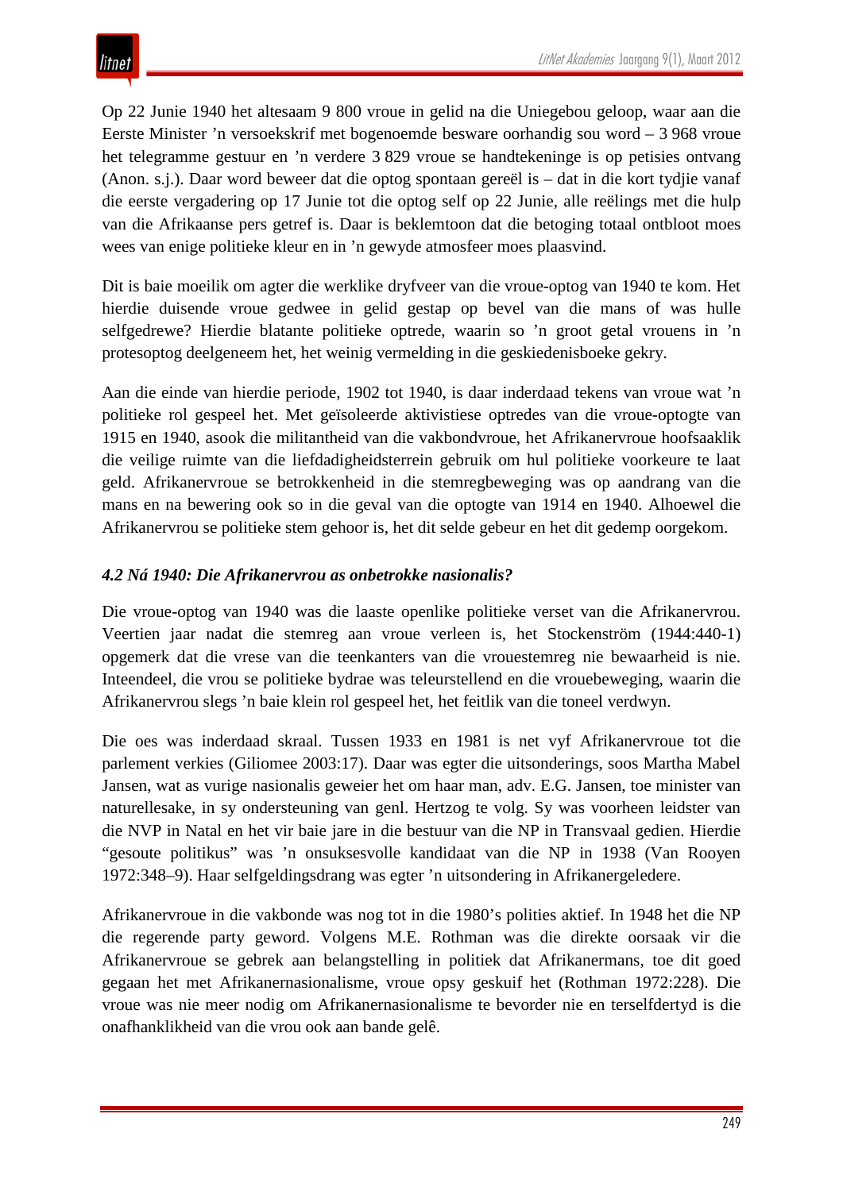Op 22 Junie 1940 het altesaam 9 800 vroue in gelid na die Uniegebou geloop, waar aan die Eerste Minister 'n versoekskrif met bogenoemde besware oorhandig sou word – 3 968 vroue het telegramme gestuur en 'n verdere 3 829 vroue se handtekeninge is op petisies ontvang (Anon. s.j.). Daar word beweer dat die optog spontaan gereël is – dat in die kort tydjie vanaf die eerste vergadering op 17 Junie tot die optog self op 22 Junie, alle reëlings met die hulp van die Afrikaanse pers getref is. Daar is beklemtoon dat die betoging totaal ontbloot moes wees van enige politieke kleur en in 'n gewyde atmosfeer moes plaasvind.

Dit is baie moeilik om agter die werklike dryfveer van die vroue-optog van 1940 te kom. Het hierdie duisende vroue gedwee in gelid gestap op bevel van die mans of was hulle selfgedrewe? Hierdie blatante politieke optrede, waarin so 'n groot getal vrouens in 'n protesoptog deelgeneem het, het weinig vermelding in die geskiedenisboeke gekry.

Aan die einde van hierdie periode, 1902 tot 1940, is daar inderdaad tekens van vroue wat 'n politieke rol gespeel het. Met geïsoleerde aktivistiese optredes van die vroue-optogte van 1915 en 1940, asook die militantheid van die vakbondvroue, het Afrikanervroue hoofsaaklik die veilige ruimte van die liefdadigheidsterrein gebruik om hul politieke voorkeure te laat geld. Afrikanervroue se betrokkenheid in die stemregbeweging was op aandrang van die mans en na bewering ook so in die geval van die optogte van 1914 en 1940. Alhoewel die Afrikanervrou se politieke stem gehoor is, het dit selde gebeur en het dit gedemp oorgekom.

### *4.2 Ná 1940: Die Afrikanervrou as onbetrokke nasionalis?*

Die vroue-optog van 1940 was die laaste openlike politieke verset van die Afrikanervrou. Veertien jaar nadat die stemreg aan vroue verleen is, het Stockenström (1944:440-1) opgemerk dat die vrese van die teenkanters van die vrouestemreg nie bewaarheid is nie. Inteendeel, die vrou se politieke bydrae was teleurstellend en die vrouebeweging, waarin die Afrikanervrou slegs 'n baie klein rol gespeel het, het feitlik van die toneel verdwyn.

Die oes was inderdaad skraal. Tussen 1933 en 1981 is net vyf Afrikanervroue tot die parlement verkies (Giliomee 2003:17). Daar was egter die uitsonderings, soos Martha Mabel Jansen, wat as vurige nasionalis geweier het om haar man, adv. E.G. Jansen, toe minister van naturellesake, in sy ondersteuning van genl. Hertzog te volg. Sy was voorheen leidster van die NVP in Natal en het vir baie jare in die bestuur van die NP in Transvaal gedien. Hierdie "gesoute politikus" was 'n onsuksesvolle kandidaat van die NP in 1938 (Van Rooyen 1972:348–9). Haar selfgeldingsdrang was egter 'n uitsondering in Afrikanergeledere.

Afrikanervroue in die vakbonde was nog tot in die 1980's polities aktief. In 1948 het die NP die regerende party geword. Volgens M.E. Rothman was die direkte oorsaak vir die Afrikanervroue se gebrek aan belangstelling in politiek dat Afrikanermans, toe dit goed gegaan het met Afrikanernasionalisme, vroue opsy geskuif het (Rothman 1972:228). Die vroue was nie meer nodig om Afrikanernasionalisme te bevorder nie en terselfdertyd is die onafhanklikheid van die vrou ook aan bande gelê.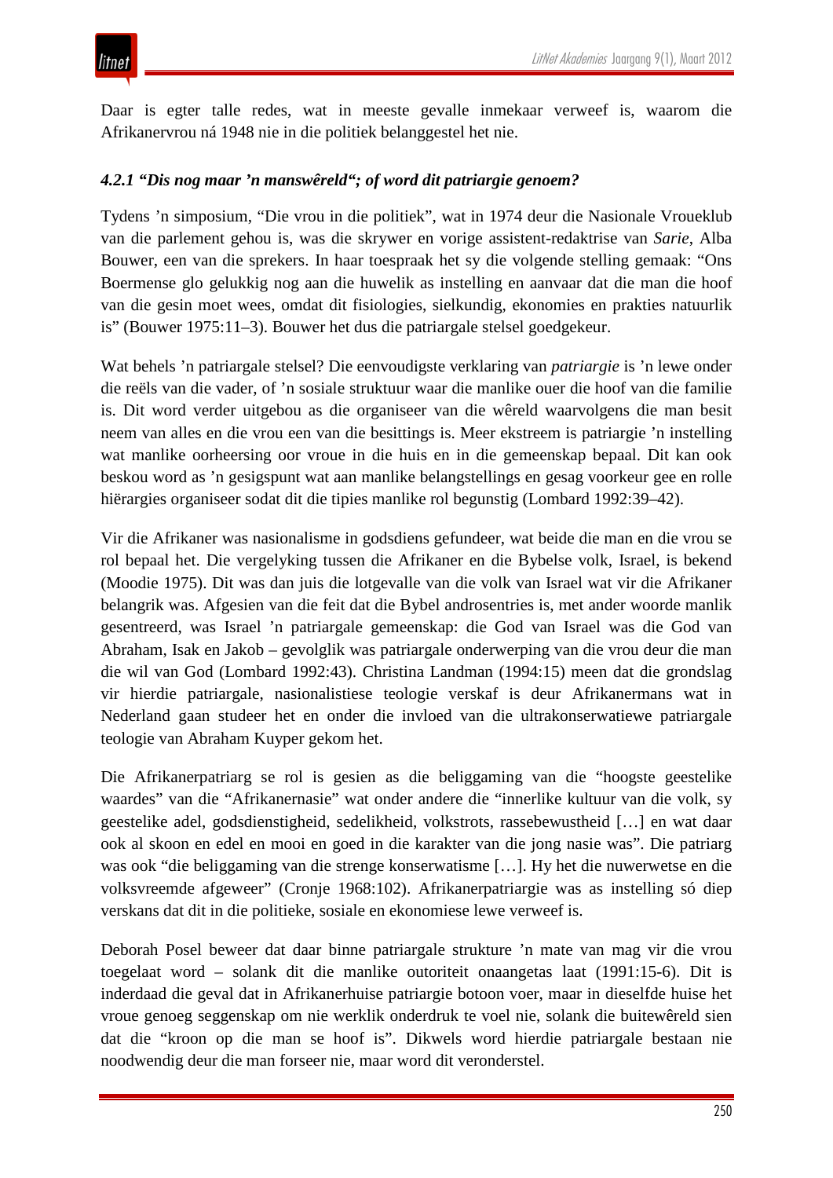Daar is egter talle redes, wat in meeste gevalle inmekaar verweef is, waarom die Afrikanervrou ná 1948 nie in die politiek belanggestel het nie.

#### *4.2.1 "Dis nog maar 'n manswêreld"; of word dit patriargie genoem?*

Tydens 'n simposium, "Die vrou in die politiek", wat in 1974 deur die Nasionale Vroueklub van die parlement gehou is, was die skrywer en vorige assistent-redaktrise van *Sarie*, Alba Bouwer, een van die sprekers. In haar toespraak het sy die volgende stelling gemaak: "Ons Boermense glo gelukkig nog aan die huwelik as instelling en aanvaar dat die man die hoof van die gesin moet wees, omdat dit fisiologies, sielkundig, ekonomies en prakties natuurlik is" (Bouwer 1975:11–3). Bouwer het dus die patriargale stelsel goedgekeur.

Wat behels 'n patriargale stelsel? Die eenvoudigste verklaring van *patriargie* is 'n lewe onder die reëls van die vader, of 'n sosiale struktuur waar die manlike ouer die hoof van die familie is. Dit word verder uitgebou as die organiseer van die wêreld waarvolgens die man besit neem van alles en die vrou een van die besittings is. Meer ekstreem is patriargie 'n instelling wat manlike oorheersing oor vroue in die huis en in die gemeenskap bepaal. Dit kan ook beskou word as 'n gesigspunt wat aan manlike belangstellings en gesag voorkeur gee en rolle hiërargies organiseer sodat dit die tipies manlike rol begunstig (Lombard 1992:39–42).

Vir die Afrikaner was nasionalisme in godsdiens gefundeer, wat beide die man en die vrou se rol bepaal het. Die vergelyking tussen die Afrikaner en die Bybelse volk, Israel, is bekend (Moodie 1975). Dit was dan juis die lotgevalle van die volk van Israel wat vir die Afrikaner belangrik was. Afgesien van die feit dat die Bybel androsentries is, met ander woorde manlik gesentreerd, was Israel 'n patriargale gemeenskap: die God van Israel was die God van Abraham, Isak en Jakob – gevolglik was patriargale onderwerping van die vrou deur die man die wil van God (Lombard 1992:43). Christina Landman (1994:15) meen dat die grondslag vir hierdie patriargale, nasionalistiese teologie verskaf is deur Afrikanermans wat in Nederland gaan studeer het en onder die invloed van die ultrakonserwatiewe patriargale teologie van Abraham Kuyper gekom het.

Die Afrikanerpatriarg se rol is gesien as die beliggaming van die "hoogste geestelike waardes" van die "Afrikanernasie" wat onder andere die "innerlike kultuur van die volk, sy geestelike adel, godsdienstigheid, sedelikheid, volkstrots, rassebewustheid […] en wat daar ook al skoon en edel en mooi en goed in die karakter van die jong nasie was". Die patriarg was ook "die beliggaming van die strenge konserwatisme […]. Hy het die nuwerwetse en die volksvreemde afgeweer" (Cronje 1968:102). Afrikanerpatriargie was as instelling só diep verskans dat dit in die politieke, sosiale en ekonomiese lewe verweef is.

Deborah Posel beweer dat daar binne patriargale strukture 'n mate van mag vir die vrou toegelaat word – solank dit die manlike outoriteit onaangetas laat (1991:15-6). Dit is inderdaad die geval dat in Afrikanerhuise patriargie botoon voer, maar in dieselfde huise het vroue genoeg seggenskap om nie werklik onderdruk te voel nie, solank die buitewêreld sien dat die "kroon op die man se hoof is". Dikwels word hierdie patriargale bestaan nie noodwendig deur die man forseer nie, maar word dit veronderstel.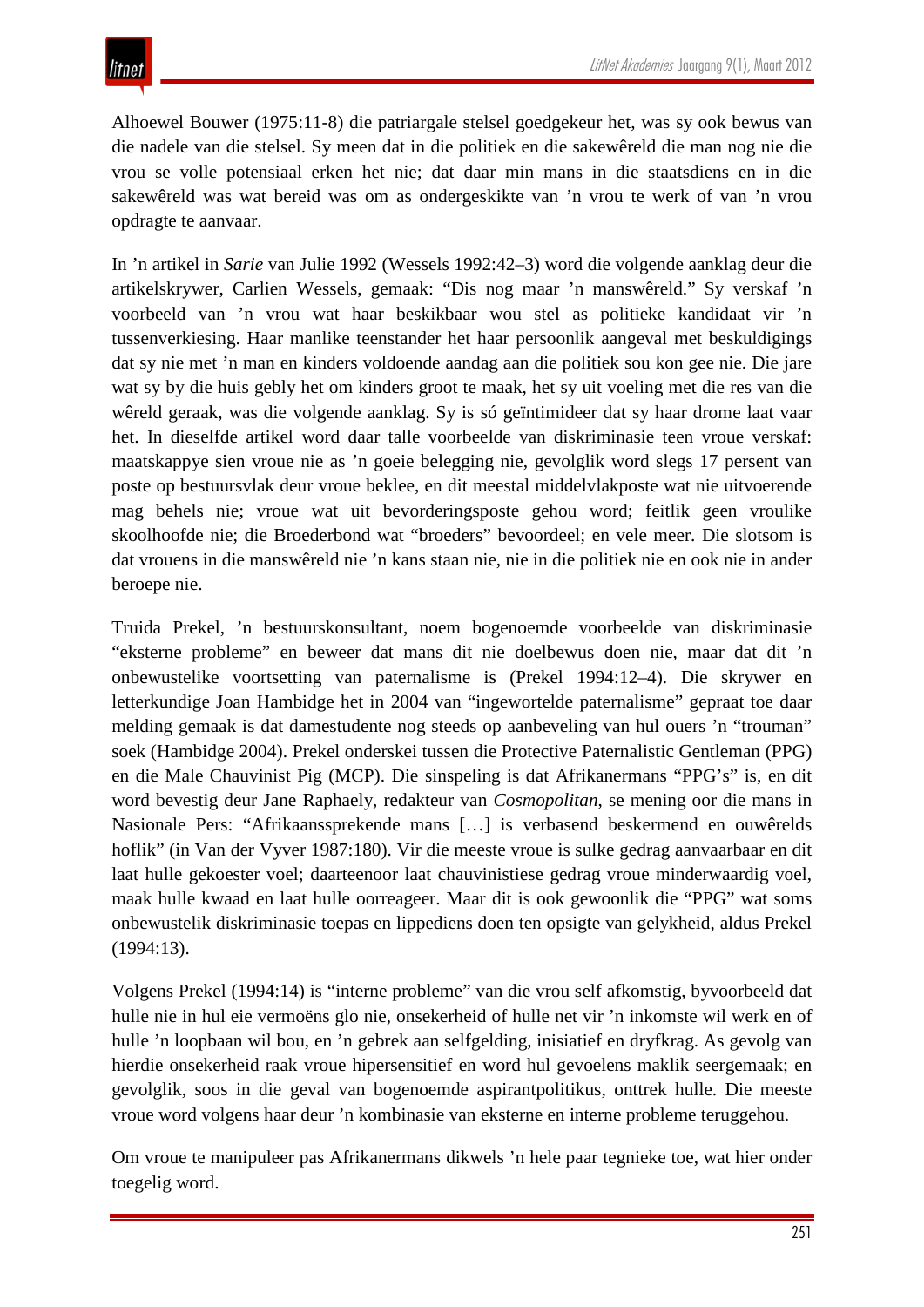Alhoewel Bouwer (1975:11-8) die patriargale stelsel goedgekeur het, was sy ook bewus van die nadele van die stelsel. Sy meen dat in die politiek en die sakewêreld die man nog nie die vrou se volle potensiaal erken het nie; dat daar min mans in die staatsdiens en in die sakewêreld was wat bereid was om as ondergeskikte van ’n vrou te werk of van ’n vrou opdragte te aanvaar.

In ’n artikel in *Sarie* van Julie 1992 (Wessels 1992:42–3) word die volgende aanklag deur die artikelskrywer, Carlien Wessels, gemaak: “Dis nog maar ’n manswêreld.” Sy verskaf ’n voorbeeld van ’n vrou wat haar beskikbaar wou stel as politieke kandidaat vir ’n tussenverkiesing. Haar manlike teenstander het haar persoonlik aangeval met beskuldigings dat sy nie met ’n man en kinders voldoende aandag aan die politiek sou kon gee nie. Die jare wat sy by die huis gebly het om kinders groot te maak, het sy uit voeling met die res van die wêreld geraak, was die volgende aanklag. Sy is só geïntimideer dat sy haar drome laat vaar het. In dieselfde artikel word daar talle voorbeelde van diskriminasie teen vroue verskaf: maatskappye sien vroue nie as ’n goeie belegging nie, gevolglik word slegs 17 persent van poste op bestuursvlak deur vroue beklee, en dit meestal middelvlakposte wat nie uitvoerende mag behels nie; vroue wat uit bevorderingsposte gehou word; feitlik geen vroulike skoolhoofde nie; die Broederbond wat “broeders” bevoordeel; en vele meer. Die slotsom is dat vrouens in die manswêreld nie ’n kans staan nie, nie in die politiek nie en ook nie in ander beroepe nie.

Truida Prekel, ’n bestuurskonsultant, noem bogenoemde voorbeelde van diskriminasie “eksterne probleme” en beweer dat mans dit nie doelbewus doen nie, maar dat dit ’n onbewustelike voortsetting van paternalisme is (Prekel 1994:12–4). Die skrywer en letterkundige Joan Hambidge het in 2004 van “ingewortelde paternalisme” gepraat toe daar melding gemaak is dat damestudente nog steeds op aanbeveling van hul ouers ’n “trouman” soek (Hambidge 2004). Prekel onderskei tussen die Protective Paternalistic Gentleman (PPG) en die Male Chauvinist Pig (MCP). Die sinspeling is dat Afrikanermans “PPG’s” is, en dit word bevestig deur Jane Raphaely, redakteur van *Cosmopolitan*, se mening oor die mans in Nasionale Pers: “Afrikaanssprekende mans […] is verbasend beskermend en ouwêrelds hoflik” (in Van der Vyver 1987:180). Vir die meeste vroue is sulke gedrag aanvaarbaar en dit laat hulle gekoester voel; daarteenoor laat chauvinistiese gedrag vroue minderwaardig voel, maak hulle kwaad en laat hulle oorreageer. Maar dit is ook gewoonlik die “PPG” wat soms onbewustelik diskriminasie toepas en lippediens doen ten opsigte van gelykheid, aldus Prekel (1994:13).

Volgens Prekel (1994:14) is “interne probleme” van die vrou self afkomstig, byvoorbeeld dat hulle nie in hul eie vermoëns glo nie, onsekerheid of hulle net vir ’n inkomste wil werk en of hulle ’n loopbaan wil bou, en ’n gebrek aan selfgelding, inisiatief en dryfkrag. As gevolg van hierdie onsekerheid raak vroue hipersensitief en word hul gevoelens maklik seergemaak; en gevolglik, soos in die geval van bogenoemde aspirantpolitikus, onttrek hulle. Die meeste vroue word volgens haar deur ’n kombinasie van eksterne en interne probleme teruggehou.

Om vroue te manipuleer pas Afrikanermans dikwels ’n hele paar tegnieke toe, wat hier onder toegelig word.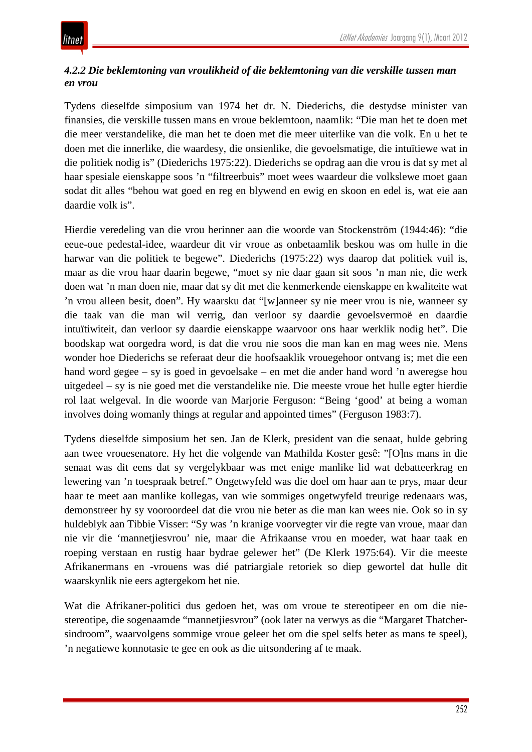#### *4.2.2 Die beklemtoning van vroulikheid of die beklemtoning van die verskille tussen man en vrou*

Tydens dieselfde simposium van 1974 het dr. N. Diederichs, die destydse minister van finansies, die verskille tussen mans en vroue beklemtoon, naamlik: “Die man het te doen met die meer verstandelike, die man het te doen met die meer uiterlike van die volk. En u het te doen met die innerlike, die waardesy, die onsienlike, die gevoelsmatige, die intuïtiewe wat in die politiek nodig is” (Diederichs 1975:22). Diederichs se opdrag aan die vrou is dat sy met al haar spesiale eienskappe soos ’n “filtreerbuis” moet wees waardeur die volkslewe moet gaan sodat dit alles “behou wat goed en reg en blywend en ewig en skoon en edel is, wat eie aan daardie volk is”.

Hierdie veredeling van die vrou herinner aan die woorde van Stockenström (1944:46): “die eeue-oue pedestal-idee, waardeur dit vir vroue as onbetaamlik beskou was om hulle in die harwar van die politiek te begewe”. Diederichs (1975:22) wys daarop dat politiek vuil is, maar as die vrou haar daarin begewe, “moet sy nie daar gaan sit soos ’n man nie, die werk doen wat ’n man doen nie, maar dat sy dit met die kenmerkende eienskappe en kwaliteite wat ’n vrou alleen besit, doen”. Hy waarsku dat “[w]anneer sy nie meer vrou is nie, wanneer sy die taak van die man wil verrig, dan verloor sy daardie gevoelsvermoë en daardie intuïtiwiteit, dan verloor sy daardie eienskappe waarvoor ons haar werklik nodig het”. Die boodskap wat oorgedra word, is dat die vrou nie soos die man kan en mag wees nie. Mens wonder hoe Diederichs se referaat deur die hoofsaaklik vrouegehoor ontvang is; met die een hand word gegee – sy is goed in gevoelsake – en met die ander hand word ’n aweregse hou uitgedeel – sy is nie goed met die verstandelike nie. Die meeste vroue het hulle egter hierdie rol laat welgeval. In die woorde van Marjorie Ferguson: “Being ‘good’ at being a woman involves doing womanly things at regular and appointed times” (Ferguson 1983:7).

Tydens dieselfde simposium het sen. Jan de Klerk, president van die senaat, hulde gebring aan twee vrouesenatore. Hy het die volgende van Mathilda Koster gesê: ”[O]ns mans in die senaat was dit eens dat sy vergelykbaar was met enige manlike lid wat debatteerkrag en lewering van ’n toespraak betref.” Ongetwyfeld was die doel om haar aan te prys, maar deur haar te meet aan manlike kollegas, van wie sommiges ongetwyfeld treurige redenaars was, demonstreer hy sy vooroordeel dat die vrou nie beter as die man kan wees nie. Ook so in sy huldeblyk aan Tibbie Visser: “Sy was ’n kranige voorvegter vir die regte van vroue, maar dan nie vir die ‘mannetjiesvrou’ nie, maar die Afrikaanse vrou en moeder, wat haar taak en roeping verstaan en rustig haar bydrae gelewer het” (De Klerk 1975:64). Vir die meeste Afrikanermans en -vrouens was dié patriargiale retoriek so diep gewortel dat hulle dit waarskynlik nie eers agtergekom het nie.

Wat die Afrikaner-politici dus gedoen het, was om vroue te stereotipeer en om die nie-stereotipe, die sogenaamde “mannetjiesvrou” (ook later na verwys as die “Margaret Thatcher-sindroom”, waarvolgens sommige vroue geleer het om die spel selfs beter as mans te speel), ’n negatiewe konnotasie te gee en ook as die uitsondering af te maak.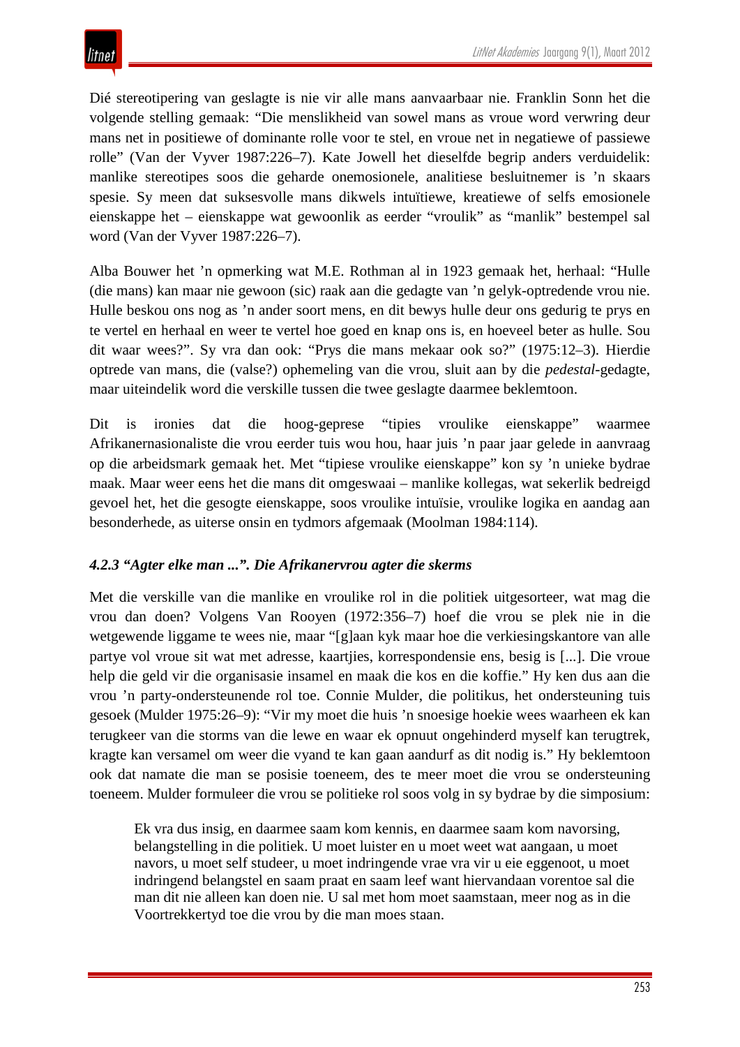Dié stereotipering van geslagte is nie vir alle mans aanvaarbaar nie. Franklin Sonn het die volgende stelling gemaak: "Die menslikheid van sowel mans as vroue word verwring deur mans net in positiewe of dominante rolle voor te stel, en vroue net in negatiewe of passiewe rolle" (Van der Vyver 1987:226–7). Kate Jowell het dieselfde begrip anders verduidelik: manlike stereotipes soos die geharde onemosionele, analitiese besluitnemer is 'n skaars spesie. Sy meen dat suksesvolle mans dikwels intuïtiewe, kreatiewe of selfs emosionele eienskappe het – eienskappe wat gewoonlik as eerder "vroulik" as "manlik" bestempel sal word (Van der Vyver 1987:226–7).

Alba Bouwer het 'n opmerking wat M.E. Rothman al in 1923 gemaak het, herhaal: "Hulle (die mans) kan maar nie gewoon (sic) raak aan die gedagte van 'n gelyk-optredende vrou nie. Hulle beskou ons nog as 'n ander soort mens, en dit bewys hulle deur ons gedurig te prys en te vertel en herhaal en weer te vertel hoe goed en knap ons is, en hoeveel beter as hulle. Sou dit waar wees?". Sy vra dan ook: "Prys die mans mekaar ook so?" (1975:12–3). Hierdie optrede van mans, die (valse?) ophemeling van die vrou, sluit aan by die *pedestal*-gedagte, maar uiteindelik word die verskille tussen die twee geslagte daarmee beklemtoon.

Dit is ironies dat die hoog-geprese "tipies vroulike eienskappe" waarmee Afrikanernasionaliste die vrou eerder tuis wou hou, haar juis 'n paar jaar gelede in aanvraag op die arbeidsmark gemaak het. Met "tipiese vroulike eienskappe" kon sy 'n unieke bydrae maak. Maar weer eens het die mans dit omgeswaai – manlike kollegas, wat sekerlik bedreigd gevoel het, het die gesogte eienskappe, soos vroulike intuïsie, vroulike logika en aandag aan besonderhede, as uiterse onsin en tydmors afgemaak (Moolman 1984:114).

#### *4.2.3 "Agter elke man ...". Die Afrikanervrou agter die skerms*

Met die verskille van die manlike en vroulike rol in die politiek uitgesorteer, wat mag die vrou dan doen? Volgens Van Rooyen (1972:356–7) hoef die vrou se plek nie in die wetgewende liggame te wees nie, maar "[g]aan kyk maar hoe die verkiesingskantore van alle partye vol vroue sit wat met adresse, kaartjies, korrespondensie ens, besig is [...]. Die vroue help die geld vir die organisasie insamel en maak die kos en die koffie." Hy ken dus aan die vrou 'n party-ondersteunende rol toe. Connie Mulder, die politikus, het ondersteuning tuis gesoek (Mulder 1975:26–9): "Vir my moet die huis 'n snoesige hoekie wees waarheen ek kan terugkeer van die storms van die lewe en waar ek opnuut ongehinderd myself kan terugtrek, kragte kan versamel om weer die vyand te kan gaan aandurf as dit nodig is." Hy beklemtoon ook dat namate die man se posisie toeneem, des te meer moet die vrou se ondersteuning toeneem. Mulder formuleer die vrou se politieke rol soos volg in sy bydrae by die simposium:

> Ek vra dus insig, en daarmee saam kom kennis, en daarmee saam kom navorsing, belangstelling in die politiek. U moet luister en u moet weet wat aangaan, u moet navors, u moet self studeer, u moet indringende vrae vra vir u eie eggenoot, u moet indringend belangstel en saam praat en saam leef want hiervandaan vorentoe sal die man dit nie alleen kan doen nie. U sal met hom moet saamstaan, meer nog as in die Voortrekkertyd toe die vrou by die man moes staan.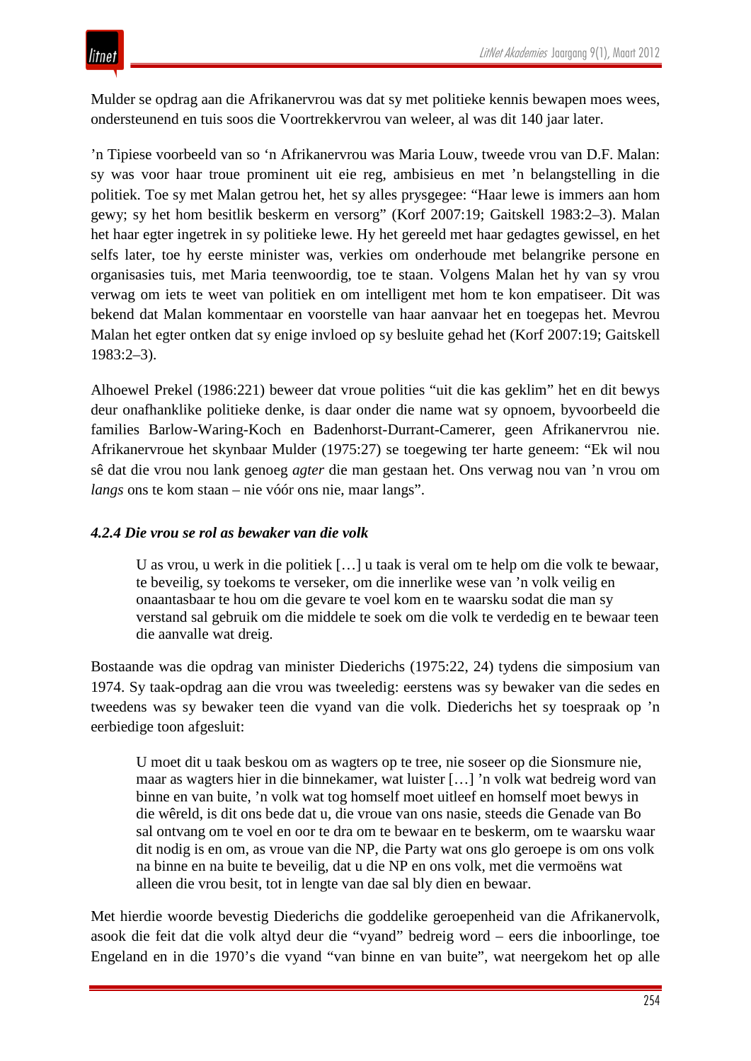Mulder se opdrag aan die Afrikanervrou was dat sy met politieke kennis bewapen moes wees, ondersteunend en tuis soos die Voortrekkervrou van weleer, al was dit 140 jaar later.

’n Tipiese voorbeeld van so ‘n Afrikanervrou was Maria Louw, tweede vrou van D.F. Malan: sy was voor haar troue prominent uit eie reg, ambisieus en met ’n belangstelling in die politiek. Toe sy met Malan getrou het, het sy alles prysgegee: “Haar lewe is immers aan hom gewy; sy het hom besitlik beskerm en versorg” (Korf 2007:19; Gaitskell 1983:2–3). Malan het haar egter ingetrek in sy politieke lewe. Hy het gereeld met haar gedagtes gewissel, en het selfs later, toe hy eerste minister was, verkies om onderhoude met belangrike persone en organisasies tuis, met Maria teenwoordig, toe te staan. Volgens Malan het hy van sy vrou verwag om iets te weet van politiek en om intelligent met hom te kon empatiseer. Dit was bekend dat Malan kommentaar en voorstelle van haar aanvaar het en toegepas het. Mevrou Malan het egter ontken dat sy enige invloed op sy besluite gehad het (Korf 2007:19; Gaitskell 1983:2–3).

Alhoewel Prekel (1986:221) beweer dat vroue polities “uit die kas geklim” het en dit bewys deur onafhanklike politieke denke, is daar onder die name wat sy opnoem, byvoorbeeld die families Barlow-Waring-Koch en Badenhorst-Durrant-Camerer, geen Afrikanervrou nie. Afrikanervroue het skynbaar Mulder (1975:27) se toegewing ter harte geneem: “Ek wil nou sê dat die vrou nou lank genoeg *agter* die man gestaan het. Ons verwag nou van ’n vrou om *langs* ons te kom staan – nie vóór ons nie, maar langs”.

#### *4.2.4 Die vrou se rol as bewaker van die volk*

> U as vrou, u werk in die politiek […] u taak is veral om te help om die volk te bewaar, te beveilig, sy toekoms te verseker, om die innerlike wese van ’n volk veilig en onaantasbaar te hou om die gevare te voel kom en te waarsku sodat die man sy verstand sal gebruik om die middele te soek om die volk te verdedig en te bewaar teen die aanvalle wat dreig.

Bostaande was die opdrag van minister Diederichs (1975:22, 24) tydens die simposium van 1974. Sy taak-opdrag aan die vrou was tweeledig: eerstens was sy bewaker van die sedes en tweedens was sy bewaker teen die vyand van die volk. Diederichs het sy toespraak op ’n eerbiedige toon afgesluit:

> U moet dit u taak beskou om as wagters op te tree, nie soseer op die Sionsmure nie, maar as wagters hier in die binnekamer, wat luister […] ’n volk wat bedreig word van binne en van buite, ’n volk wat tog homself moet uitleef en homself moet bewys in die wêreld, is dit ons bede dat u, die vroue van ons nasie, steeds die Genade van Bo sal ontvang om te voel en oor te dra om te bewaar en te beskerm, om te waarsku waar dit nodig is en om, as vroue van die NP, die Party wat ons glo geroepe is om ons volk na binne en na buite te beveilig, dat u die NP en ons volk, met die vermoëns wat alleen die vrou besit, tot in lengte van dae sal bly dien en bewaar.

Met hierdie woorde bevestig Diederichs die goddelike geroepenheid van die Afrikanervolk, asook die feit dat die volk altyd deur die “vyand” bedreig word – eers die inboorlinge, toe Engeland en in die 1970’s die vyand “van binne en van buite”, wat neergekom het op alle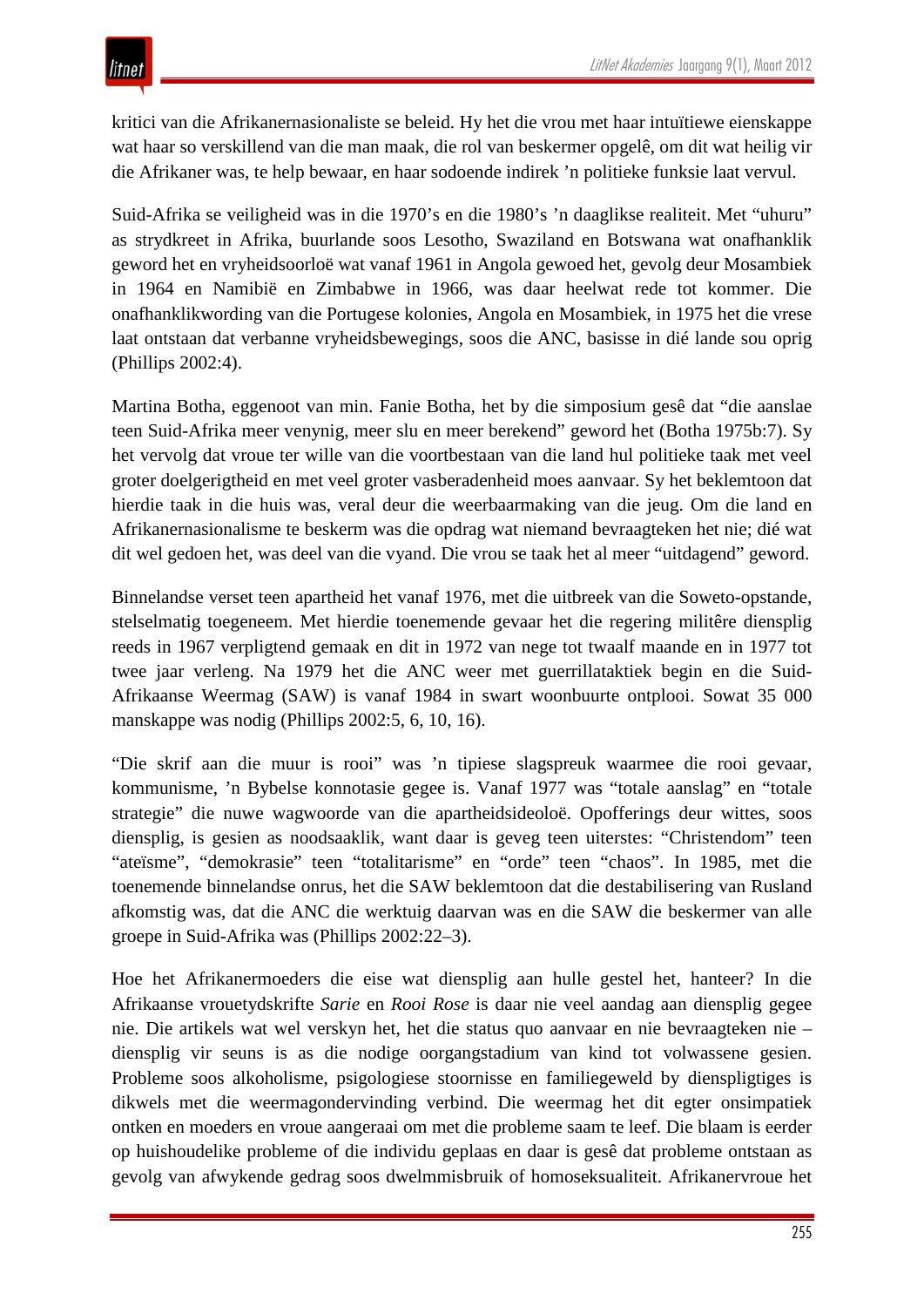kritici van die Afrikanernasionaliste se beleid. Hy het die vrou met haar intuïtiewe eienskappe wat haar so verskillend van die man maak, die rol van beskermer opgelê, om dit wat heilig vir die Afrikaner was, te help bewaar, en haar sodoende indirek ’n politieke funksie laat vervul.

Suid-Afrika se veiligheid was in die 1970’s en die 1980’s ’n daaglikse realiteit. Met “uhuru” as strydkreet in Afrika, buurlande soos Lesotho, Swaziland en Botswana wat onafhanklik geword het en vryheidsoorloë wat vanaf 1961 in Angola gewoed het, gevolg deur Mosambiek in 1964 en Namibië en Zimbabwe in 1966, was daar heelwat rede tot kommer. Die onafhanklikwording van die Portugese kolonies, Angola en Mosambiek, in 1975 het die vrese laat ontstaan dat verbanne vryheidsbewegings, soos die ANC, basisse in dié lande sou oprig (Phillips 2002:4).

Martina Botha, eggenoot van min. Fanie Botha, het by die simposium gesê dat “die aanslae teen Suid-Afrika meer venynig, meer slu en meer berekend” geword het (Botha 1975b:7). Sy het vervolg dat vroue ter wille van die voortbestaan van die land hul politieke taak met veel groter doelgerigtheid en met veel groter vasberadenheid moes aanvaar. Sy het beklemtoon dat hierdie taak in die huis was, veral deur die weerbaarmaking van die jeug. Om die land en Afrikanernasionalisme te beskerm was die opdrag wat niemand bevraagteken het nie; dié wat dit wel gedoen het, was deel van die vyand. Die vrou se taak het al meer “uitdagend” geword.

Binnelandse verset teen apartheid het vanaf 1976, met die uitbreek van die Soweto-opstande, stelselmatig toegeneem. Met hierdie toenemende gevaar het die regering militêre diensplig reeds in 1967 verpligtend gemaak en dit in 1972 van nege tot twaalf maande en in 1977 tot twee jaar verleng. Na 1979 het die ANC weer met guerrillataktiek begin en die Suid-Afrikaanse Weermag (SAW) is vanaf 1984 in swart woonbuurte ontplooi. Sowat 35 000 manskappe was nodig (Phillips 2002:5, 6, 10, 16).

“Die skrif aan die muur is rooi” was ’n tipiese slagspreuk waarmee die rooi gevaar, kommunisme, ’n Bybelse konnotasie gegee is. Vanaf 1977 was “totale aanslag” en “totale strategie” die nuwe wagwoorde van die apartheidsideoloë. Opofferings deur wittes, soos diensplig, is gesien as noodsaaklik, want daar is geveg teen uiterstes: “Christendom” teen “ateïsme”, “demokrasie” teen “totalitarisme” en “orde” teen “chaos”. In 1985, met die toenemende binnelandse onrus, het die SAW beklemtoon dat die destabilisering van Rusland afkomstig was, dat die ANC die werktuig daarvan was en die SAW die beskermer van alle groepe in Suid-Afrika was (Phillips 2002:22–3).

Hoe het Afrikanermoeders die eise wat diensplig aan hulle gestel het, hanteer? In die Afrikaanse vrouetydskrifte *Sarie* en *Rooi Rose* is daar nie veel aandag aan diensplig gegee nie. Die artikels wat wel verskyn het, het die status quo aanvaar en nie bevraagteken nie – diensplig vir seuns is as die nodige oorgangstadium van kind tot volwassene gesien. Probleme soos alkoholisme, psigologiese stoornisse en familiegeweld by dienspligtiges is dikwels met die weermagondervinding verbind. Die weermag het dit egter onsimpatiek ontken en moeders en vroue aangeraai om met die probleme saam te leef. Die blaam is eerder op huishoudelike probleme of die individu geplaas en daar is gesê dat probleme ontstaan as gevolg van afwykende gedrag soos dwelmmisbruik of homoseksualiteit. Afrikanervroue het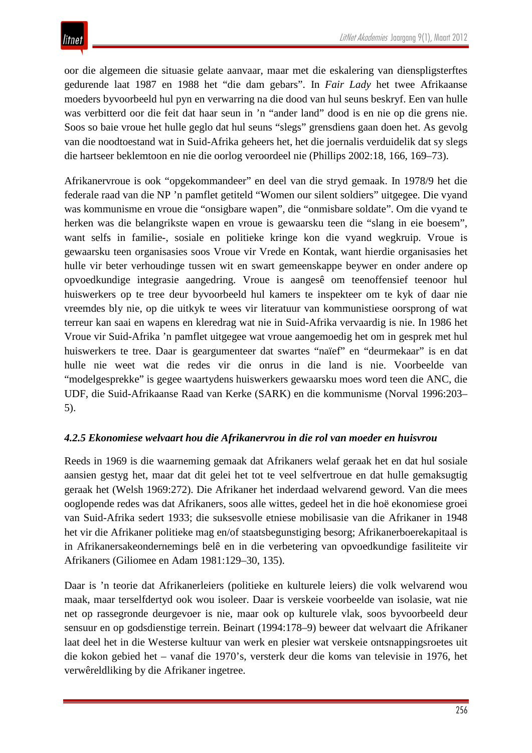oor die algemeen die situasie gelate aanvaar, maar met die eskalering van dienspligsterftes gedurende laat 1987 en 1988 het "die dam gebars". In *Fair Lady* het twee Afrikaanse moeders byvoorbeeld hul pyn en verwarring na die dood van hul seuns beskryf. Een van hulle was verbitterd oor die feit dat haar seun in 'n "ander land" dood is en nie op die grens nie. Soos so baie vroue het hulle geglo dat hul seuns "slegs" grensdiens gaan doen het. As gevolg van die noodtoestand wat in Suid-Afrika geheers het, het die joernalis verduidelik dat sy slegs die hartseer beklemtoon en nie die oorlog veroordeel nie (Phillips 2002:18, 166, 169–73).

Afrikanervroue is ook "opgekommandeer" en deel van die stryd gemaak. In 1978/9 het die federale raad van die NP 'n pamflet getiteld "Women our silent soldiers" uitgegee. Die vyand was kommunisme en vroue die "onsigbare wapen", die "onmisbare soldate". Om die vyand te herken was die belangrikste wapen en vroue is gewaarsku teen die "slang in eie boesem", want selfs in familie-, sosiale en politieke kringe kon die vyand wegkruip. Vroue is gewaarsku teen organisasies soos Vroue vir Vrede en Kontak, want hierdie organisasies het hulle vir beter verhoudinge tussen wit en swart gemeenskappe beywer en onder andere op opvoedkundige integrasie aangedring. Vroue is aangesê om teenoffensief teenoor hul huiswerkers op te tree deur byvoorbeeld hul kamers te inspekteer om te kyk of daar nie vreemdes bly nie, op die uitkyk te wees vir literatuur van kommunistiese oorsprong of wat terreur kan saai en wapens en kleredrag wat nie in Suid-Afrika vervaardig is nie. In 1986 het Vroue vir Suid-Afrika 'n pamflet uitgegee wat vroue aangemoedig het om in gesprek met hul huiswerkers te tree. Daar is geargumenteer dat swartes "naïef" en "deurmekaar" is en dat hulle nie weet wat die redes vir die onrus in die land is nie. Voorbeelde van "modelgesprekke" is gegee waartydens huiswerkers gewaarsku moes word teen die ANC, die UDF, die Suid-Afrikaanse Raad van Kerke (SARK) en die kommunisme (Norval 1996:203–5).

#### *4.2.5 Ekonomiese welvaart hou die Afrikanervrou in die rol van moeder en huisvrou*

Reeds in 1969 is die waarneming gemaak dat Afrikaners welaf geraak het en dat hul sosiale aansien gestyg het, maar dat dit gelei het tot te veel selfvertroue en dat hulle gemaksugtig geraak het (Welsh 1969:272). Die Afrikaner het inderdaad welvarend geword. Van die mees ooglopende redes was dat Afrikaners, soos alle wittes, gedeel het in die hoë ekonomiese groei van Suid-Afrika sedert 1933; die suksesvolle etniese mobilisasie van die Afrikaner in 1948 het vir die Afrikaner politieke mag en/of staatsbegunstiging besorg; Afrikanerboerekapitaal is in Afrikanersakeondernemings belê en in die verbetering van opvoedkundige fasiliteite vir Afrikaners (Giliomee en Adam 1981:129–30, 135).

Daar is 'n teorie dat Afrikanerleiers (politieke en kulturele leiers) die volk welvarend wou maak, maar terselfdertyd ook wou isoleer. Daar is verskeie voorbeelde van isolasie, wat nie net op rassegronde deurgevoer is nie, maar ook op kulturele vlak, soos byvoorbeeld deur sensuur en op godsdienstige terrein. Beinart (1994:178–9) beweer dat welvaart die Afrikaner laat deel het in die Westerse kultuur van werk en plesier wat verskeie ontsnappingsroetes uit die kokon gebied het – vanaf die 1970's, versterk deur die koms van televisie in 1976, het verwêreldliking by die Afrikaner ingetree.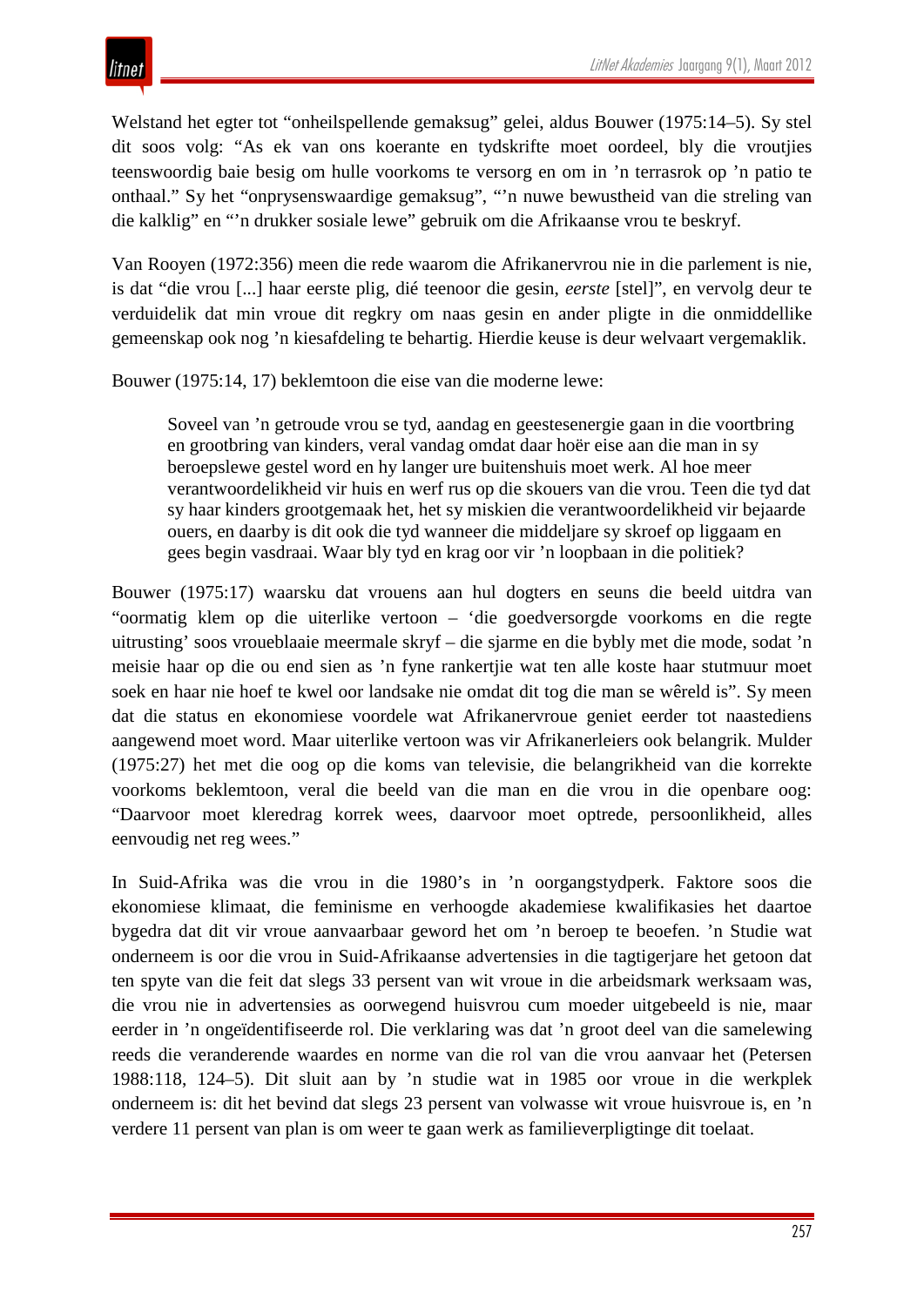Welstand het egter tot "onheilspellende gemaksug" gelei, aldus Bouwer (1975:14–5). Sy stel dit soos volg: "As ek van ons koerante en tydskrifte moet oordeel, bly die vroutjies teenswoordig baie besig om hulle voorkoms te versorg en om in 'n terrasrok op 'n patio te onthaal." Sy het "onprysenswaardige gemaksug", "'n nuwe bewustheid van die streling van die kalklig" en "'n drukker sosiale lewe" gebruik om die Afrikaanse vrou te beskryf.

Van Rooyen (1972:356) meen die rede waarom die Afrikanervrou nie in die parlement is nie, is dat "die vrou [...] haar eerste plig, dié teenoor die gesin, *eerste* [stel]", en vervolg deur te verduidelik dat min vroue dit regkry om naas gesin en ander pligte in die onmiddellike gemeenskap ook nog 'n kiesafdeling te behartig. Hierdie keuse is deur welvaart vergemaklik.

Bouwer (1975:14, 17) beklemtoon die eise van die moderne lewe:

> Soveel van 'n getroude vrou se tyd, aandag en geestesenergie gaan in die voortbring en grootbring van kinders, veral vandag omdat daar hoër eise aan die man in sy beroepslewe gestel word en hy langer ure buitenshuis moet werk. Al hoe meer verantwoordelikheid vir huis en werf rus op die skouers van die vrou. Teen die tyd dat sy haar kinders grootgemaak het, het sy miskien die verantwoordelikheid vir bejaarde ouers, en daarby is dit ook die tyd wanneer die middeljare sy skroef op liggaam en gees begin vasdraai. Waar bly tyd en krag oor vir 'n loopbaan in die politiek?

Bouwer (1975:17) waarsku dat vrouens aan hul dogters en seuns die beeld uitdra van "oormatig klem op die uiterlike vertoon – 'die goedversorgde voorkoms en die regte uitrusting' soos vroueblaaie meermale skryf – die sjarme en die bybly met die mode, sodat 'n meisie haar op die ou end sien as 'n fyne rankertjie wat ten alle koste haar stutmuur moet soek en haar nie hoef te kwel oor landsake nie omdat dit tog die man se wêreld is". Sy meen dat die status en ekonomiese voordele wat Afrikanervroue geniet eerder tot naastediens aangewend moet word. Maar uiterlike vertoon was vir Afrikanerleiers ook belangrik. Mulder (1975:27) het met die oog op die koms van televisie, die belangrikheid van die korrekte voorkoms beklemtoon, veral die beeld van die man en die vrou in die openbare oog: "Daarvoor moet kleredrag korrek wees, daarvoor moet optrede, persoonlikheid, alles eenvoudig net reg wees."

In Suid-Afrika was die vrou in die 1980's in 'n oorgangstydperk. Faktore soos die ekonomiese klimaat, die feminisme en verhoogde akademiese kwalifikasies het daartoe bygedra dat dit vir vroue aanvaarbaar geword het om 'n beroep te beoefen. 'n Studie wat onderneem is oor die vrou in Suid-Afrikaanse advertensies in die tagtigerjare het getoon dat ten spyte van die feit dat slegs 33 persent van wit vroue in die arbeidsmark werksaam was, die vrou nie in advertensies as oorwegend huisvrou cum moeder uitgebeeld is nie, maar eerder in 'n ongeïdentifiseerde rol. Die verklaring was dat 'n groot deel van die samelewing reeds die veranderende waardes en norme van die rol van die vrou aanvaar het (Petersen 1988:118, 124–5). Dit sluit aan by 'n studie wat in 1985 oor vroue in die werkplek onderneem is: dit het bevind dat slegs 23 persent van volwasse wit vroue huisvroue is, en 'n verdere 11 persent van plan is om weer te gaan werk as familieverpligtinge dit toelaat.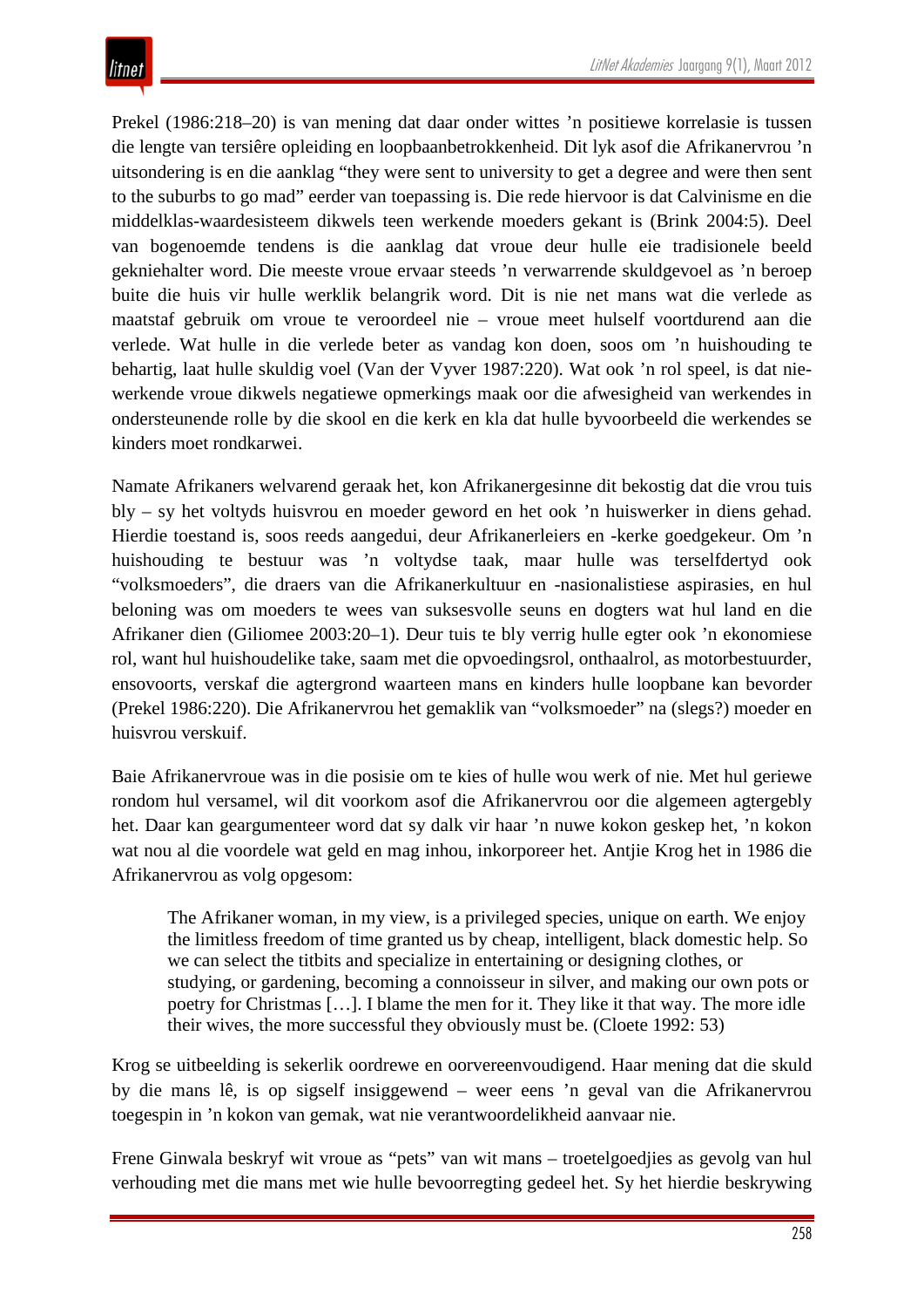Prekel (1986:218–20) is van mening dat daar onder wittes ’n positiewe korrelasie is tussen die lengte van tersiêre opleiding en loopbaanbetrokkenheid. Dit lyk asof die Afrikanervrou ’n uitsondering is en die aanklag “they were sent to university to get a degree and were then sent to the suburbs to go mad” eerder van toepassing is. Die rede hiervoor is dat Calvinisme en die middelklas-waardesisteem dikwels teen werkende moeders gekant is (Brink 2004:5). Deel van bogenoemde tendens is die aanklag dat vroue deur hulle eie tradisionele beeld gekniehalter word. Die meeste vroue ervaar steeds ’n verwarrende skuldgevoel as ’n beroep buite die huis vir hulle werklik belangrik word. Dit is nie net mans wat die verlede as maatstaf gebruik om vroue te veroordeel nie – vroue meet hulself voortdurend aan die verlede. Wat hulle in die verlede beter as vandag kon doen, soos om ’n huishouding te behartig, laat hulle skuldig voel (Van der Vyver 1987:220). Wat ook ’n rol speel, is dat nie-werkende vroue dikwels negatiewe opmerkings maak oor die afwesigheid van werkendes in ondersteunende rolle by die skool en die kerk en kla dat hulle byvoorbeeld die werkendes se kinders moet rondkarwei.

Namate Afrikaners welvarend geraak het, kon Afrikanergesinne dit bekostig dat die vrou tuis bly – sy het voltyds huisvrou en moeder geword en het ook ’n huiswerker in diens gehad. Hierdie toestand is, soos reeds aangedui, deur Afrikanerleiers en -kerke goedgekeur. Om ’n huishouding te bestuur was ’n voltydse taak, maar hulle was terselfdertyd ook “volksmoeders”, die draers van die Afrikanerkultuur en -nasionalistiese aspirasies, en hul beloning was om moeders te wees van suksesvolle seuns en dogters wat hul land en die Afrikaner dien (Giliomee 2003:20–1). Deur tuis te bly verrig hulle egter ook ’n ekonomiese rol, want hul huishoudelike take, saam met die opvoedingsrol, onthaalrol, as motorbestuurder, ensovoorts, verskaf die agtergrond waarteen mans en kinders hulle loopbane kan bevorder (Prekel 1986:220). Die Afrikanervrou het gemaklik van “volksmoeder” na (slegs?) moeder en huisvrou verskuif.

Baie Afrikanervroue was in die posisie om te kies of hulle wou werk of nie. Met hul geriewe rondom hul versamel, wil dit voorkom asof die Afrikanervrou oor die algemeen agtergebly het. Daar kan geargumenteer word dat sy dalk vir haar ’n nuwe kokon geskep het, ’n kokon wat nou al die voordele wat geld en mag inhou, inkorporeer het. Antjie Krog het in 1986 die Afrikanervrou as volg opgesom:

> The Afrikaner woman, in my view, is a privileged species, unique on earth. We enjoy the limitless freedom of time granted us by cheap, intelligent, black domestic help. So we can select the titbits and specialize in entertaining or designing clothes, or studying, or gardening, becoming a connoisseur in silver, and making our own pots or poetry for Christmas […]. I blame the men for it. They like it that way. The more idle their wives, the more successful they obviously must be. (Cloete 1992: 53)

Krog se uitbeelding is sekerlik oordrewe en oorvereenvoudigend. Haar mening dat die skuld by die mans lê, is op sigself insiggewend – weer eens ’n geval van die Afrikanervrou toegespin in ’n kokon van gemak, wat nie verantwoordelikheid aanvaar nie.

Frene Ginwala beskryf wit vroue as “pets” van wit mans – troetelgoedjies as gevolg van hul verhouding met die mans met wie hulle bevoorregting gedeel het. Sy het hierdie beskrywing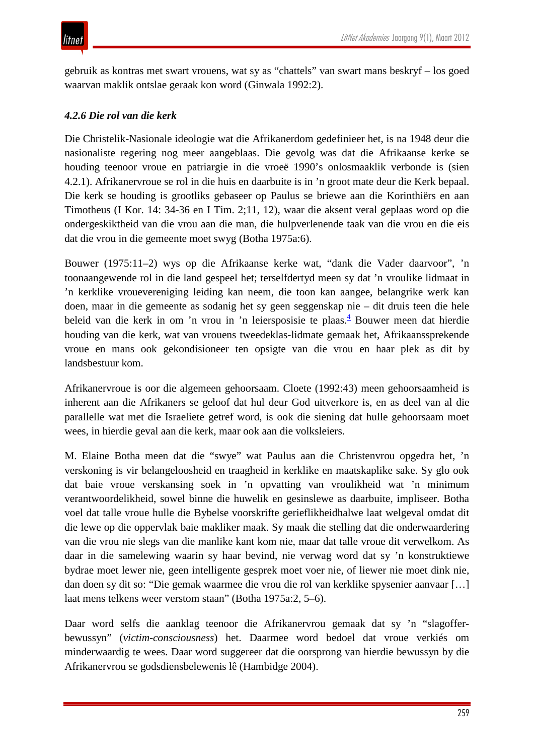gebruik as kontras met swart vrouens, wat sy as "chattels" van swart mans beskryf – los goed waarvan maklik ontslae geraak kon word (Ginwala 1992:2).

#### *4.2.6 Die rol van die kerk*

Die Christelik-Nasionale ideologie wat die Afrikanerdom gedefinieer het, is na 1948 deur die nasionaliste regering nog meer aangeblaas. Die gevolg was dat die Afrikaanse kerke se houding teenoor vroue en patriargie in die vroeë 1990's onlosmaaklik verbonde is (sien 4.2.1). Afrikanervroue se rol in die huis en daarbuite is in 'n groot mate deur die Kerk bepaal. Die kerk se houding is grootliks gebaseer op Paulus se briewe aan die Korinthiërs en aan Timotheus (I Kor. 14: 34-36 en I Tim. 2;11, 12), waar die aksent veral geplaas word op die ondergeskiktheid van die vrou aan die man, die hulpverlenende taak van die vrou en die eis dat die vrou in die gemeente moet swyg (Botha 1975a:6).

Bouwer (1975:11–2) wys op die Afrikaanse kerke wat, "dank die Vader daarvoor", 'n toonaangewende rol in die land gespeel het; terselfdertyd meen sy dat 'n vroulike lidmaat in 'n kerklike vrouevereniging leiding kan neem, die toon kan aangee, belangrike werk kan doen, maar in die gemeente as sodanig het sy geen seggenskap nie – dit druis teen die hele beleid van die kerk in om 'n vrou in 'n leiersposisie te plaas.[4] Bouwer meen dat hierdie houding van die kerk, wat van vrouens tweedeklas-lidmate gemaak het, Afrikaanssprekende vroue en mans ook gekondisioneer ten opsigte van die vrou en haar plek as dit by landsbestuur kom.

Afrikanervroue is oor die algemeen gehoorsaam. Cloete (1992:43) meen gehoorsaamheid is inherent aan die Afrikaners se geloof dat hul deur God uitverkore is, en as deel van al die parallelle wat met die Israeliete getref word, is ook die siening dat hulle gehoorsaam moet wees, in hierdie geval aan die kerk, maar ook aan die volksleiers.

M. Elaine Botha meen dat die "swye" wat Paulus aan die Christenvrou opgedra het, 'n verskoning is vir belangeloosheid en traagheid in kerklike en maatskaplike sake. Sy glo ook dat baie vroue verskansing soek in 'n opvatting van vroulikheid wat 'n minimum verantwoordelikheid, sowel binne die huwelik en gesinslewe as daarbuite, impliseer. Botha voel dat talle vroue hulle die Bybelse voorskrifte gerieflikheidhalwe laat welgeval omdat dit die lewe op die oppervlak baie makliker maak. Sy maak die stelling dat die onderwaardering van die vrou nie slegs van die manlike kant kom nie, maar dat talle vroue dit verwelkom. As daar in die samelewing waarin sy haar bevind, nie verwag word dat sy 'n konstruktiewe bydrae moet lewer nie, geen intelligente gesprek moet voer nie, of liewer nie moet dink nie, dan doen sy dit so: "Die gemak waarmee die vrou die rol van kerklike spysenier aanvaar […] laat mens telkens weer verstom staan" (Botha 1975a:2, 5–6).

Daar word selfs die aanklag teenoor die Afrikanervrou gemaak dat sy 'n "slagoffer-bewussyn" (*victim-consciousness*) het. Daarmee word bedoel dat vroue verkiés om minderwaardig te wees. Daar word suggereer dat die oorsprong van hierdie bewussyn by die Afrikanervrou se godsdiensbelewenis lê (Hambidge 2004).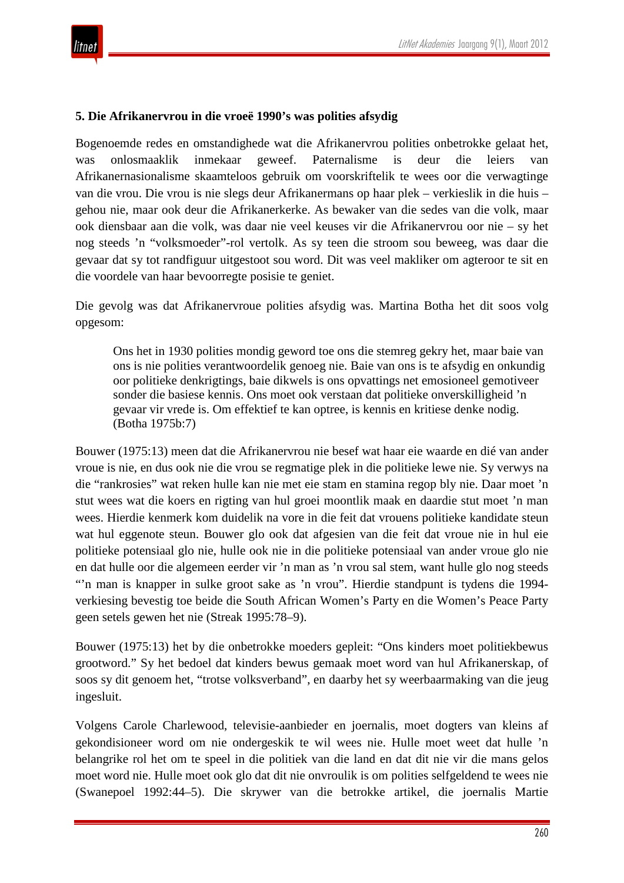### 5. Die Afrikanervrou in die vroeë 1990's was polities afsydig

Bogenoemde redes en omstandighede wat die Afrikanervrou polities onbetrokke gelaat het, was onlosmaaklik inmekaar geweef. Paternalisme is deur die leiers van Afrikanernasionalisme skaamteloos gebruik om voorskriftelik te wees oor die verwagtinge van die vrou. Die vrou is nie slegs deur Afrikanermans op haar plek – verkieslik in die huis – gehou nie, maar ook deur die Afrikanerkerke. As bewaker van die sedes van die volk, maar ook diensbaar aan die volk, was daar nie veel keuses vir die Afrikanervrou oor nie – sy het nog steeds 'n "volksmoeder"-rol vertolk. As sy teen die stroom sou beweeg, was daar die gevaar dat sy tot randfiguur uitgestoot sou word. Dit was veel makliker om agteroor te sit en die voordele van haar bevoorregte posisie te geniet.

Die gevolg was dat Afrikanervroue polities afsydig was. Martina Botha het dit soos volg opgesom:

> Ons het in 1930 polities mondig geword toe ons die stemreg gekry het, maar baie van ons is nie polities verantwoordelik genoeg nie. Baie van ons is te afsydig en onkundig oor politieke denkrigtings, baie dikwels is ons opvattings net emosioneel gemotiveer sonder die basiese kennis. Ons moet ook verstaan dat politieke onverskilligheid 'n gevaar vir vrede is. Om effektief te kan optree, is kennis en kritiese denke nodig. (Botha 1975b:7)

Bouwer (1975:13) meen dat die Afrikanervrou nie besef wat haar eie waarde en dié van ander vroue is nie, en dus ook nie die vrou se regmatige plek in die politieke lewe nie. Sy verwys na die "rankrosies" wat reken hulle kan nie met eie stam en stamina regop bly nie. Daar moet 'n stut wees wat die koers en rigting van hul groei moontlik maak en daardie stut moet 'n man wees. Hierdie kenmerk kom duidelik na vore in die feit dat vrouens politieke kandidate steun wat hul eggenote steun. Bouwer glo ook dat afgesien van die feit dat vroue nie in hul eie politieke potensiaal glo nie, hulle ook nie in die politieke potensiaal van ander vroue glo nie en dat hulle oor die algemeen eerder vir 'n man as 'n vrou sal stem, want hulle glo nog steeds "'n man is knapper in sulke groot sake as 'n vrou". Hierdie standpunt is tydens die 1994-verkiesing bevestig toe beide die South African Women's Party en die Women's Peace Party geen setels gewen het nie (Streak 1995:78–9).

Bouwer (1975:13) het by die onbetrokke moeders gepleit: "Ons kinders moet politiekbewus grootword." Sy het bedoel dat kinders bewus gemaak moet word van hul Afrikanerskap, of soos sy dit genoem het, "trotse volksverband", en daarby het sy weerbaarmaking van die jeug ingesluit.

Volgens Carole Charlewood, televisie-aanbieder en joernalis, moet dogters van kleins af gekondisioneer word om nie ondergeskik te wil wees nie. Hulle moet weet dat hulle 'n belangrike rol het om te speel in die politiek van die land en dat dit nie vir die mans gelos moet word nie. Hulle moet ook glo dat dit nie onvroulik is om polities selfgeldend te wees nie (Swanepoel 1992:44–5). Die skrywer van die betrokke artikel, die joernalis Martie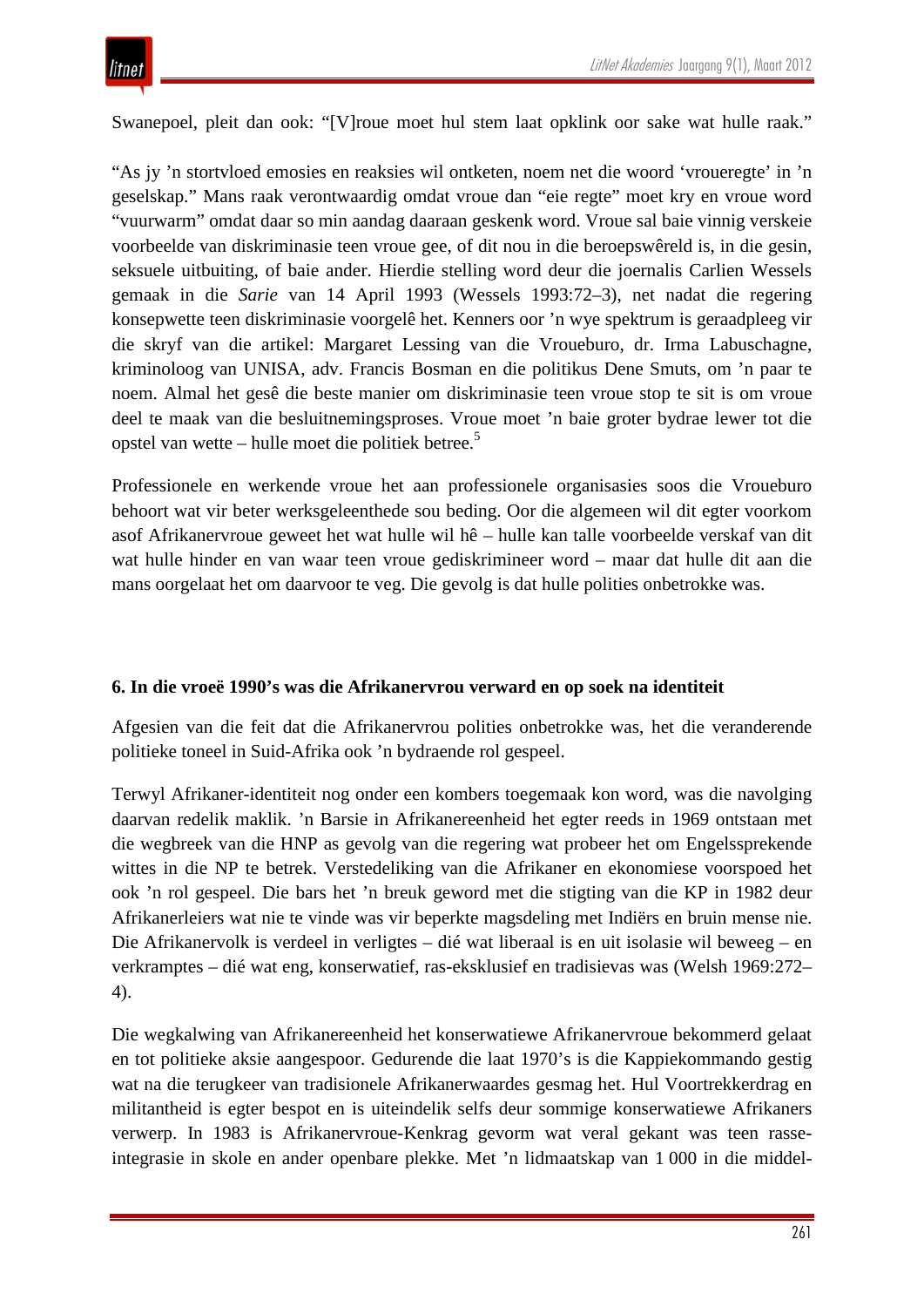Swanepoel, pleit dan ook: “[V]roue moet hul stem laat opklink oor sake wat hulle raak.”

“As jy ’n stortvloed emosies en reaksies wil ontketen, noem net die woord ‘vroueregte’ in ’n geselskap.” Mans raak verontwaardig omdat vroue dan “eie regte” moet kry en vroue word “vuurwarm” omdat daar so min aandag daaraan geskenk word. Vroue sal baie vinnig verskeie voorbeelde van diskriminasie teen vroue gee, of dit nou in die beroepswêreld is, in die gesin, seksuele uitbuiting, of baie ander. Hierdie stelling word deur die joernalis Carlien Wessels gemaak in die *Sarie* van 14 April 1993 (Wessels 1993:72–3), net nadat die regering konsepwette teen diskriminasie voorgelê het. Kenners oor ’n wye spektrum is geraadpleeg vir die skryf van die artikel: Margaret Lessing van die Vroueburo, dr. Irma Labuschagne, kriminoloog van UNISA, adv. Francis Bosman en die politikus Dene Smuts, om ’n paar te noem. Almal het gesê die beste manier om diskriminasie teen vroue stop te sit is om vroue deel te maak van die besluitnemingsproses. Vroue moet ’n baie groter bydrae lewer tot die opstel van wette – hulle moet die politiek betree.[5]

Professionele en werkende vroue het aan professionele organisasies soos die Vroueburo behoort wat vir beter werksgeleenthede sou beding. Oor die algemeen wil dit egter voorkom asof Afrikanervroue geweet het wat hulle wil hê – hulle kan talle voorbeelde verskaf van dit wat hulle hinder en van waar teen vroue gediskrimineer word – maar dat hulle dit aan die mans oorgelaat het om daarvoor te veg. Die gevolg is dat hulle polities onbetrokke was.

### 6. In die vroeë 1990’s was die Afrikanervrou verward en op soek na identiteit

Afgesien van die feit dat die Afrikanervrou polities onbetrokke was, het die veranderende politieke toneel in Suid-Afrika ook ’n bydraende rol gespeel.

Terwyl Afrikaner-identiteit nog onder een kombers toegemaak kon word, was die navolging daarvan redelik maklik. ’n Barsie in Afrikanereenheid het egter reeds in 1969 ontstaan met die wegbreek van die HNP as gevolg van die regering wat probeer het om Engelssprekende wittes in die NP te betrek. Verstedeliking van die Afrikaner en ekonomiese voorspoed het ook ’n rol gespeel. Die bars het ’n breuk geword met die stigting van die KP in 1982 deur Afrikanerleiers wat nie te vinde was vir beperkte magsdeling met Indiërs en bruin mense nie. Die Afrikanervolk is verdeel in verligtes – dié wat liberaal is en uit isolasie wil beweeg – en verkramptes – dié wat eng, konserwatief, ras-eksklusief en tradisievas was (Welsh 1969:272–4).

Die wegkalwing van Afrikanereenheid het konserwatiewe Afrikanervroue bekommerd gelaat en tot politieke aksie aangespoor. Gedurende die laat 1970’s is die Kappiekommando gestig wat na die terugkeer van tradisionele Afrikanerwaardes gesmag het. Hul Voortrekkerdrag en militantheid is egter bespot en is uiteindelik selfs deur sommige konserwatiewe Afrikaners verwerp. In 1983 is Afrikanervroue-Kenkrag gevorm wat veral gekant was teen rasse-integrasie in skole en ander openbare plekke. Met ’n lidmaatskap van 1 000 in die middel-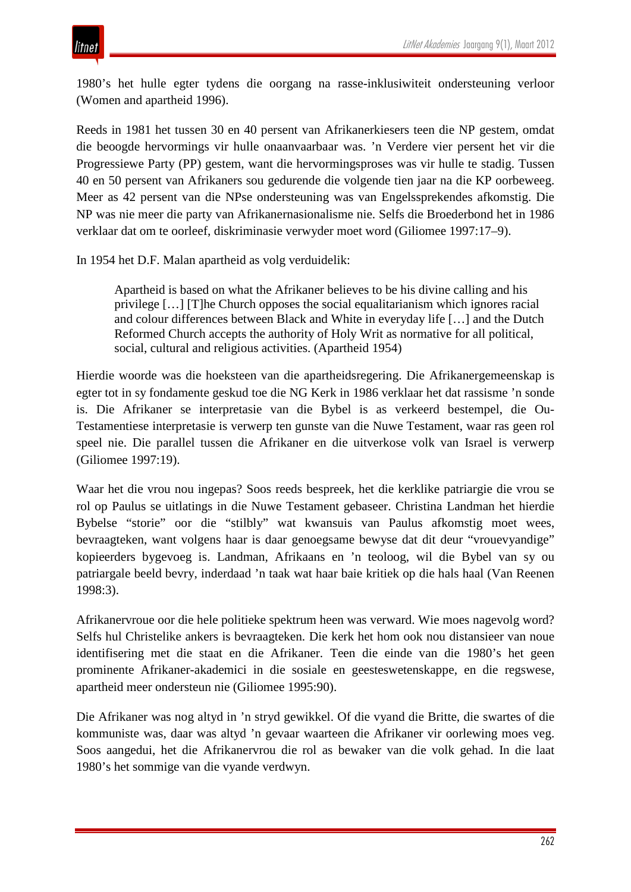1980's het hulle egter tydens die oorgang na rasse-inklusiwiteit ondersteuning verloor (Women and apartheid 1996).

Reeds in 1981 het tussen 30 en 40 persent van Afrikanerkiesers teen die NP gestem, omdat die beoogde hervormings vir hulle onaanvaarbaar was. 'n Verdere vier persent het vir die Progressiewe Party (PP) gestem, want die hervormingsproses was vir hulle te stadig. Tussen 40 en 50 persent van Afrikaners sou gedurende die volgende tien jaar na die KP oorbeweeg. Meer as 42 persent van die NPse ondersteuning was van Engelssprekendes afkomstig. Die NP was nie meer die party van Afrikanernasionalisme nie. Selfs die Broederbond het in 1986 verklaar dat om te oorleef, diskriminasie verwyder moet word (Giliomee 1997:17–9).

In 1954 het D.F. Malan apartheid as volg verduidelik:

> Apartheid is based on what the Afrikaner believes to be his divine calling and his privilege […] [T]he Church opposes the social equalitarianism which ignores racial and colour differences between Black and White in everyday life […] and the Dutch Reformed Church accepts the authority of Holy Writ as normative for all political, social, cultural and religious activities. (Apartheid 1954)

Hierdie woorde was die hoeksteen van die apartheidsregering. Die Afrikanergemeenskap is egter tot in sy fondamente geskud toe die NG Kerk in 1986 verklaar het dat rassisme 'n sonde is. Die Afrikaner se interpretasie van die Bybel is as verkeerd bestempel, die Ou-Testamentiese interpretasie is verwerp ten gunste van die Nuwe Testament, waar ras geen rol speel nie. Die parallel tussen die Afrikaner en die uitverkose volk van Israel is verwerp (Giliomee 1997:19).

Waar het die vrou nou ingepas? Soos reeds bespreek, het die kerklike patriargie die vrou se rol op Paulus se uitlatings in die Nuwe Testament gebaseer. Christina Landman het hierdie Bybelse "storie" oor die "stilbly" wat kwansuis van Paulus afkomstig moet wees, bevraagteken, want volgens haar is daar genoegsame bewyse dat dit deur "vrouevyandige" kopieerders bygevoeg is. Landman, Afrikaans en 'n teoloog, wil die Bybel van sy ou patriargale beeld bevry, inderdaad 'n taak wat haar baie kritiek op die hals haal (Van Reenen 1998:3).

Afrikanervroue oor die hele politieke spektrum heen was verward. Wie moes nagevolg word? Selfs hul Christelike ankers is bevraagteken. Die kerk het hom ook nou distansieer van noue identifisering met die staat en die Afrikaner. Teen die einde van die 1980's het geen prominente Afrikaner-akademici in die sosiale en geesteswetenskappe, en die regswese, apartheid meer ondersteun nie (Giliomee 1995:90).

Die Afrikaner was nog altyd in 'n stryd gewikkel. Of die vyand die Britte, die swartes of die kommuniste was, daar was altyd 'n gevaar waarteen die Afrikaner vir oorlewing moes veg. Soos aangedui, het die Afrikanervrou die rol as bewaker van die volk gehad. In die laat 1980's het sommige van die vyande verdwyn.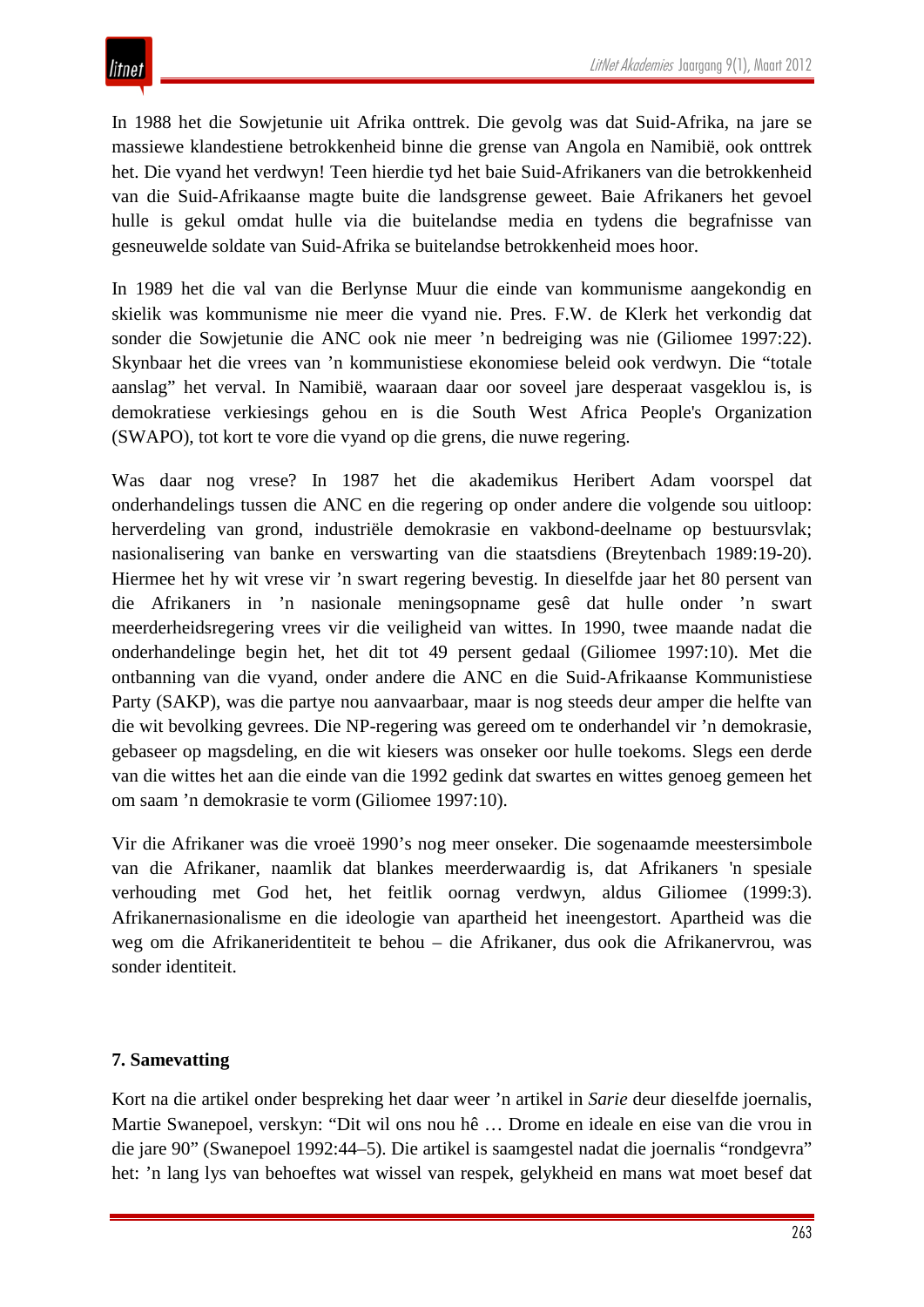In 1988 het die Sowjetunie uit Afrika onttrek. Die gevolg was dat Suid-Afrika, na jare se massiewe klandestiene betrokkenheid binne die grense van Angola en Namibië, ook onttrek het. Die vyand het verdwyn! Teen hierdie tyd het baie Suid-Afrikaners van die betrokkenheid van die Suid-Afrikaanse magte buite die landsgrense geweet. Baie Afrikaners het gevoel hulle is gekul omdat hulle via die buitelandse media en tydens die begrafnisse van gesneuwelde soldate van Suid-Afrika se buitelandse betrokkenheid moes hoor.

In 1989 het die val van die Berlynse Muur die einde van kommunisme aangekondig en skielik was kommunisme nie meer die vyand nie. Pres. F.W. de Klerk het verkondig dat sonder die Sowjetunie die ANC ook nie meer ’n bedreiging was nie (Giliomee 1997:22). Skynbaar het die vrees van ’n kommunistiese ekonomiese beleid ook verdwyn. Die “totale aanslag” het verval. In Namibië, waaraan daar oor soveel jare desperaat vasgeklou is, is demokratiese verkiesings gehou en is die South West Africa People's Organization (SWAPO), tot kort te vore die vyand op die grens, die nuwe regering.

Was daar nog vrese? In 1987 het die akademikus Heribert Adam voorspel dat onderhandelings tussen die ANC en die regering op onder andere die volgende sou uitloop: herverdeling van grond, industriële demokrasie en vakbond-deelname op bestuursvlak; nasionalisering van banke en verswarting van die staatsdiens (Breytenbach 1989:19-20). Hiermee het hy wit vrese vir ’n swart regering bevestig. In dieselfde jaar het 80 persent van die Afrikaners in ’n nasionale meningsopname gesê dat hulle onder ’n swart meerderheidsregering vrees vir die veiligheid van wittes. In 1990, twee maande nadat die onderhandelinge begin het, het dit tot 49 persent gedaal (Giliomee 1997:10). Met die ontbanning van die vyand, onder andere die ANC en die Suid-Afrikaanse Kommunistiese Party (SAKP), was die partye nou aanvaarbaar, maar is nog steeds deur amper die helfte van die wit bevolking gevrees. Die NP-regering was gereed om te onderhandel vir ’n demokrasie, gebaseer op magsdeling, en die wit kiesers was onseker oor hulle toekoms. Slegs een derde van die wittes het aan die einde van die 1992 gedink dat swartes en wittes genoeg gemeen het om saam ’n demokrasie te vorm (Giliomee 1997:10).

Vir die Afrikaner was die vroeë 1990’s nog meer onseker. Die sogenaamde meestersimbole van die Afrikaner, naamlik dat blankes meerderwaardig is, dat Afrikaners 'n spesiale verhouding met God het, het feitlik oornag verdwyn, aldus Giliomee (1999:3). Afrikanernasionalisme en die ideologie van apartheid het ineengestort. Apartheid was die weg om die Afrikaneridentiteit te behou – die Afrikaner, dus ook die Afrikanervrou, was sonder identiteit.

## 7. Samevatting

Kort na die artikel onder bespreking het daar weer ’n artikel in *Sarie* deur dieselfde joernalis, Martie Swanepoel, verskyn: “Dit wil ons nou hê … Drome en ideale en eise van die vrou in die jare 90” (Swanepoel 1992:44–5). Die artikel is saamgestel nadat die joernalis “rondgevra” het: ’n lang lys van behoeftes wat wissel van respek, gelykheid en mans wat moet besef dat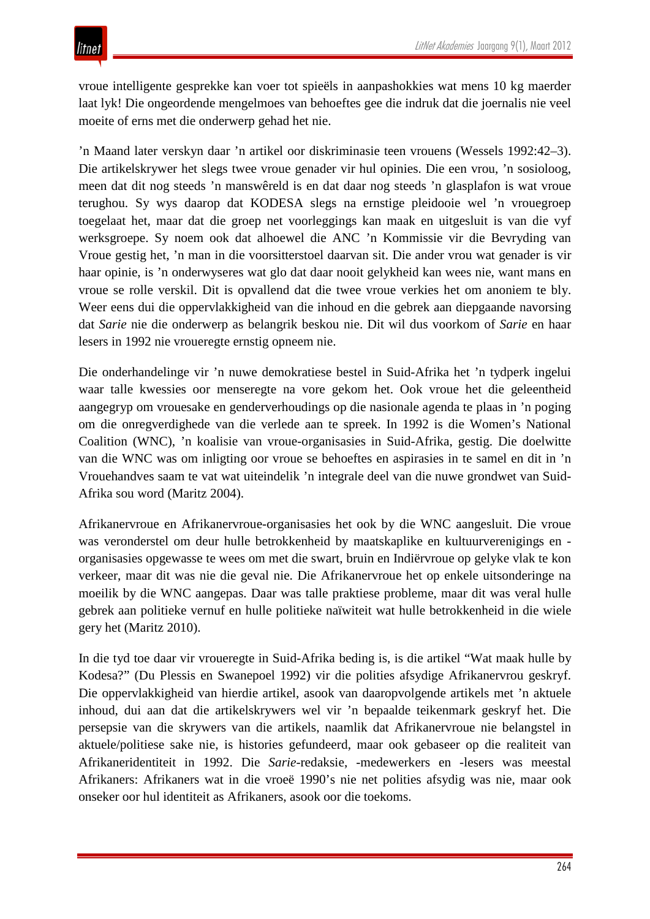vroue intelligente gesprekke kan voer tot spieëls in aanpashokkies wat mens 10 kg maerder laat lyk! Die ongeordende mengelmoes van behoeftes gee die indruk dat die joernalis nie veel moeite of erns met die onderwerp gehad het nie.

’n Maand later verskyn daar ’n artikel oor diskriminasie teen vrouens (Wessels 1992:42–3). Die artikelskrywer het slegs twee vroue genader vir hul opinies. Die een vrou, ’n sosioloog, meen dat dit nog steeds ’n manswêreld is en dat daar nog steeds ’n glasplafon is wat vroue terughou. Sy wys daarop dat KODESA slegs na ernstige pleidooie wel ’n vrouegroep toegelaat het, maar dat die groep net voorleggings kan maak en uitgesluit is van die vyf werksgroepe. Sy noem ook dat alhoewel die ANC ’n Kommissie vir die Bevryding van Vroue gestig het, ’n man in die voorsitterstoel daarvan sit. Die ander vrou wat genader is vir haar opinie, is ’n onderwyseres wat glo dat daar nooit gelykheid kan wees nie, want mans en vroue se rolle verskil. Dit is opvallend dat die twee vroue verkies het om anoniem te bly. Weer eens dui die oppervlakkigheid van die inhoud en die gebrek aan diepgaande navorsing dat *Sarie* nie die onderwerp as belangrik beskou nie. Dit wil dus voorkom of *Sarie* en haar lesers in 1992 nie vroueregte ernstig opneem nie.

Die onderhandelinge vir ’n nuwe demokratiese bestel in Suid-Afrika het ’n tydperk ingelui waar talle kwessies oor menseregte na vore gekom het. Ook vroue het die geleentheid aangegryp om vrouesake en genderverhoudings op die nasionale agenda te plaas in ’n poging om die onregverdighede van die verlede aan te spreek. In 1992 is die Women’s National Coalition (WNC), ’n koalisie van vroue-organisasies in Suid-Afrika, gestig. Die doelwitte van die WNC was om inligting oor vroue se behoeftes en aspirasies in te samel en dit in ’n Vrouehandves saam te vat wat uiteindelik ’n integrale deel van die nuwe grondwet van Suid-Afrika sou word (Maritz 2004).

Afrikanervroue en Afrikanervroue-organisasies het ook by die WNC aangesluit. Die vroue was veronderstel om deur hulle betrokkenheid by maatskaplike en kultuurverenigings en -organisasies opgewasse te wees om met die swart, bruin en Indiërvroue op gelyke vlak te kon verkeer, maar dit was nie die geval nie. Die Afrikanervroue het op enkele uitsonderinge na moeilik by die WNC aangepas. Daar was talle praktiese probleme, maar dit was veral hulle gebrek aan politieke vernuf en hulle politieke naïwiteit wat hulle betrokkenheid in die wiele gery het (Maritz 2010).

In die tyd toe daar vir vroueregte in Suid-Afrika beding is, is die artikel “Wat maak hulle by Kodesa?” (Du Plessis en Swanepoel 1992) vir die polities afsydige Afrikanervrou geskryf. Die oppervlakkigheid van hierdie artikel, asook van daaropvolgende artikels met ’n aktuele inhoud, dui aan dat die artikelskrywers wel vir ’n bepaalde teikenmark geskryf het. Die persepsie van die skrywers van die artikels, naamlik dat Afrikanervroue nie belangstel in aktuele/politiese sake nie, is histories gefundeerd, maar ook gebaseer op die realiteit van Afrikaneridentiteit in 1992. Die *Sarie*-redaksie, -medewerkers en -lesers was meestal Afrikaners: Afrikaners wat in die vroeë 1990’s nie net polities afsydig was nie, maar ook onseker oor hul identiteit as Afrikaners, asook oor die toekoms.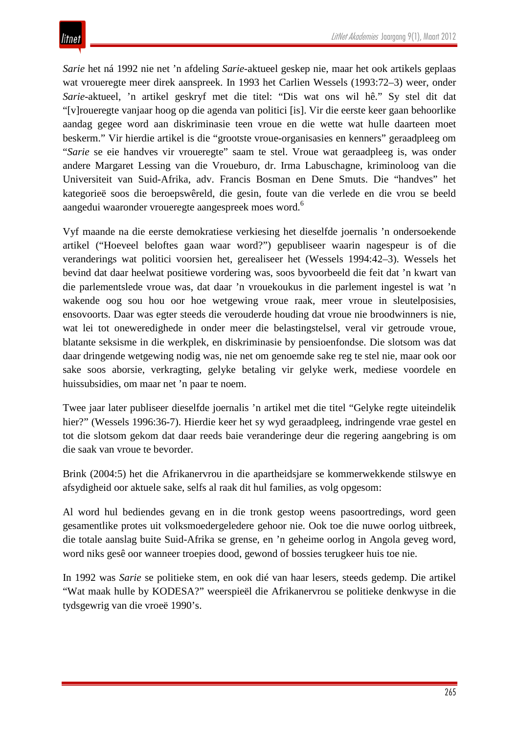*Sarie* het ná 1992 nie net 'n afdeling *Sarie*-aktueel geskep nie, maar het ook artikels geplaas wat vroueregte meer direk aanspreek. In 1993 het Carlien Wessels (1993:72–3) weer, onder *Sarie*-aktueel, 'n artikel geskryf met die titel: "Dis wat ons wil hê." Sy stel dit dat "[v]roueregte vanjaar hoog op die agenda van politici [is]. Vir die eerste keer gaan behoorlike aandag gegee word aan diskriminasie teen vroue en die wette wat hulle daarteen moet beskerm." Vir hierdie artikel is die "grootste vroue-organisasies en kenners" geraadpleeg om "*Sarie* se eie handves vir vroueregte" saam te stel. Vroue wat geraadpleeg is, was onder andere Margaret Lessing van die Vroueburo, dr. Irma Labuschagne, kriminoloog van die Universiteit van Suid-Afrika, adv. Francis Bosman en Dene Smuts. Die "handves" het kategorieë soos die beroepswêreld, die gesin, foute van die verlede en die vrou se beeld aangedui waaronder vroueregte aangespreek moes word.[6]

Vyf maande na die eerste demokratiese verkiesing het dieselfde joernalis 'n ondersoekende artikel ("Hoeveel beloftes gaan waar word?") gepubliseer waarin nagespeur is of die veranderings wat politici voorsien het, gerealiseer het (Wessels 1994:42–3). Wessels het bevind dat daar heelwat positiewe vordering was, soos byvoorbeeld die feit dat 'n kwart van die parlementslede vroue was, dat daar 'n vrouekoukus in die parlement ingestel is wat 'n wakende oog sou hou oor hoe wetgewing vroue raak, meer vroue in sleutelposisies, ensovoorts. Daar was egter steeds die verouderde houding dat vroue nie broodwinners is nie, wat lei tot oneweredighede in onder meer die belastingstelsel, veral vir getroude vroue, blatante seksisme in die werkplek, en diskriminasie by pensioenfondse. Die slotsom was dat daar dringende wetgewing nodig was, nie net om genoemde sake reg te stel nie, maar ook oor sake soos aborsie, verkragting, gelyke betaling vir gelyke werk, mediese voordele en huissubsidies, om maar net 'n paar te noem.

Twee jaar later publiseer dieselfde joernalis 'n artikel met die titel "Gelyke regte uiteindelik hier?" (Wessels 1996:36-7). Hierdie keer het sy wyd geraadpleeg, indringende vrae gestel en tot die slotsom gekom dat daar reeds baie veranderinge deur die regering aangebring is om die saak van vroue te bevorder.

Brink (2004:5) het die Afrikanervrou in die apartheidsjare se kommerwekkende stilswye en afsydigheid oor aktuele sake, selfs al raak dit hul families, as volg opgesom:

Al word hul bediendes gevang en in die tronk gestop weens pasoortredings, word geen gesamentlike protes uit volksmoedergeledere gehoor nie. Ook toe die nuwe oorlog uitbreek, die totale aanslag buite Suid-Afrika se grense, en 'n geheime oorlog in Angola geveg word, word niks gesê oor wanneer troepies dood, gewond of bossies terugkeer huis toe nie.

In 1992 was *Sarie* se politieke stem, en ook dié van haar lesers, steeds gedemp. Die artikel "Wat maak hulle by KODESA?" weerspieël die Afrikanervrou se politieke denkwyse in die tydsgewrig van die vroeë 1990's.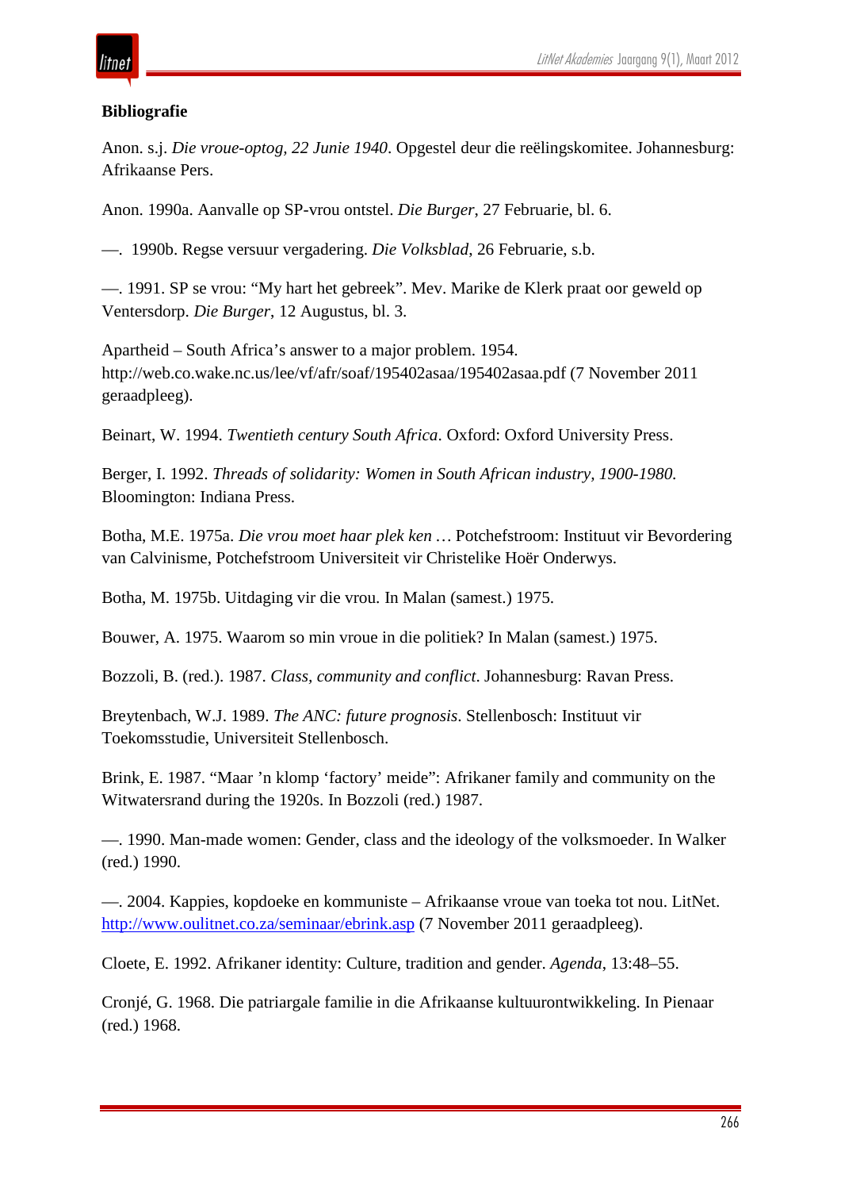**Bibliografie**

Anon. s.j. *Die vroue-optog, 22 Junie 1940*. Opgestel deur die reëlingskomitee. Johannesburg: Afrikaanse Pers.

Anon. 1990a. Aanvalle op SP-vrou ontstel. *Die Burger*, 27 Februarie, bl. 6.

—. 1990b. Regse versuur vergadering. *Die Volksblad*, 26 Februarie, s.b.

—. 1991. SP se vrou: "My hart het gebreek". Mev. Marike de Klerk praat oor geweld op Ventersdorp. *Die Burger*, 12 Augustus, bl. 3.

Apartheid – South Africa's answer to a major problem. 1954. http://web.co.wake.nc.us/lee/vf/afr/soaf/195402asaa/195402asaa.pdf (7 November 2011 geraadpleeg).

Beinart, W. 1994. *Twentieth century South Africa*. Oxford: Oxford University Press.

Berger, I. 1992. *Threads of solidarity: Women in South African industry, 1900-1980*. Bloomington: Indiana Press.

Botha, M.E. 1975a. *Die vrou moet haar plek ken* … Potchefstroom: Instituut vir Bevordering van Calvinisme, Potchefstroom Universiteit vir Christelike Hoër Onderwys.

Botha, M. 1975b. Uitdaging vir die vrou. In Malan (samest.) 1975.

Bouwer, A. 1975. Waarom so min vroue in die politiek? In Malan (samest.) 1975.

Bozzoli, B. (red.). 1987. *Class, community and conflict*. Johannesburg: Ravan Press.

Breytenbach, W.J. 1989. *The ANC: future prognosis*. Stellenbosch: Instituut vir Toekomsstudie, Universiteit Stellenbosch.

Brink, E. 1987. "Maar 'n klomp 'factory' meide": Afrikaner family and community on the Witwatersrand during the 1920s. In Bozzoli (red.) 1987.

—. 1990. Man-made women: Gender, class and the ideology of the volksmoeder. In Walker (red.) 1990.

—. 2004. Kappies, kopdoeke en kommuniste – Afrikaanse vroue van toeka tot nou. LitNet. http://www.oulitnet.co.za/seminaar/ebrink.asp (7 November 2011 geraadpleeg).

Cloete, E. 1992. Afrikaner identity: Culture, tradition and gender. *Agenda*, 13:48–55.

Cronjé, G. 1968. Die patriargale familie in die Afrikaanse kultuurontwikkeling. In Pienaar (red.) 1968.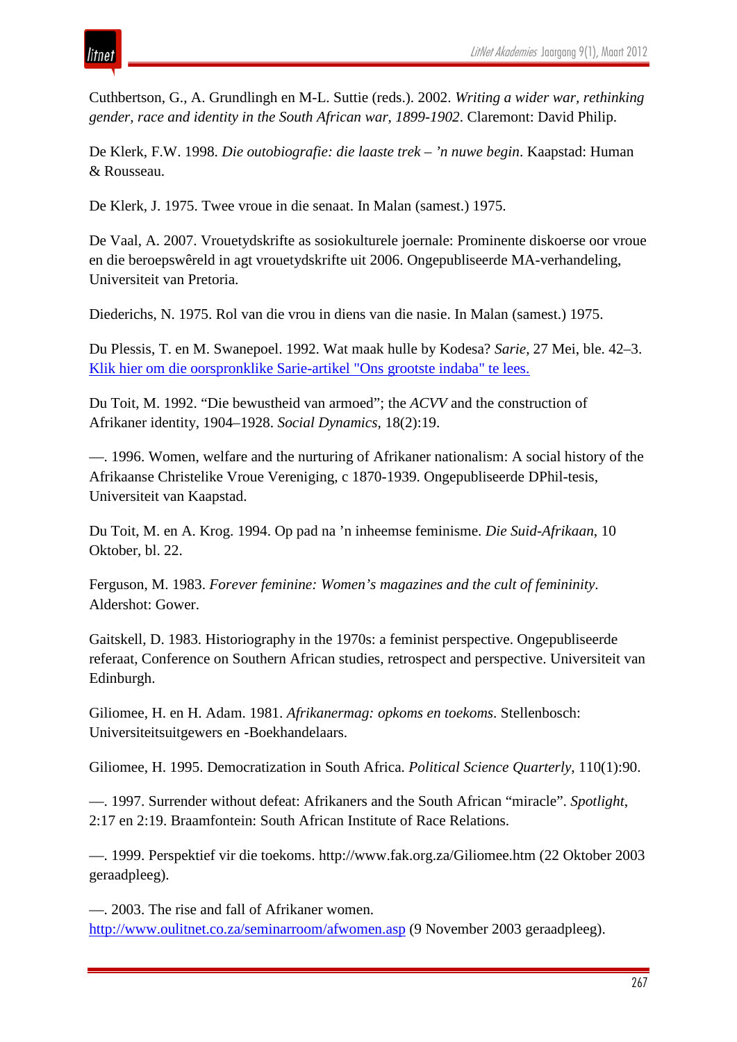Cuthbertson, G., A. Grundlingh en M-L. Suttie (reds.). 2002. *Writing a wider war, rethinking gender, race and identity in the South African war, 1899-1902*. Claremont: David Philip.

De Klerk, F.W. 1998. *Die outobiografie: die laaste trek – 'n nuwe begin*. Kaapstad: Human & Rousseau.

De Klerk, J. 1975. Twee vroue in die senaat. In Malan (samest.) 1975.

De Vaal, A. 2007. Vrouetydskrifte as sosiokulturele joernale: Prominente diskoerse oor vroue en die beroepswêreld in agt vrouetydskrifte uit 2006. Ongepubliseerde MA-verhandeling, Universiteit van Pretoria.

Diederichs, N. 1975. Rol van die vrou in diens van die nasie. In Malan (samest.) 1975.

Du Plessis, T. en M. Swanepoel. 1992. Wat maak hulle by Kodesa? *Sarie*, 27 Mei, ble. 42–3. Klik hier om die oorspronklike Sarie-artikel "Ons grootste indaba" te lees.

Du Toit, M. 1992. "Die bewustheid van armoed"; the *ACVV* and the construction of Afrikaner identity, 1904–1928. *Social Dynamics*, 18(2):19.

—. 1996. Women, welfare and the nurturing of Afrikaner nationalism: A social history of the Afrikaanse Christelike Vroue Vereniging, c 1870-1939. Ongepubliseerde DPhil-tesis, Universiteit van Kaapstad.

Du Toit, M. en A. Krog. 1994. Op pad na 'n inheemse feminisme. *Die Suid-Afrikaan*, 10 Oktober, bl. 22.

Ferguson, M. 1983. *Forever feminine: Women's magazines and the cult of femininity*. Aldershot: Gower.

Gaitskell, D. 1983. Historiography in the 1970s: a feminist perspective. Ongepubliseerde referaat, Conference on Southern African studies, retrospect and perspective. Universiteit van Edinburgh.

Giliomee, H. en H. Adam. 1981. *Afrikanermag: opkoms en toekoms*. Stellenbosch: Universiteitsuitgewers en -Boekhandelaars.

Giliomee, H. 1995. Democratization in South Africa. *Political Science Quarterly*, 110(1):90.

—. 1997. Surrender without defeat: Afrikaners and the South African "miracle". *Spotlight*, 2:17 en 2:19. Braamfontein: South African Institute of Race Relations.

—. 1999. Perspektief vir die toekoms. http://www.fak.org.za/Giliomee.htm (22 Oktober 2003 geraadpleeg).

—. 2003. The rise and fall of Afrikaner women. http://www.oulitnet.co.za/seminarroom/afwomen.asp (9 November 2003 geraadpleeg).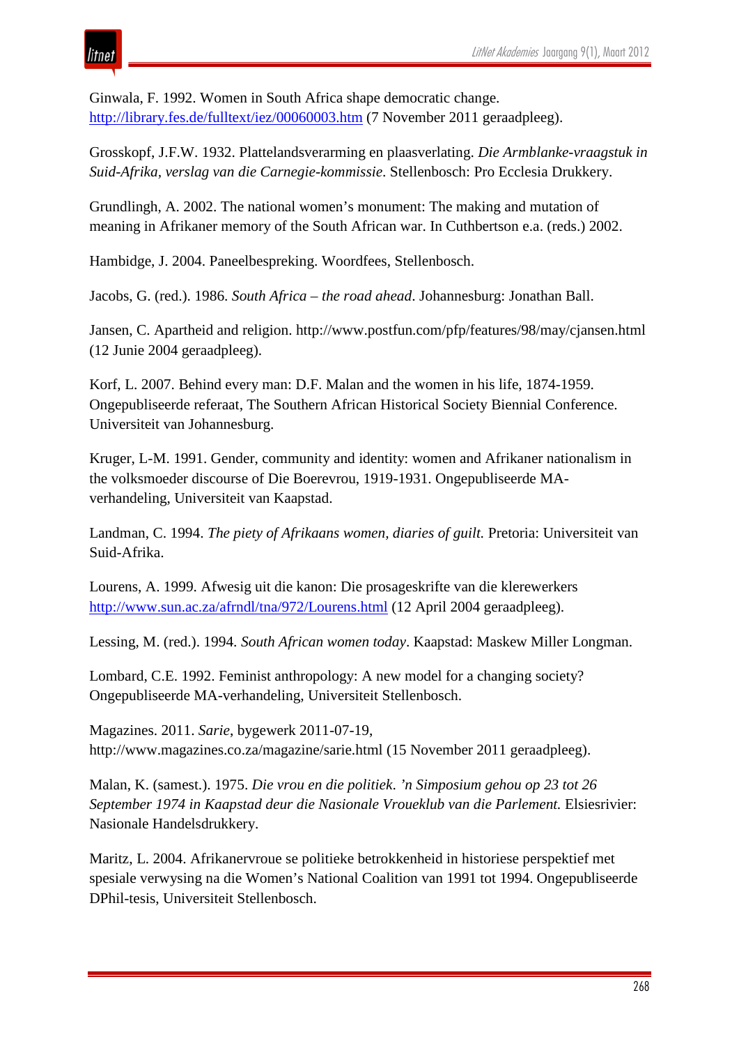Ginwala, F. 1992. Women in South Africa shape democratic change. http://library.fes.de/fulltext/iez/00060003.htm (7 November 2011 geraadpleeg).

Grosskopf, J.F.W. 1932. Plattelandsverarming en plaasverlating. *Die Armblanke-vraagstuk in Suid-Afrika, verslag van die Carnegie-kommissie.* Stellenbosch: Pro Ecclesia Drukkery.

Grundlingh, A. 2002. The national women's monument: The making and mutation of meaning in Afrikaner memory of the South African war. In Cuthbertson e.a. (reds.) 2002.

Hambidge, J. 2004. Paneelbespreking. Woordfees, Stellenbosch.

Jacobs, G. (red.). 1986. *South Africa – the road ahead*. Johannesburg: Jonathan Ball.

Jansen, C. Apartheid and religion. http://www.postfun.com/pfp/features/98/may/cjansen.html (12 Junie 2004 geraadpleeg).

Korf, L. 2007. Behind every man: D.F. Malan and the women in his life, 1874-1959. Ongepubliseerde referaat, The Southern African Historical Society Biennial Conference. Universiteit van Johannesburg.

Kruger, L-M. 1991. Gender, community and identity: women and Afrikaner nationalism in the volksmoeder discourse of Die Boerevrou, 1919-1931. Ongepubliseerde MA-verhandeling, Universiteit van Kaapstad.

Landman, C. 1994. *The piety of Afrikaans women, diaries of guilt.* Pretoria: Universiteit van Suid-Afrika.

Lourens, A. 1999. Afwesig uit die kanon: Die prosageskrifte van die klerewerkers http://www.sun.ac.za/afrndl/tna/972/Lourens.html (12 April 2004 geraadpleeg).

Lessing, M. (red.). 1994. *South African women today*. Kaapstad: Maskew Miller Longman.

Lombard, C.E. 1992. Feminist anthropology: A new model for a changing society? Ongepubliseerde MA-verhandeling, Universiteit Stellenbosch.

Magazines. 2011. *Sarie*, bygewerk 2011-07-19, http://www.magazines.co.za/magazine/sarie.html (15 November 2011 geraadpleeg).

Malan, K. (samest.). 1975. *Die vrou en die politiek. 'n Simposium gehou op 23 tot 26 September 1974 in Kaapstad deur die Nasionale Vroueklub van die Parlement.* Elsiesrivier: Nasionale Handelsdrukkery.

Maritz, L. 2004. Afrikanervroue se politieke betrokkenheid in historiese perspektief met spesiale verwysing na die Women's National Coalition van 1991 tot 1994. Ongepubliseerde DPhil-tesis, Universiteit Stellenbosch.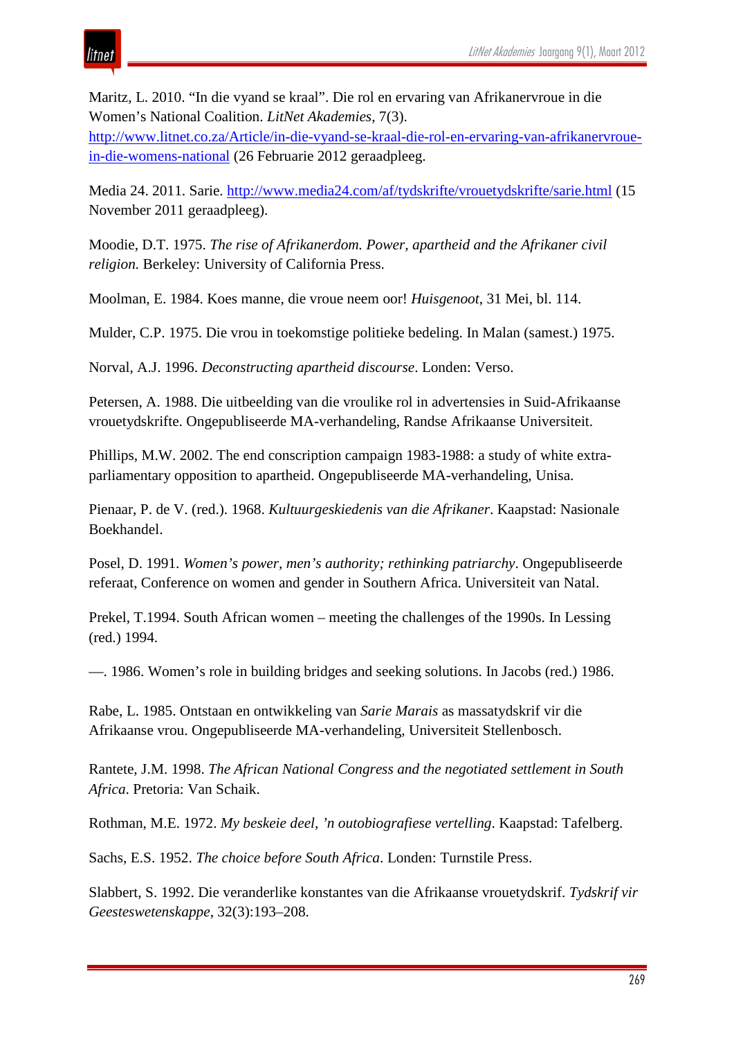Maritz, L. 2010. "In die vyand se kraal". Die rol en ervaring van Afrikanervroue in die Women's National Coalition. *LitNet Akademies*, 7(3). http://www.litnet.co.za/Article/in-die-vyand-se-kraal-die-rol-en-ervaring-van-afrikanervroue-in-die-womens-national (26 Februarie 2012 geraadpleeg.

Media 24. 2011. Sarie. http://www.media24.com/af/tydskrifte/vrouetydskrifte/sarie.html (15 November 2011 geraadpleeg).

Moodie, D.T. 1975. *The rise of Afrikanerdom. Power, apartheid and the Afrikaner civil religion.* Berkeley: University of California Press.

Moolman, E. 1984. Koes manne, die vroue neem oor! *Huisgenoot*, 31 Mei, bl. 114.

Mulder, C.P. 1975. Die vrou in toekomstige politieke bedeling. In Malan (samest.) 1975.

Norval, A.J. 1996. *Deconstructing apartheid discourse*. Londen: Verso.

Petersen, A. 1988. Die uitbeelding van die vroulike rol in advertensies in Suid-Afrikaanse vrouetydskrifte. Ongepubliseerde MA-verhandeling, Randse Afrikaanse Universiteit.

Phillips, M.W. 2002. The end conscription campaign 1983-1988: a study of white extra-parliamentary opposition to apartheid. Ongepubliseerde MA-verhandeling, Unisa.

Pienaar, P. de V. (red.). 1968. *Kultuurgeskiedenis van die Afrikaner*. Kaapstad: Nasionale Boekhandel.

Posel, D. 1991. *Women's power, men's authority; rethinking patriarchy*. Ongepubliseerde referaat, Conference on women and gender in Southern Africa. Universiteit van Natal.

Prekel, T.1994. South African women – meeting the challenges of the 1990s. In Lessing (red.) 1994.

—. 1986. Women's role in building bridges and seeking solutions. In Jacobs (red.) 1986.

Rabe, L. 1985. Ontstaan en ontwikkeling van *Sarie Marais* as massatydskrif vir die Afrikaanse vrou. Ongepubliseerde MA-verhandeling, Universiteit Stellenbosch.

Rantete, J.M. 1998. *The African National Congress and the negotiated settlement in South Africa*. Pretoria: Van Schaik.

Rothman, M.E. 1972. *My beskeie deel, 'n outobiografiese vertelling*. Kaapstad: Tafelberg.

Sachs, E.S. 1952. *The choice before South Africa*. Londen: Turnstile Press.

Slabbert, S. 1992. Die veranderlike konstantes van die Afrikaanse vrouetydskrif. *Tydskrif vir Geesteswetenskappe*, 32(3):193–208.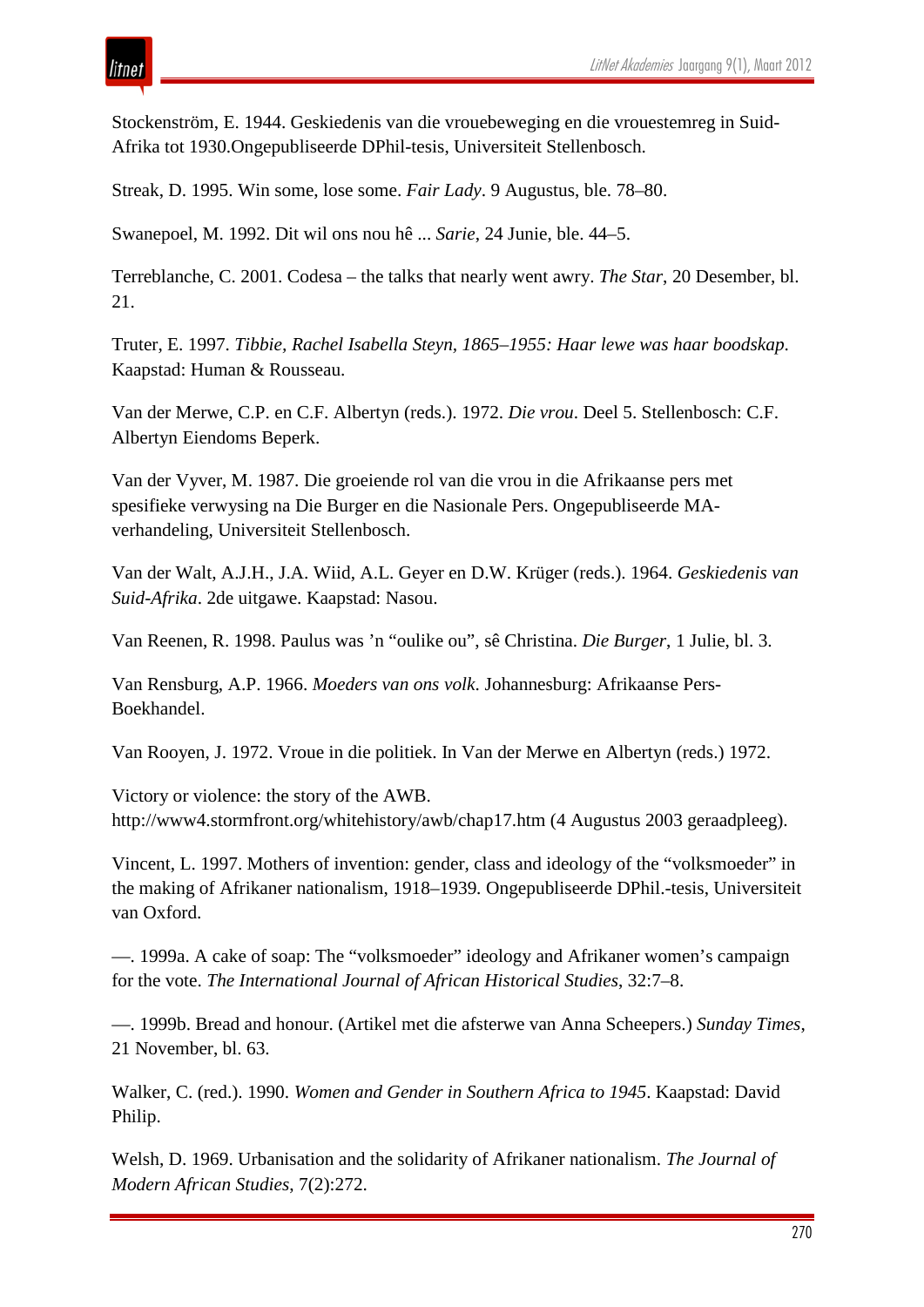Stockenström, E. 1944. Geskiedenis van die vrouebeweging en die vrouestemreg in Suid-Afrika tot 1930.Ongepubliseerde DPhil-tesis, Universiteit Stellenbosch.

Streak, D. 1995. Win some, lose some. *Fair Lady*. 9 Augustus, ble. 78–80.

Swanepoel, M. 1992. Dit wil ons nou hê ... *Sarie*, 24 Junie, ble. 44–5.

Terreblanche, C. 2001. Codesa – the talks that nearly went awry. *The Star*, 20 Desember, bl. 21.

Truter, E. 1997. *Tibbie, Rachel Isabella Steyn, 1865–1955: Haar lewe was haar boodskap*. Kaapstad: Human & Rousseau.

Van der Merwe, C.P. en C.F. Albertyn (reds.). 1972. *Die vrou*. Deel 5. Stellenbosch: C.F. Albertyn Eiendoms Beperk.

Van der Vyver, M. 1987. Die groeiende rol van die vrou in die Afrikaanse pers met spesifieke verwysing na Die Burger en die Nasionale Pers. Ongepubliseerde MA-verhandeling, Universiteit Stellenbosch.

Van der Walt, A.J.H., J.A. Wiid, A.L. Geyer en D.W. Krüger (reds.). 1964. *Geskiedenis van Suid-Afrika*. 2de uitgawe. Kaapstad: Nasou.

Van Reenen, R. 1998. Paulus was 'n "oulike ou", sê Christina. *Die Burger*, 1 Julie, bl. 3.

Van Rensburg, A.P. 1966. *Moeders van ons volk*. Johannesburg: Afrikaanse Pers-Boekhandel.

Van Rooyen, J. 1972. Vroue in die politiek. In Van der Merwe en Albertyn (reds.) 1972.

Victory or violence: the story of the AWB. http://www4.stormfront.org/whitehistory/awb/chap17.htm (4 Augustus 2003 geraadpleeg).

Vincent, L. 1997. Mothers of invention: gender, class and ideology of the "volksmoeder" in the making of Afrikaner nationalism, 1918–1939. Ongepubliseerde DPhil.-tesis, Universiteit van Oxford.

—. 1999a. A cake of soap: The "volksmoeder" ideology and Afrikaner women's campaign for the vote. *The International Journal of African Historical Studies*, 32:7–8.

—. 1999b. Bread and honour. (Artikel met die afsterwe van Anna Scheepers.) *Sunday Times*, 21 November, bl. 63.

Walker, C. (red.). 1990. *Women and Gender in Southern Africa to 1945*. Kaapstad: David Philip.

Welsh, D. 1969. Urbanisation and the solidarity of Afrikaner nationalism. *The Journal of Modern African Studies*, 7(2):272.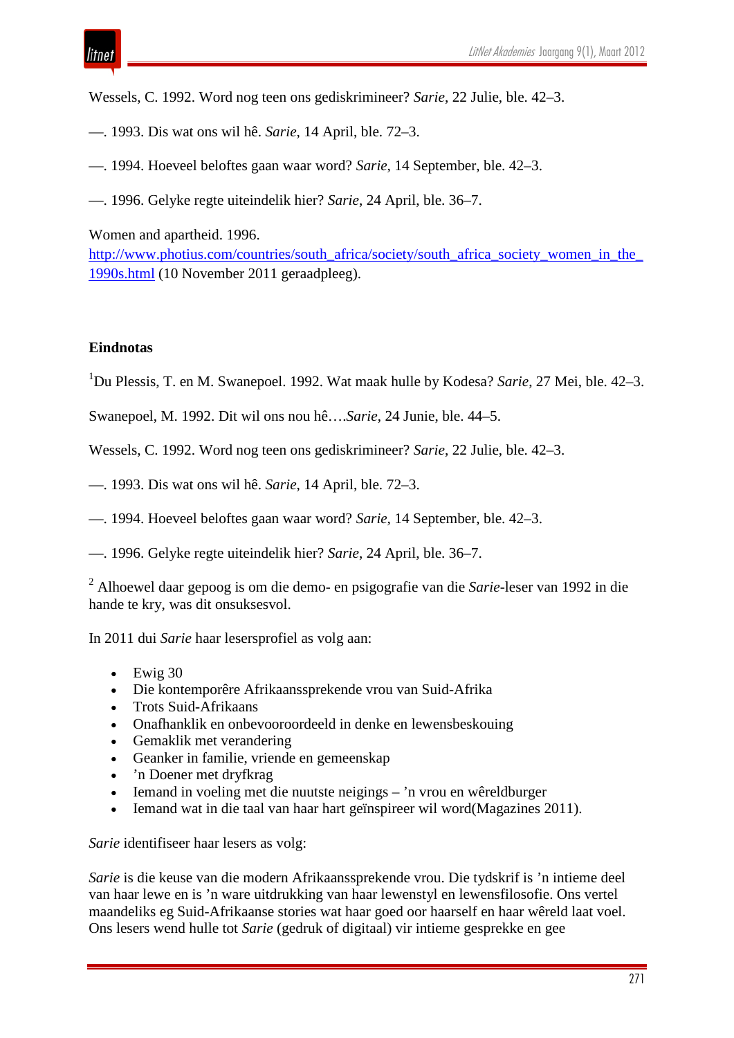Wessels, C. 1992. Word nog teen ons gediskrimineer? *Sarie*, 22 Julie, ble. 42–3.

—. 1993. Dis wat ons wil hê. *Sarie*, 14 April, ble. 72–3.

—. 1994. Hoeveel beloftes gaan waar word? *Sarie*, 14 September, ble. 42–3.

—. 1996. Gelyke regte uiteindelik hier? *Sarie*, 24 April, ble. 36–7.

Women and apartheid. 1996. http://www.photius.com/countries/south_africa/society/south_africa_society_women_in_the_1990s.html (10 November 2011 geraadpleeg).

**Eindnotas**

[1]Du Plessis, T. en M. Swanepoel. 1992. Wat maak hulle by Kodesa? *Sarie*, 27 Mei, ble. 42–3.

Swanepoel, M. 1992. Dit wil ons nou hê….*Sarie*, 24 Junie, ble. 44–5.

Wessels, C. 1992. Word nog teen ons gediskrimineer? *Sarie*, 22 Julie, ble. 42–3.

—. 1993. Dis wat ons wil hê. *Sarie*, 14 April, ble. 72–3.

—. 1994. Hoeveel beloftes gaan waar word? *Sarie*, 14 September, ble. 42–3.

—. 1996. Gelyke regte uiteindelik hier? *Sarie*, 24 April, ble. 36–7.

[2] Alhoewel daar gepoog is om die demo- en psigografie van die *Sarie*-leser van 1992 in die hande te kry, was dit onsuksesvol.

In 2011 dui *Sarie* haar lesersprofiel as volg aan:

- Ewig 30
- Die kontemporêre Afrikaanssprekende vrou van Suid-Afrika
- Trots Suid-Afrikaans
- Onafhanklik en onbevooroordeeld in denke en lewensbeskouing
- Gemaklik met verandering
- Geanker in familie, vriende en gemeenskap
- ’n Doener met dryfkrag
- Iemand in voeling met die nuutste neigings – ’n vrou en wêreldburger
- Iemand wat in die taal van haar hart geïnspireer wil word(Magazines 2011).

*Sarie* identifiseer haar lesers as volg:

*Sarie* is die keuse van die modern Afrikaanssprekende vrou. Die tydskrif is ’n intieme deel van haar lewe en is ’n ware uitdrukking van haar lewenstyl en lewensfilosofie. Ons vertel maandeliks eg Suid-Afrikaanse stories wat haar goed oor haarself en haar wêreld laat voel. Ons lesers wend hulle tot *Sarie* (gedruk of digitaal) vir intieme gesprekke en gee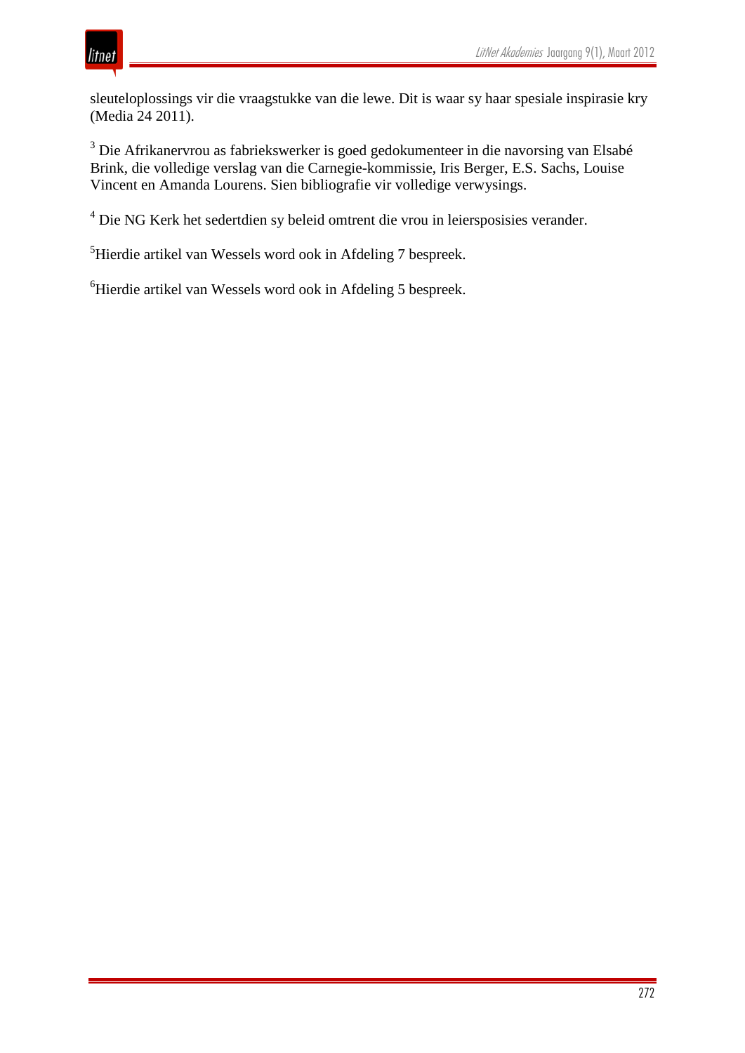sleuteloplossings vir die vraagstukke van die lewe. Dit is waar sy haar spesiale inspirasie kry (Media 24 2011).

[3] Die Afrikanervrou as fabriekswerker is goed gedokumenteer in die navorsing van Elsabé Brink, die volledige verslag van die Carnegie-kommissie, Iris Berger, E.S. Sachs, Louise Vincent en Amanda Lourens. Sien bibliografie vir volledige verwysings.

[4] Die NG Kerk het sedertdien sy beleid omtrent die vrou in leiersposisies verander.

[5]Hierdie artikel van Wessels word ook in Afdeling 7 bespreek.

[6]Hierdie artikel van Wessels word ook in Afdeling 5 bespreek.